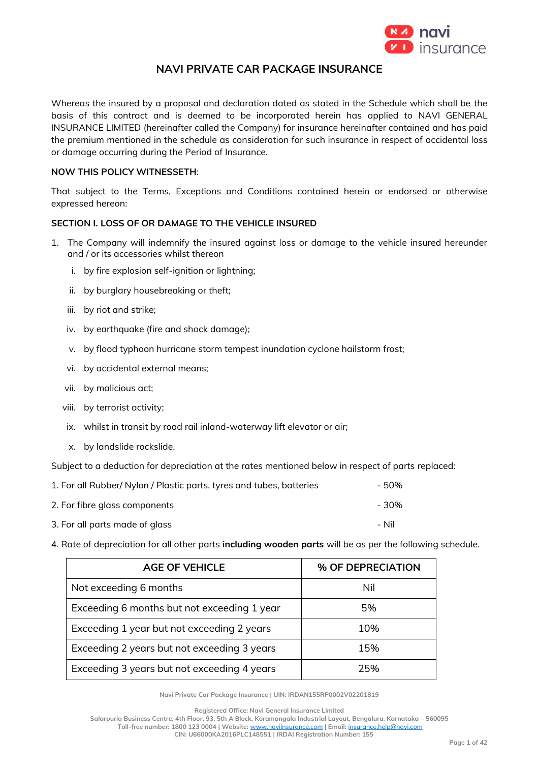# NAVI PRIVATE CAR PACKAGE INSURANCE

Whereas the insured by a proposal and declaration dated as stated in the Schedule which shall be the basis of this contract and is deemed to be incorporated herein has applied to NAVI GENERAL INSURANCE LIMITED (hereinafter called the Company) for insurance hereinafter contained and has paid the premium mentioned in the schedule as consideration for such insurance in respect of accidental loss or damage occurring during the Period of Insurance.

**NOW THIS POLICY WITNESSETH**:

That subject to the Terms, Exceptions and Conditions contained herein or endorsed or otherwise expressed hereon:

## SECTION I. LOSS OF OR DAMAGE TO THE VEHICLE INSURED

1. The Company will indemnify the insured against loss or damage to the vehicle insured hereunder and / or its accessories whilst thereon

   i. by fire explosion self-ignition or lightning;

   ii. by burglary housebreaking or theft;

   iii. by riot and strike;

   iv. by earthquake (fire and shock damage);

   v. by flood typhoon hurricane storm tempest inundation cyclone hailstorm frost;

   vi. by accidental external means;

   vii. by malicious act;

   viii. by terrorist activity;

   ix. whilst in transit by road rail inland-waterway lift elevator or air;

   x. by landslide rockslide.

Subject to a deduction for depreciation at the rates mentioned below in respect of parts replaced:

1. For all Rubber/ Nylon / Plastic parts, tyres and tubes, batteries - 50%
2. For fibre glass components - 30%
3. For all parts made of glass - Nil
4. Rate of depreciation for all other parts **including wooden parts** will be as per the following schedule.

| AGE OF VEHICLE | % OF DEPRECIATION |
|---|---|
| Not exceeding 6 months | Nil |
| Exceeding 6 months but not exceeding 1 year | 5% |
| Exceeding 1 year but not exceeding 2 years | 10% |
| Exceeding 2 years but not exceeding 3 years | 15% |
| Exceeding 3 years but not exceeding 4 years | 25% |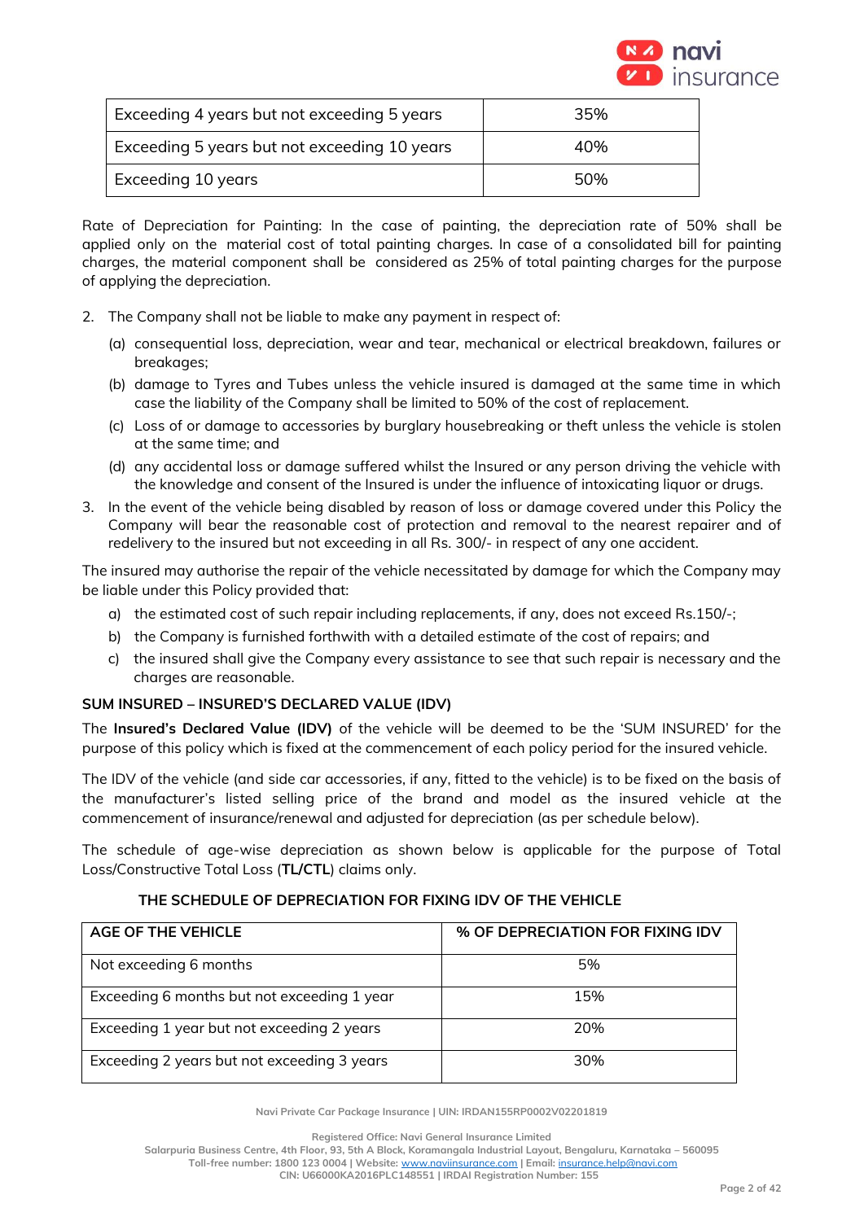| | |
|---|---|
| Exceeding 4 years but not exceeding 5 years | 35% |
| Exceeding 5 years but not exceeding 10 years | 40% |
| Exceeding 10 years | 50% |

Rate of Depreciation for Painting: In the case of painting, the depreciation rate of 50% shall be applied only on the material cost of total painting charges. In case of a consolidated bill for painting charges, the material component shall be considered as 25% of total painting charges for the purpose of applying the depreciation.

2. The Company shall not be liable to make any payment in respect of:
   (a) consequential loss, depreciation, wear and tear, mechanical or electrical breakdown, failures or breakages;
   (b) damage to Tyres and Tubes unless the vehicle insured is damaged at the same time in which case the liability of the Company shall be limited to 50% of the cost of replacement.
   (c) Loss of or damage to accessories by burglary housebreaking or theft unless the vehicle is stolen at the same time; and
   (d) any accidental loss or damage suffered whilst the Insured or any person driving the vehicle with the knowledge and consent of the Insured is under the influence of intoxicating liquor or drugs.
3. In the event of the vehicle being disabled by reason of loss or damage covered under this Policy the Company will bear the reasonable cost of protection and removal to the nearest repairer and of redelivery to the insured but not exceeding in all Rs. 300/- in respect of any one accident.

The insured may authorise the repair of the vehicle necessitated by damage for which the Company may be liable under this Policy provided that:

a) the estimated cost of such repair including replacements, if any, does not exceed Rs.150/-;
b) the Company is furnished forthwith with a detailed estimate of the cost of repairs; and
c) the insured shall give the Company every assistance to see that such repair is necessary and the charges are reasonable.

**SUM INSURED – INSURED'S DECLARED VALUE (IDV)**

The **Insured's Declared Value (IDV)** of the vehicle will be deemed to be the 'SUM INSURED' for the purpose of this policy which is fixed at the commencement of each policy period for the insured vehicle.

The IDV of the vehicle (and side car accessories, if any, fitted to the vehicle) is to be fixed on the basis of the manufacturer's listed selling price of the brand and model as the insured vehicle at the commencement of insurance/renewal and adjusted for depreciation (as per schedule below).

The schedule of age-wise depreciation as shown below is applicable for the purpose of Total Loss/Constructive Total Loss (**TL/CTL**) claims only.

**THE SCHEDULE OF DEPRECIATION FOR FIXING IDV OF THE VEHICLE**

| AGE OF THE VEHICLE | % OF DEPRECIATION FOR FIXING IDV |
|---|---|
| Not exceeding 6 months | 5% |
| Exceeding 6 months but not exceeding 1 year | 15% |
| Exceeding 1 year but not exceeding 2 years | 20% |
| Exceeding 2 years but not exceeding 3 years | 30% |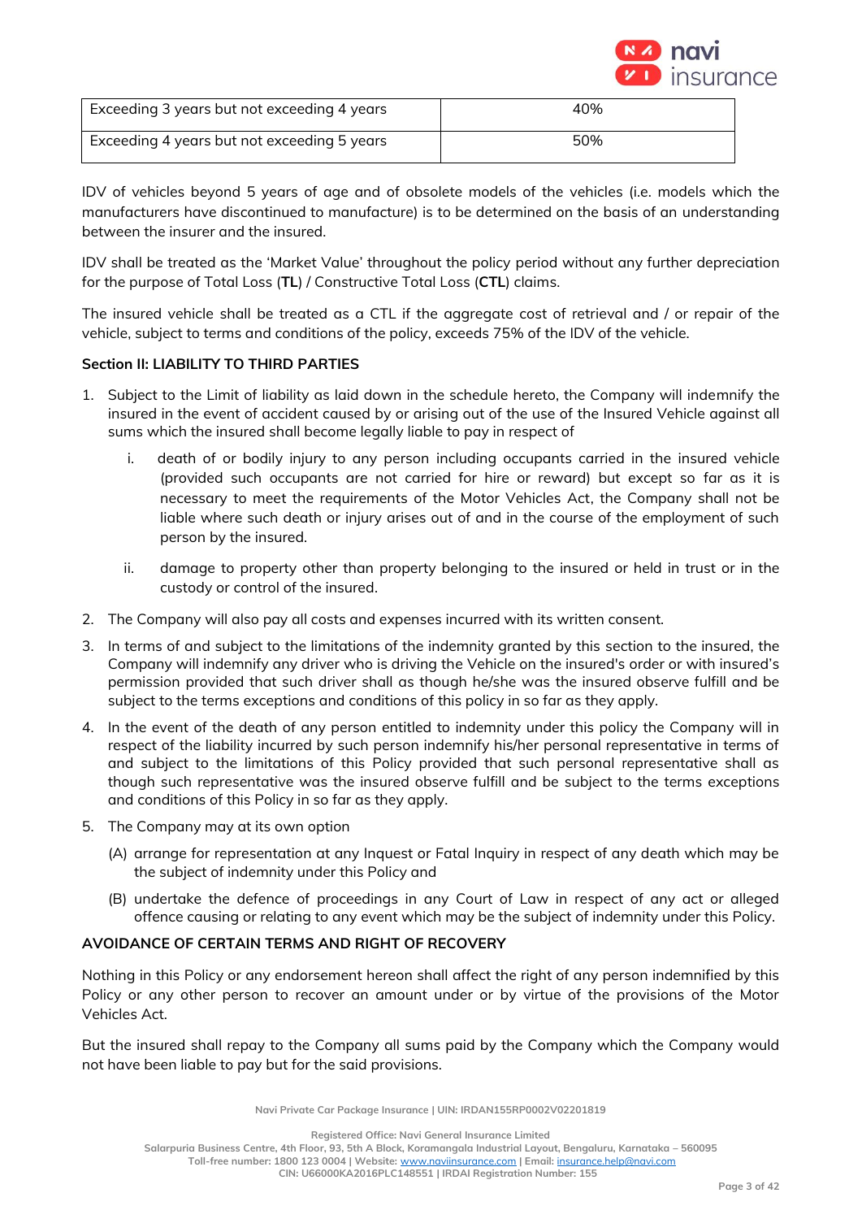| | |
|---|---|
| Exceeding 3 years but not exceeding 4 years | 40% |
| Exceeding 4 years but not exceeding 5 years | 50% |

IDV of vehicles beyond 5 years of age and of obsolete models of the vehicles (i.e. models which the manufacturers have discontinued to manufacture) is to be determined on the basis of an understanding between the insurer and the insured.

IDV shall be treated as the 'Market Value' throughout the policy period without any further depreciation for the purpose of Total Loss (**TL**) / Constructive Total Loss (**CTL**) claims.

The insured vehicle shall be treated as a CTL if the aggregate cost of retrieval and / or repair of the vehicle, subject to terms and conditions of the policy, exceeds 75% of the IDV of the vehicle.

**Section II: LIABILITY TO THIRD PARTIES**

1. Subject to the Limit of liability as laid down in the schedule hereto, the Company will indemnify the insured in the event of accident caused by or arising out of the use of the Insured Vehicle against all sums which the insured shall become legally liable to pay in respect of
   i. death of or bodily injury to any person including occupants carried in the insured vehicle (provided such occupants are not carried for hire or reward) but except so far as it is necessary to meet the requirements of the Motor Vehicles Act, the Company shall not be liable where such death or injury arises out of and in the course of the employment of such person by the insured.
   ii. damage to property other than property belonging to the insured or held in trust or in the custody or control of the insured.
2. The Company will also pay all costs and expenses incurred with its written consent.
3. In terms of and subject to the limitations of the indemnity granted by this section to the insured, the Company will indemnify any driver who is driving the Vehicle on the insured's order or with insured's permission provided that such driver shall as though he/she was the insured observe fulfill and be subject to the terms exceptions and conditions of this policy in so far as they apply.
4. In the event of the death of any person entitled to indemnity under this policy the Company will in respect of the liability incurred by such person indemnify his/her personal representative in terms of and subject to the limitations of this Policy provided that such personal representative shall as though such representative was the insured observe fulfill and be subject to the terms exceptions and conditions of this Policy in so far as they apply.
5. The Company may at its own option
   (A) arrange for representation at any Inquest or Fatal Inquiry in respect of any death which may be the subject of indemnity under this Policy and
   (B) undertake the defence of proceedings in any Court of Law in respect of any act or alleged offence causing or relating to any event which may be the subject of indemnity under this Policy.

**AVOIDANCE OF CERTAIN TERMS AND RIGHT OF RECOVERY**

Nothing in this Policy or any endorsement hereon shall affect the right of any person indemnified by this Policy or any other person to recover an amount under or by virtue of the provisions of the Motor Vehicles Act.

But the insured shall repay to the Company all sums paid by the Company which the Company would not have been liable to pay but for the said provisions.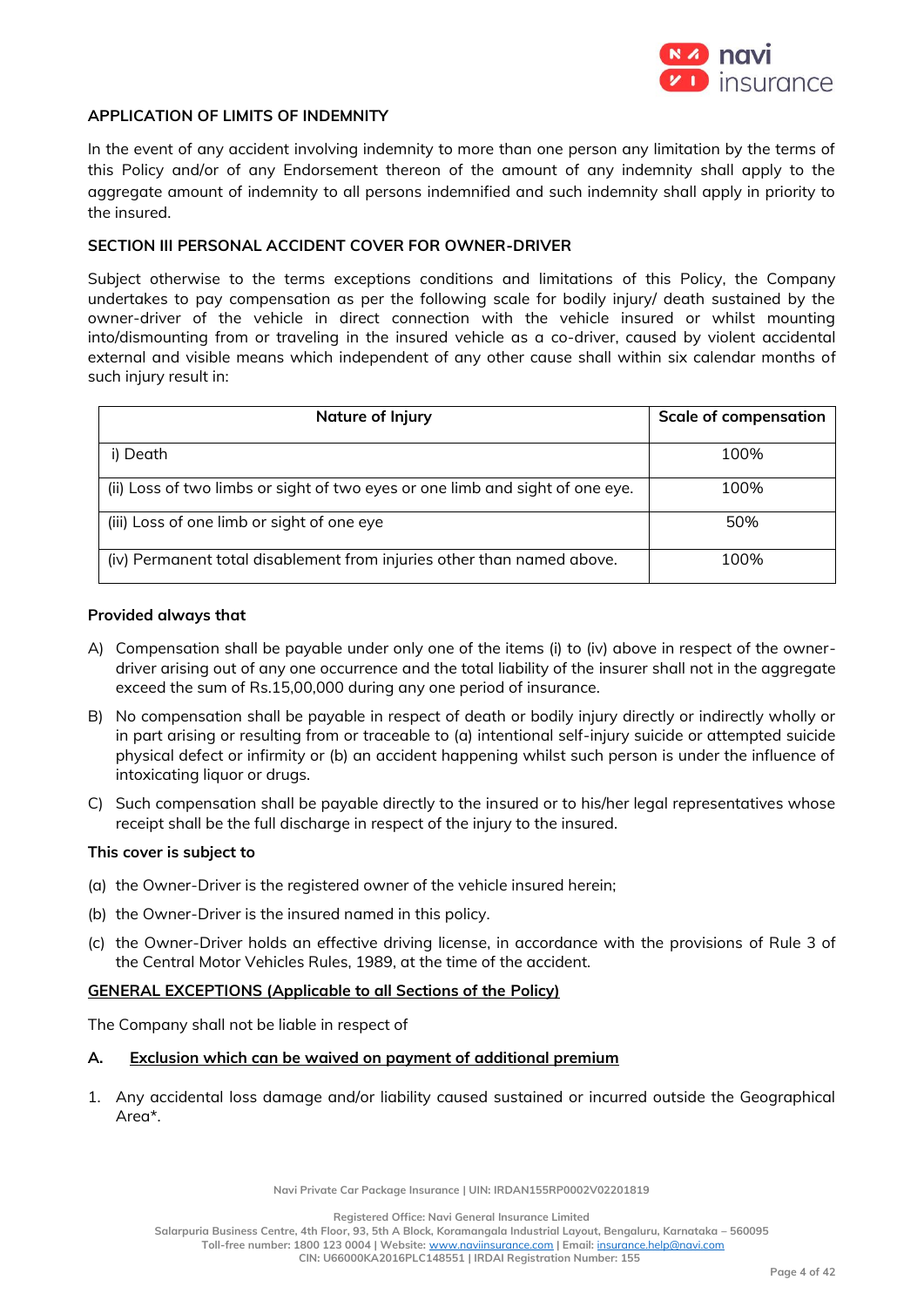## APPLICATION OF LIMITS OF INDEMNITY

In the event of any accident involving indemnity to more than one person any limitation by the terms of this Policy and/or of any Endorsement thereon of the amount of any indemnity shall apply to the aggregate amount of indemnity to all persons indemnified and such indemnity shall apply in priority to the insured.

## SECTION III PERSONAL ACCIDENT COVER FOR OWNER-DRIVER

Subject otherwise to the terms exceptions conditions and limitations of this Policy, the Company undertakes to pay compensation as per the following scale for bodily injury/ death sustained by the owner-driver of the vehicle in direct connection with the vehicle insured or whilst mounting into/dismounting from or traveling in the insured vehicle as a co-driver, caused by violent accidental external and visible means which independent of any other cause shall within six calendar months of such injury result in:

| Nature of Injury | Scale of compensation |
|---|---|
| i) Death | 100% |
| (ii) Loss of two limbs or sight of two eyes or one limb and sight of one eye. | 100% |
| (iii) Loss of one limb or sight of one eye | 50% |
| (iv) Permanent total disablement from injuries other than named above. | 100% |

**Provided always that**

A) Compensation shall be payable under only one of the items (i) to (iv) above in respect of the owner-driver arising out of any one occurrence and the total liability of the insurer shall not in the aggregate exceed the sum of Rs.15,00,000 during any one period of insurance.

B) No compensation shall be payable in respect of death or bodily injury directly or indirectly wholly or in part arising or resulting from or traceable to (a) intentional self-injury suicide or attempted suicide physical defect or infirmity or (b) an accident happening whilst such person is under the influence of intoxicating liquor or drugs.

C) Such compensation shall be payable directly to the insured or to his/her legal representatives whose receipt shall be the full discharge in respect of the injury to the insured.

**This cover is subject to**

(a) the Owner-Driver is the registered owner of the vehicle insured herein;

(b) the Owner-Driver is the insured named in this policy.

(c) the Owner-Driver holds an effective driving license, in accordance with the provisions of Rule 3 of the Central Motor Vehicles Rules, 1989, at the time of the accident.

## GENERAL EXCEPTIONS (Applicable to all Sections of the Policy)

The Company shall not be liable in respect of

### A. Exclusion which can be waived on payment of additional premium

1. Any accidental loss damage and/or liability caused sustained or incurred outside the Geographical Area*.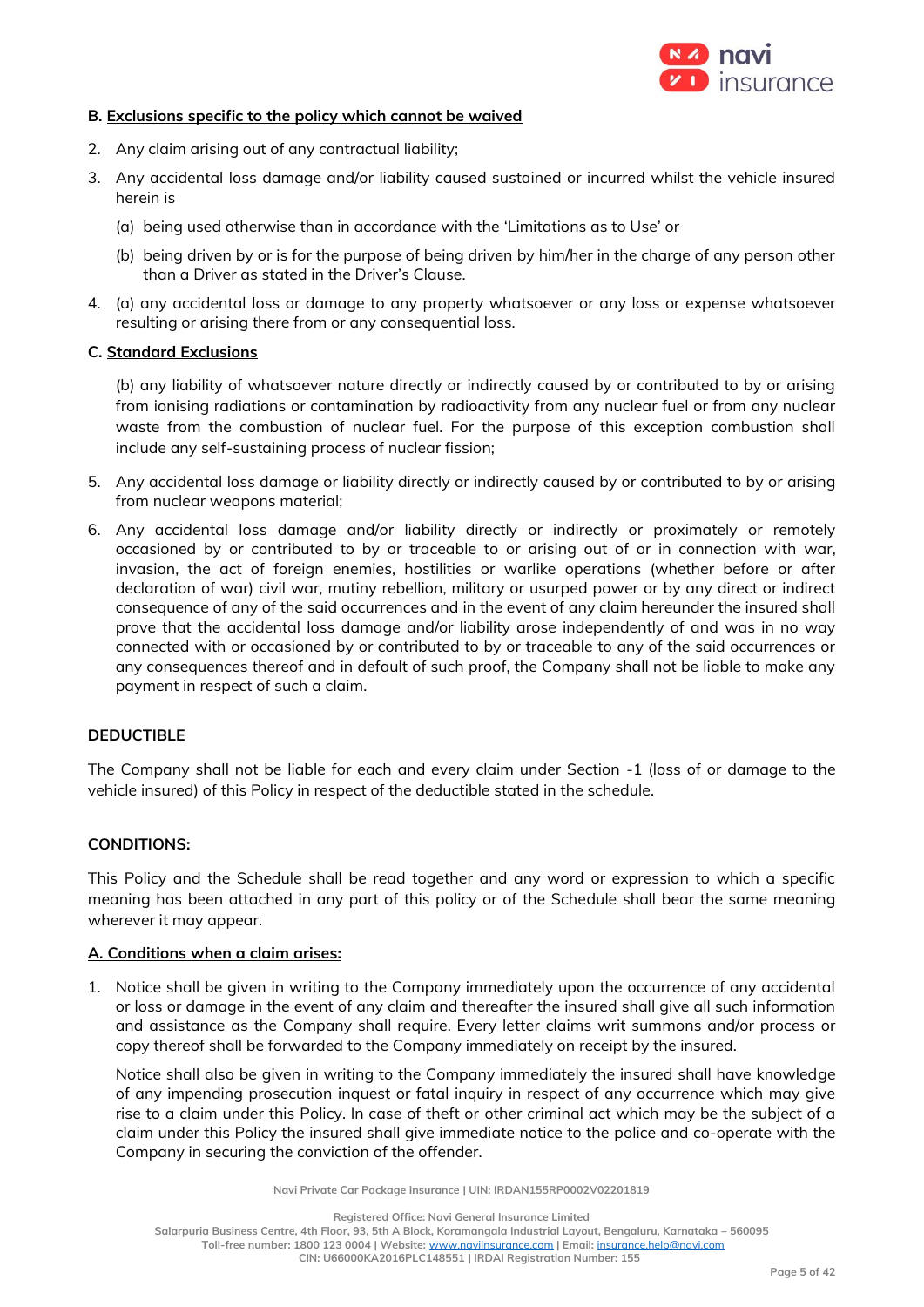**B. Exclusions specific to the policy which cannot be waived**

2. Any claim arising out of any contractual liability;
3. Any accidental loss damage and/or liability caused sustained or incurred whilst the vehicle insured herein is
   (a) being used otherwise than in accordance with the 'Limitations as to Use' or
   (b) being driven by or is for the purpose of being driven by him/her in the charge of any person other than a Driver as stated in the Driver's Clause.
4. (a) any accidental loss or damage to any property whatsoever or any loss or expense whatsoever resulting or arising there from or any consequential loss.

**C. Standard Exclusions**

(b) any liability of whatsoever nature directly or indirectly caused by or contributed to by or arising from ionising radiations or contamination by radioactivity from any nuclear fuel or from any nuclear waste from the combustion of nuclear fuel. For the purpose of this exception combustion shall include any self-sustaining process of nuclear fission;

5. Any accidental loss damage or liability directly or indirectly caused by or contributed to by or arising from nuclear weapons material;
6. Any accidental loss damage and/or liability directly or indirectly or proximately or remotely occasioned by or contributed to by or traceable to or arising out of or in connection with war, invasion, the act of foreign enemies, hostilities or warlike operations (whether before or after declaration of war) civil war, mutiny rebellion, military or usurped power or by any direct or indirect consequence of any of the said occurrences and in the event of any claim hereunder the insured shall prove that the accidental loss damage and/or liability arose independently of and was in no way connected with or occasioned by or contributed to by or traceable to any of the said occurrences or any consequences thereof and in default of such proof, the Company shall not be liable to make any payment in respect of such a claim.

**DEDUCTIBLE**

The Company shall not be liable for each and every claim under Section -1 (loss of or damage to the vehicle insured) of this Policy in respect of the deductible stated in the schedule.

**CONDITIONS:**

This Policy and the Schedule shall be read together and any word or expression to which a specific meaning has been attached in any part of this policy or of the Schedule shall bear the same meaning wherever it may appear.

**A. Conditions when a claim arises:**

1. Notice shall be given in writing to the Company immediately upon the occurrence of any accidental or loss or damage in the event of any claim and thereafter the insured shall give all such information and assistance as the Company shall require. Every letter claims writ summons and/or process or copy thereof shall be forwarded to the Company immediately on receipt by the insured.

   Notice shall also be given in writing to the Company immediately the insured shall have knowledge of any impending prosecution inquest or fatal inquiry in respect of any occurrence which may give rise to a claim under this Policy. In case of theft or other criminal act which may be the subject of a claim under this Policy the insured shall give immediate notice to the police and co-operate with the Company in securing the conviction of the offender.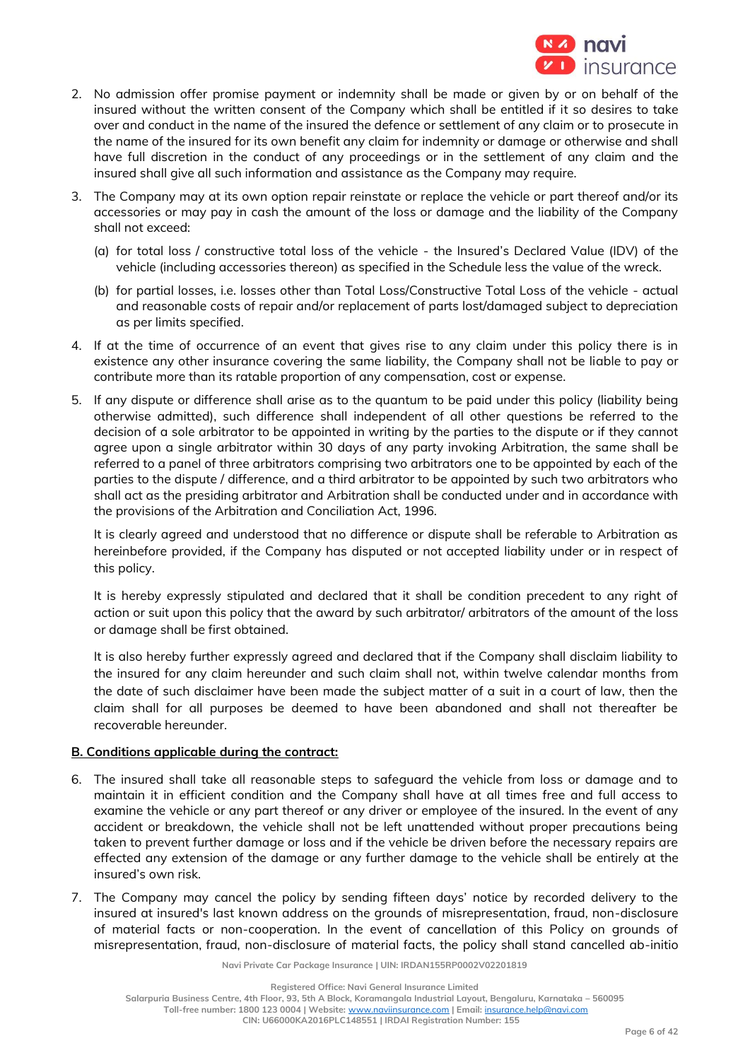2. No admission offer promise payment or indemnity shall be made or given by or on behalf of the insured without the written consent of the Company which shall be entitled if it so desires to take over and conduct in the name of the insured the defence or settlement of any claim or to prosecute in the name of the insured for its own benefit any claim for indemnity or damage or otherwise and shall have full discretion in the conduct of any proceedings or in the settlement of any claim and the insured shall give all such information and assistance as the Company may require.

3. The Company may at its own option repair reinstate or replace the vehicle or part thereof and/or its accessories or may pay in cash the amount of the loss or damage and the liability of the Company shall not exceed:

   (a) for total loss / constructive total loss of the vehicle - the Insured's Declared Value (IDV) of the vehicle (including accessories thereon) as specified in the Schedule less the value of the wreck.

   (b) for partial losses, i.e. losses other than Total Loss/Constructive Total Loss of the vehicle - actual and reasonable costs of repair and/or replacement of parts lost/damaged subject to depreciation as per limits specified.

4. If at the time of occurrence of an event that gives rise to any claim under this policy there is in existence any other insurance covering the same liability, the Company shall not be liable to pay or contribute more than its ratable proportion of any compensation, cost or expense.

5. If any dispute or difference shall arise as to the quantum to be paid under this policy (liability being otherwise admitted), such difference shall independent of all other questions be referred to the decision of a sole arbitrator to be appointed in writing by the parties to the dispute or if they cannot agree upon a single arbitrator within 30 days of any party invoking Arbitration, the same shall be referred to a panel of three arbitrators comprising two arbitrators one to be appointed by each of the parties to the dispute / difference, and a third arbitrator to be appointed by such two arbitrators who shall act as the presiding arbitrator and Arbitration shall be conducted under and in accordance with the provisions of the Arbitration and Conciliation Act, 1996.

   It is clearly agreed and understood that no difference or dispute shall be referable to Arbitration as hereinbefore provided, if the Company has disputed or not accepted liability under or in respect of this policy.

   It is hereby expressly stipulated and declared that it shall be condition precedent to any right of action or suit upon this policy that the award by such arbitrator/ arbitrators of the amount of the loss or damage shall be first obtained.

   It is also hereby further expressly agreed and declared that if the Company shall disclaim liability to the insured for any claim hereunder and such claim shall not, within twelve calendar months from the date of such disclaimer have been made the subject matter of a suit in a court of law, then the claim shall for all purposes be deemed to have been abandoned and shall not thereafter be recoverable hereunder.

**B. Conditions applicable during the contract:**

6. The insured shall take all reasonable steps to safeguard the vehicle from loss or damage and to maintain it in efficient condition and the Company shall have at all times free and full access to examine the vehicle or any part thereof or any driver or employee of the insured. In the event of any accident or breakdown, the vehicle shall not be left unattended without proper precautions being taken to prevent further damage or loss and if the vehicle be driven before the necessary repairs are effected any extension of the damage or any further damage to the vehicle shall be entirely at the insured's own risk.

7. The Company may cancel the policy by sending fifteen days' notice by recorded delivery to the insured at insured's last known address on the grounds of misrepresentation, fraud, non-disclosure of material facts or non-cooperation. In the event of cancellation of this Policy on grounds of misrepresentation, fraud, non-disclosure of material facts, the policy shall stand cancelled ab-initio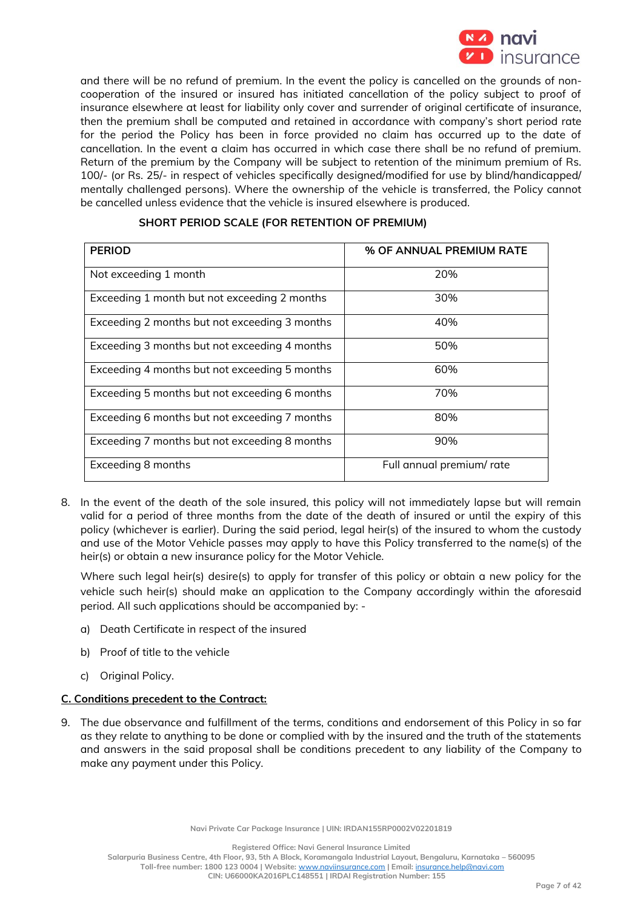and there will be no refund of premium. In the event the policy is cancelled on the grounds of non-cooperation of the insured or insured has initiated cancellation of the policy subject to proof of insurance elsewhere at least for liability only cover and surrender of original certificate of insurance, then the premium shall be computed and retained in accordance with company's short period rate for the period the Policy has been in force provided no claim has occurred up to the date of cancellation. In the event a claim has occurred in which case there shall be no refund of premium. Return of the premium by the Company will be subject to retention of the minimum premium of Rs. 100/- (or Rs. 25/- in respect of vehicles specifically designed/modified for use by blind/handicapped/ mentally challenged persons). Where the ownership of the vehicle is transferred, the Policy cannot be cancelled unless evidence that the vehicle is insured elsewhere is produced.

**SHORT PERIOD SCALE (FOR RETENTION OF PREMIUM)**

| PERIOD | % OF ANNUAL PREMIUM RATE |
|---|---|
| Not exceeding 1 month | 20% |
| Exceeding 1 month but not exceeding 2 months | 30% |
| Exceeding 2 months but not exceeding 3 months | 40% |
| Exceeding 3 months but not exceeding 4 months | 50% |
| Exceeding 4 months but not exceeding 5 months | 60% |
| Exceeding 5 months but not exceeding 6 months | 70% |
| Exceeding 6 months but not exceeding 7 months | 80% |
| Exceeding 7 months but not exceeding 8 months | 90% |
| Exceeding 8 months | Full annual premium/ rate |

8. In the event of the death of the sole insured, this policy will not immediately lapse but will remain valid for a period of three months from the date of the death of insured or until the expiry of this policy (whichever is earlier). During the said period, legal heir(s) of the insured to whom the custody and use of the Motor Vehicle passes may apply to have this Policy transferred to the name(s) of the heir(s) or obtain a new insurance policy for the Motor Vehicle.

   Where such legal heir(s) desire(s) to apply for transfer of this policy or obtain a new policy for the vehicle such heir(s) should make an application to the Company accordingly within the aforesaid period. All such applications should be accompanied by: -

   a) Death Certificate in respect of the insured

   b) Proof of title to the vehicle

   c) Original Policy.

**C. Conditions precedent to the Contract:**

9. The due observance and fulfillment of the terms, conditions and endorsement of this Policy in so far as they relate to anything to be done or complied with by the insured and the truth of the statements and answers in the said proposal shall be conditions precedent to any liability of the Company to make any payment under this Policy.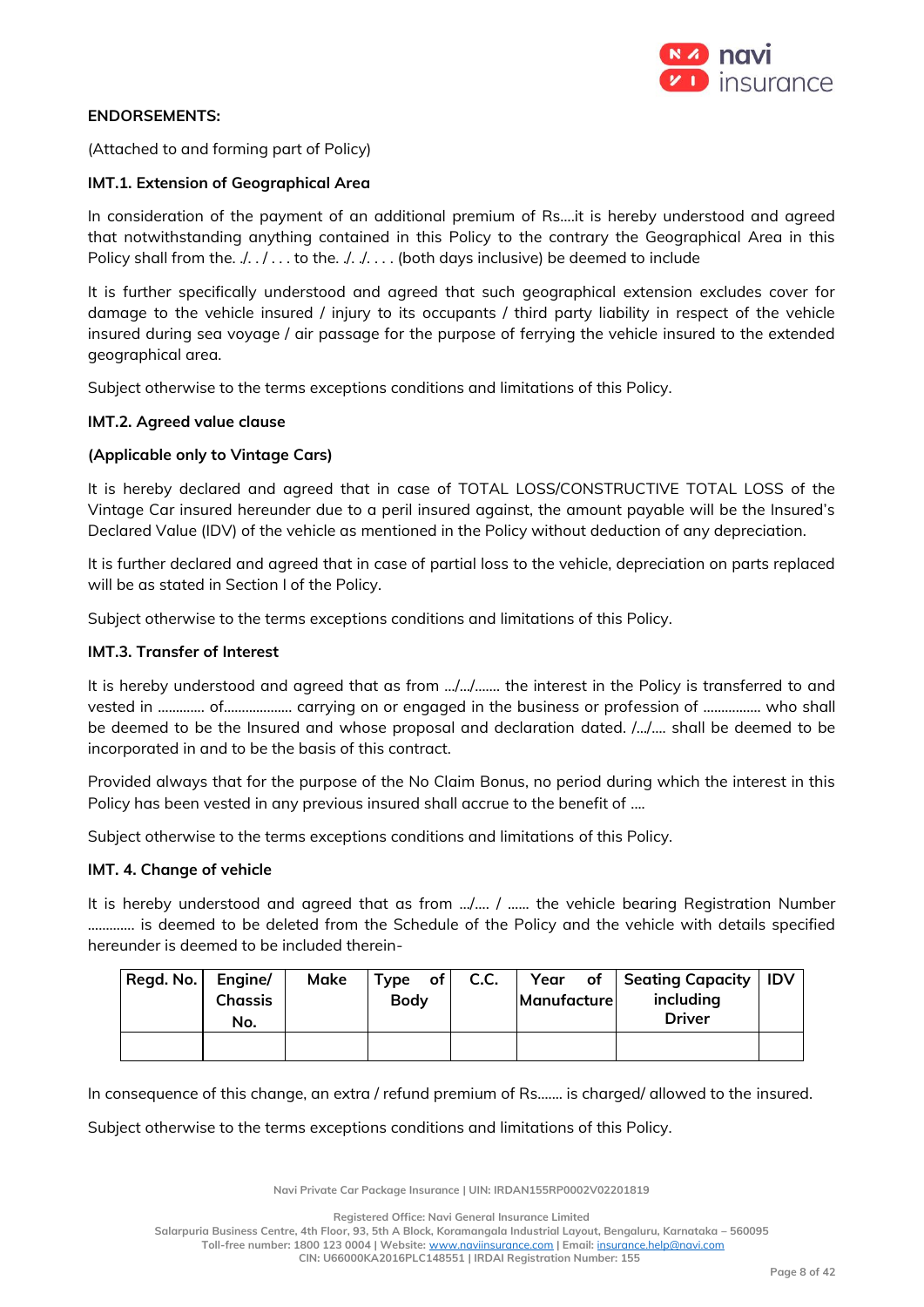**ENDORSEMENTS:**

(Attached to and forming part of Policy)

**IMT.1. Extension of Geographical Area**

In consideration of the payment of an additional premium of Rs....it is hereby understood and agreed that notwithstanding anything contained in this Policy to the contrary the Geographical Area in this Policy shall from the. ./. . / . . . to the. ./. ./. . . . (both days inclusive) be deemed to include

It is further specifically understood and agreed that such geographical extension excludes cover for damage to the vehicle insured / injury to its occupants / third party liability in respect of the vehicle insured during sea voyage / air passage for the purpose of ferrying the vehicle insured to the extended geographical area.

Subject otherwise to the terms exceptions conditions and limitations of this Policy.

**IMT.2. Agreed value clause**

**(Applicable only to Vintage Cars)**

It is hereby declared and agreed that in case of TOTAL LOSS/CONSTRUCTIVE TOTAL LOSS of the Vintage Car insured hereunder due to a peril insured against, the amount payable will be the Insured's Declared Value (IDV) of the vehicle as mentioned in the Policy without deduction of any depreciation.

It is further declared and agreed that in case of partial loss to the vehicle, depreciation on parts replaced will be as stated in Section I of the Policy.

Subject otherwise to the terms exceptions conditions and limitations of this Policy.

**IMT.3. Transfer of Interest**

It is hereby understood and agreed that as from .../.../....... the interest in the Policy is transferred to and vested in ............ of.................. carrying on or engaged in the business or profession of ................ who shall be deemed to be the Insured and whose proposal and declaration dated. /.../.... shall be deemed to be incorporated in and to be the basis of this contract.

Provided always that for the purpose of the No Claim Bonus, no period during which the interest in this Policy has been vested in any previous insured shall accrue to the benefit of ....

Subject otherwise to the terms exceptions conditions and limitations of this Policy.

**IMT. 4. Change of vehicle**

It is hereby understood and agreed that as from .../.... / ...... the vehicle bearing Registration Number ............ is deemed to be deleted from the Schedule of the Policy and the vehicle with details specified hereunder is deemed to be included therein-

| Regd. No. | Engine/ Chassis No. | Make | Type of Body | C.C. | Year of Manufacture | Seating Capacity including Driver | IDV |
|---|---|---|---|---|---|---|---|
| | | | | | | | |

In consequence of this change, an extra / refund premium of Rs....... is charged/ allowed to the insured.

Subject otherwise to the terms exceptions conditions and limitations of this Policy.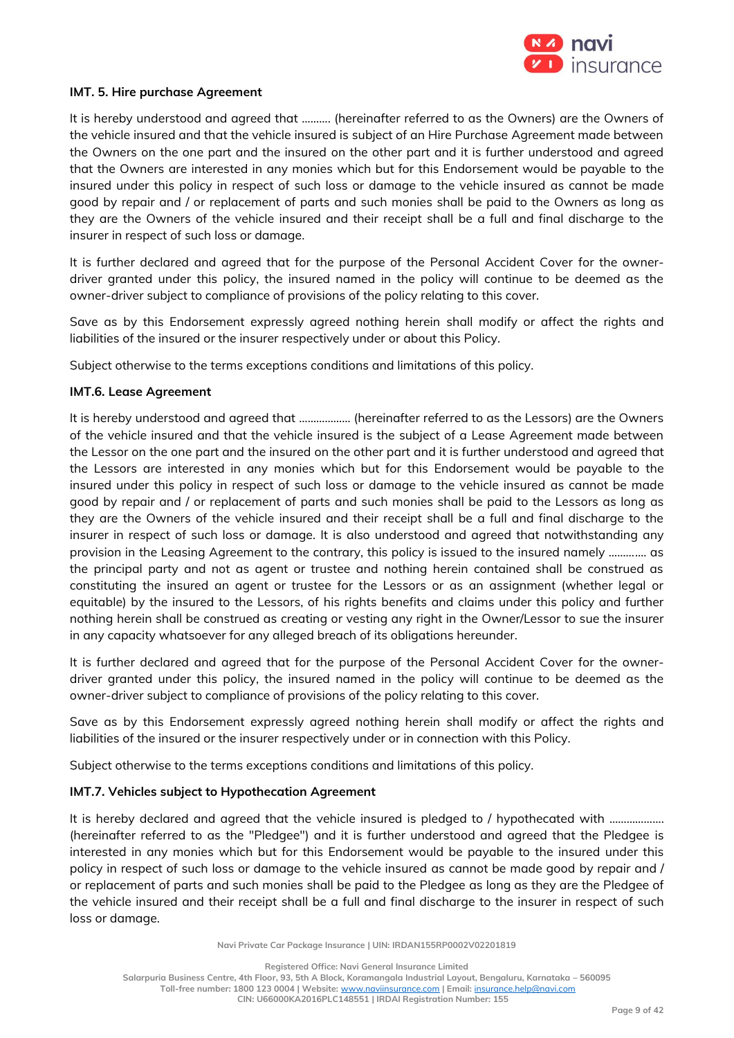**IMT. 5. Hire purchase Agreement**

It is hereby understood and agreed that .......... (hereinafter referred to as the Owners) are the Owners of the vehicle insured and that the vehicle insured is subject of an Hire Purchase Agreement made between the Owners on the one part and the insured on the other part and it is further understood and agreed that the Owners are interested in any monies which but for this Endorsement would be payable to the insured under this policy in respect of such loss or damage to the vehicle insured as cannot be made good by repair and / or replacement of parts and such monies shall be paid to the Owners as long as they are the Owners of the vehicle insured and their receipt shall be a full and final discharge to the insurer in respect of such loss or damage.

It is further declared and agreed that for the purpose of the Personal Accident Cover for the owner-driver granted under this policy, the insured named in the policy will continue to be deemed as the owner-driver subject to compliance of provisions of the policy relating to this cover.

Save as by this Endorsement expressly agreed nothing herein shall modify or affect the rights and liabilities of the insured or the insurer respectively under or about this Policy.

Subject otherwise to the terms exceptions conditions and limitations of this policy.

**IMT.6. Lease Agreement**

It is hereby understood and agreed that .................. (hereinafter referred to as the Lessors) are the Owners of the vehicle insured and that the vehicle insured is the subject of a Lease Agreement made between the Lessor on the one part and the insured on the other part and it is further understood and agreed that the Lessors are interested in any monies which but for this Endorsement would be payable to the insured under this policy in respect of such loss or damage to the vehicle insured as cannot be made good by repair and / or replacement of parts and such monies shall be paid to the Lessors as long as they are the Owners of the vehicle insured and their receipt shall be a full and final discharge to the insurer in respect of such loss or damage. It is also understood and agreed that notwithstanding any provision in the Leasing Agreement to the contrary, this policy is issued to the insured namely ............ as the principal party and not as agent or trustee and nothing herein contained shall be construed as constituting the insured an agent or trustee for the Lessors or as an assignment (whether legal or equitable) by the insured to the Lessors, of his rights benefits and claims under this policy and further nothing herein shall be construed as creating or vesting any right in the Owner/Lessor to sue the insurer in any capacity whatsoever for any alleged breach of its obligations hereunder.

It is further declared and agreed that for the purpose of the Personal Accident Cover for the owner-driver granted under this policy, the insured named in the policy will continue to be deemed as the owner-driver subject to compliance of provisions of the policy relating to this cover.

Save as by this Endorsement expressly agreed nothing herein shall modify or affect the rights and liabilities of the insured or the insurer respectively under or in connection with this Policy.

Subject otherwise to the terms exceptions conditions and limitations of this policy.

**IMT.7. Vehicles subject to Hypothecation Agreement**

It is hereby declared and agreed that the vehicle insured is pledged to / hypothecated with .................. (hereinafter referred to as the "Pledgee") and it is further understood and agreed that the Pledgee is interested in any monies which but for this Endorsement would be payable to the insured under this policy in respect of such loss or damage to the vehicle insured as cannot be made good by repair and / or replacement of parts and such monies shall be paid to the Pledgee as long as they are the Pledgee of the vehicle insured and their receipt shall be a full and final discharge to the insurer in respect of such loss or damage.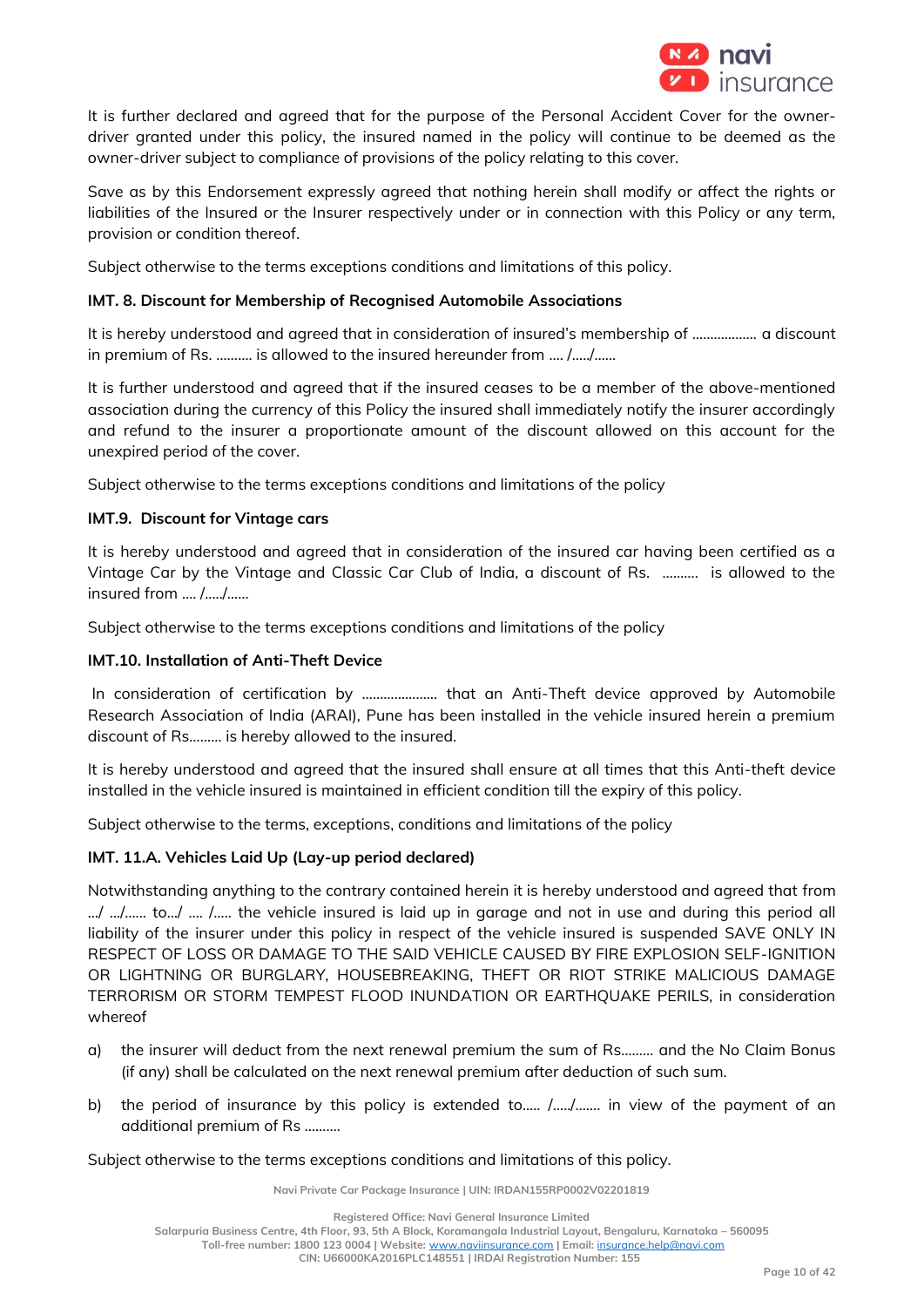It is further declared and agreed that for the purpose of the Personal Accident Cover for the owner-driver granted under this policy, the insured named in the policy will continue to be deemed as the owner-driver subject to compliance of provisions of the policy relating to this cover.

Save as by this Endorsement expressly agreed that nothing herein shall modify or affect the rights or liabilities of the Insured or the Insurer respectively under or in connection with this Policy or any term, provision or condition thereof.

Subject otherwise to the terms exceptions conditions and limitations of this policy.

**IMT. 8. Discount for Membership of Recognised Automobile Associations**

It is hereby understood and agreed that in consideration of insured's membership of .................. a discount in premium of Rs. .......... is allowed to the insured hereunder from .... /...../......

It is further understood and agreed that if the insured ceases to be a member of the above-mentioned association during the currency of this Policy the insured shall immediately notify the insurer accordingly and refund to the insurer a proportionate amount of the discount allowed on this account for the unexpired period of the cover.

Subject otherwise to the terms exceptions conditions and limitations of the policy

**IMT.9. Discount for Vintage cars**

It is hereby understood and agreed that in consideration of the insured car having been certified as a Vintage Car by the Vintage and Classic Car Club of India, a discount of Rs. .......... is allowed to the insured from .... /...../......

Subject otherwise to the terms exceptions conditions and limitations of the policy

**IMT.10. Installation of Anti-Theft Device**

In consideration of certification by ..................... that an Anti-Theft device approved by Automobile Research Association of India (ARAI), Pune has been installed in the vehicle insured herein a premium discount of Rs......... is hereby allowed to the insured.

It is hereby understood and agreed that the insured shall ensure at all times that this Anti-theft device installed in the vehicle insured is maintained in efficient condition till the expiry of this policy.

Subject otherwise to the terms, exceptions, conditions and limitations of the policy

**IMT. 11.A. Vehicles Laid Up (Lay-up period declared)**

Notwithstanding anything to the contrary contained herein it is hereby understood and agreed that from .../ .../...... to.../ .... /..... the vehicle insured is laid up in garage and not in use and during this period all liability of the insurer under this policy in respect of the vehicle insured is suspended SAVE ONLY IN RESPECT OF LOSS OR DAMAGE TO THE SAID VEHICLE CAUSED BY FIRE EXPLOSION SELF-IGNITION OR LIGHTNING OR BURGLARY, HOUSEBREAKING, THEFT OR RIOT STRIKE MALICIOUS DAMAGE TERRORISM OR STORM TEMPEST FLOOD INUNDATION OR EARTHQUAKE PERILS, in consideration whereof

a) the insurer will deduct from the next renewal premium the sum of Rs......... and the No Claim Bonus (if any) shall be calculated on the next renewal premium after deduction of such sum.

b) the period of insurance by this policy is extended to..... /...../....... in view of the payment of an additional premium of Rs ..........

Subject otherwise to the terms exceptions conditions and limitations of this policy.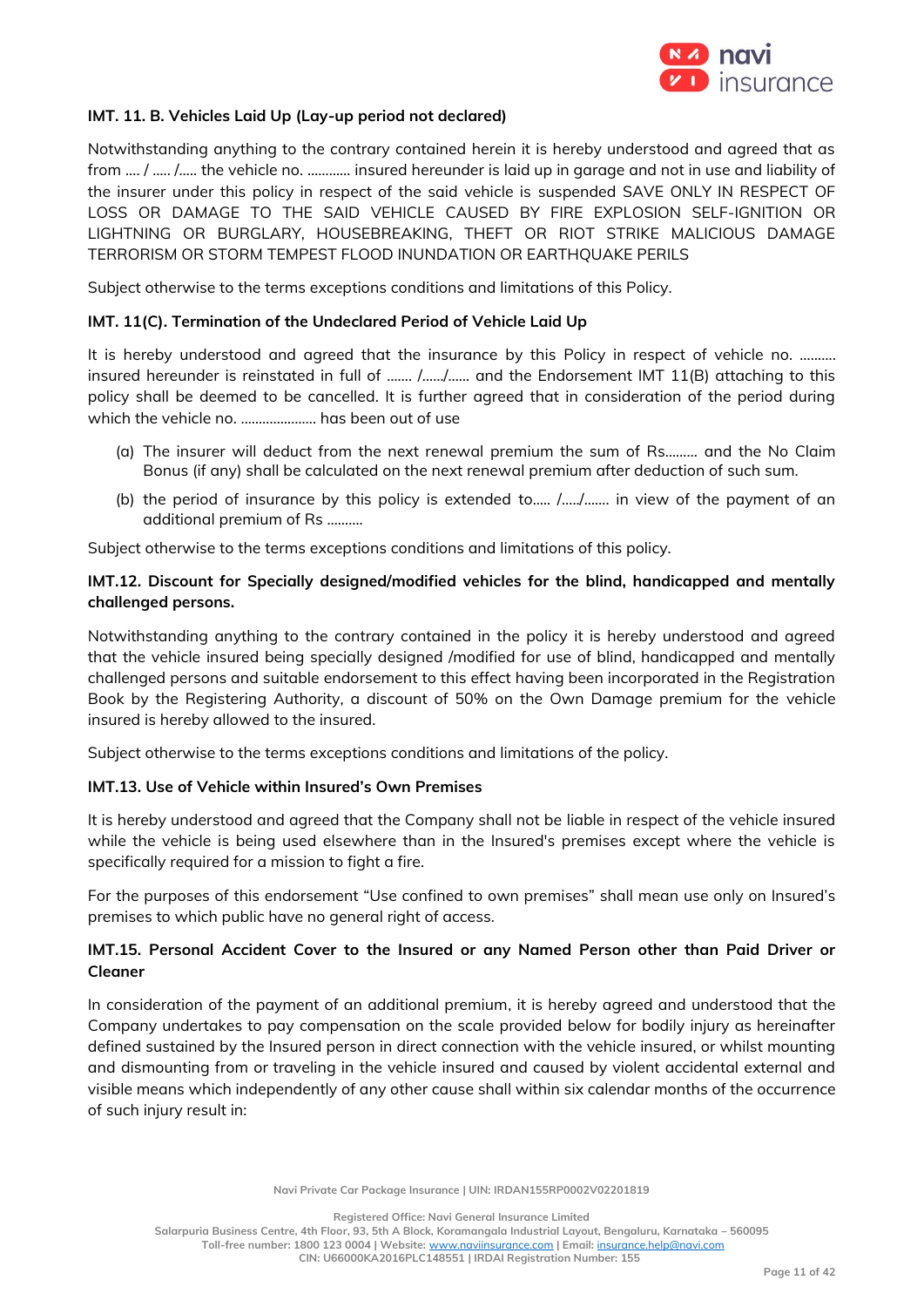**IMT. 11. B. Vehicles Laid Up (Lay-up period not declared)**

Notwithstanding anything to the contrary contained herein it is hereby understood and agreed that as from .... / ..... /..... the vehicle no. ............ insured hereunder is laid up in garage and not in use and liability of the insurer under this policy in respect of the said vehicle is suspended SAVE ONLY IN RESPECT OF LOSS OR DAMAGE TO THE SAID VEHICLE CAUSED BY FIRE EXPLOSION SELF-IGNITION OR LIGHTNING OR BURGLARY, HOUSEBREAKING, THEFT OR RIOT STRIKE MALICIOUS DAMAGE TERRORISM OR STORM TEMPEST FLOOD INUNDATION OR EARTHQUAKE PERILS

Subject otherwise to the terms exceptions conditions and limitations of this Policy.

**IMT. 11(C). Termination of the Undeclared Period of Vehicle Laid Up**

It is hereby understood and agreed that the insurance by this Policy in respect of vehicle no. .......... insured hereunder is reinstated in full of ....... /....../...... and the Endorsement IMT 11(B) attaching to this policy shall be deemed to be cancelled. It is further agreed that in consideration of the period during which the vehicle no. ..................... has been out of use

(a) The insurer will deduct from the next renewal premium the sum of Rs......... and the No Claim Bonus (if any) shall be calculated on the next renewal premium after deduction of such sum.

(b) the period of insurance by this policy is extended to..... /...../....... in view of the payment of an additional premium of Rs ..........

Subject otherwise to the terms exceptions conditions and limitations of this policy.

**IMT.12. Discount for Specially designed/modified vehicles for the blind, handicapped and mentally challenged persons.**

Notwithstanding anything to the contrary contained in the policy it is hereby understood and agreed that the vehicle insured being specially designed /modified for use of blind, handicapped and mentally challenged persons and suitable endorsement to this effect having been incorporated in the Registration Book by the Registering Authority, a discount of 50% on the Own Damage premium for the vehicle insured is hereby allowed to the insured.

Subject otherwise to the terms exceptions conditions and limitations of the policy.

**IMT.13. Use of Vehicle within Insured's Own Premises**

It is hereby understood and agreed that the Company shall not be liable in respect of the vehicle insured while the vehicle is being used elsewhere than in the Insured's premises except where the vehicle is specifically required for a mission to fight a fire.

For the purposes of this endorsement "Use confined to own premises" shall mean use only on Insured's premises to which public have no general right of access.

**IMT.15. Personal Accident Cover to the Insured or any Named Person other than Paid Driver or Cleaner**

In consideration of the payment of an additional premium, it is hereby agreed and understood that the Company undertakes to pay compensation on the scale provided below for bodily injury as hereinafter defined sustained by the Insured person in direct connection with the vehicle insured, or whilst mounting and dismounting from or traveling in the vehicle insured and caused by violent accidental external and visible means which independently of any other cause shall within six calendar months of the occurrence of such injury result in: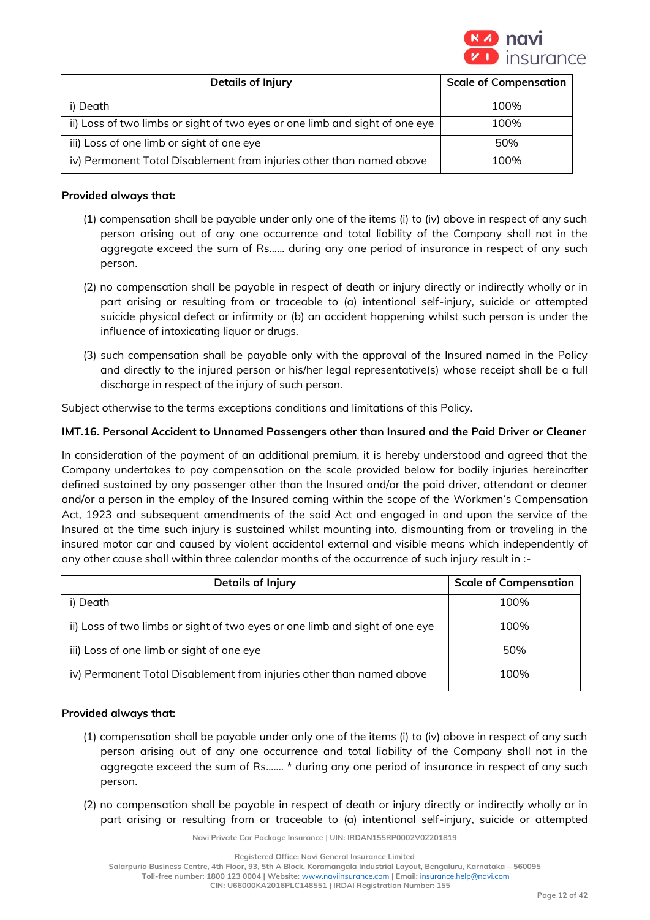| Details of Injury | Scale of Compensation |
|---|---|
| i) Death | 100% |
| ii) Loss of two limbs or sight of two eyes or one limb and sight of one eye | 100% |
| iii) Loss of one limb or sight of one eye | 50% |
| iv) Permanent Total Disablement from injuries other than named above | 100% |

**Provided always that:**

(1) compensation shall be payable under only one of the items (i) to (iv) above in respect of any such person arising out of any one occurrence and total liability of the Company shall not in the aggregate exceed the sum of Rs...... during any one period of insurance in respect of any such person.

(2) no compensation shall be payable in respect of death or injury directly or indirectly wholly or in part arising or resulting from or traceable to (a) intentional self-injury, suicide or attempted suicide physical defect or infirmity or (b) an accident happening whilst such person is under the influence of intoxicating liquor or drugs.

(3) such compensation shall be payable only with the approval of the Insured named in the Policy and directly to the injured person or his/her legal representative(s) whose receipt shall be a full discharge in respect of the injury of such person.

Subject otherwise to the terms exceptions conditions and limitations of this Policy.

**IMT.16. Personal Accident to Unnamed Passengers other than Insured and the Paid Driver or Cleaner**

In consideration of the payment of an additional premium, it is hereby understood and agreed that the Company undertakes to pay compensation on the scale provided below for bodily injuries hereinafter defined sustained by any passenger other than the Insured and/or the paid driver, attendant or cleaner and/or a person in the employ of the Insured coming within the scope of the Workmen's Compensation Act, 1923 and subsequent amendments of the said Act and engaged in and upon the service of the Insured at the time such injury is sustained whilst mounting into, dismounting from or traveling in the insured motor car and caused by violent accidental external and visible means which independently of any other cause shall within three calendar months of the occurrence of such injury result in :-

| Details of Injury | Scale of Compensation |
|---|---|
| i) Death | 100% |
| ii) Loss of two limbs or sight of two eyes or one limb and sight of one eye | 100% |
| iii) Loss of one limb or sight of one eye | 50% |
| iv) Permanent Total Disablement from injuries other than named above | 100% |

**Provided always that:**

(1) compensation shall be payable under only one of the items (i) to (iv) above in respect of any such person arising out of any one occurrence and total liability of the Company shall not in the aggregate exceed the sum of Rs....... * during any one period of insurance in respect of any such person.

(2) no compensation shall be payable in respect of death or injury directly or indirectly wholly or in part arising or resulting from or traceable to (a) intentional self-injury, suicide or attempted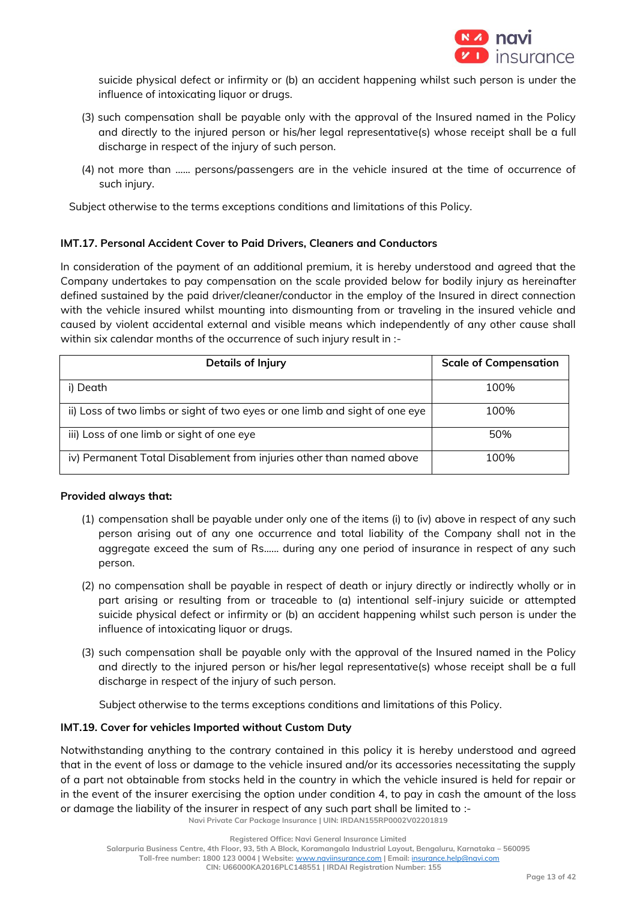suicide physical defect or infirmity or (b) an accident happening whilst such person is under the influence of intoxicating liquor or drugs.

(3) such compensation shall be payable only with the approval of the Insured named in the Policy and directly to the injured person or his/her legal representative(s) whose receipt shall be a full discharge in respect of the injury of such person.

(4) not more than ...... persons/passengers are in the vehicle insured at the time of occurrence of such injury.

Subject otherwise to the terms exceptions conditions and limitations of this Policy.

### IMT.17. Personal Accident Cover to Paid Drivers, Cleaners and Conductors

In consideration of the payment of an additional premium, it is hereby understood and agreed that the Company undertakes to pay compensation on the scale provided below for bodily injury as hereinafter defined sustained by the paid driver/cleaner/conductor in the employ of the Insured in direct connection with the vehicle insured whilst mounting into dismounting from or traveling in the insured vehicle and caused by violent accidental external and visible means which independently of any other cause shall within six calendar months of the occurrence of such injury result in :-

| Details of Injury | Scale of Compensation |
|---|---|
| i) Death | 100% |
| ii) Loss of two limbs or sight of two eyes or one limb and sight of one eye | 100% |
| iii) Loss of one limb or sight of one eye | 50% |
| iv) Permanent Total Disablement from injuries other than named above | 100% |

**Provided always that:**

(1) compensation shall be payable under only one of the items (i) to (iv) above in respect of any such person arising out of any one occurrence and total liability of the Company shall not in the aggregate exceed the sum of Rs...... during any one period of insurance in respect of any such person.

(2) no compensation shall be payable in respect of death or injury directly or indirectly wholly or in part arising or resulting from or traceable to (a) intentional self-injury suicide or attempted suicide physical defect or infirmity or (b) an accident happening whilst such person is under the influence of intoxicating liquor or drugs.

(3) such compensation shall be payable only with the approval of the Insured named in the Policy and directly to the injured person or his/her legal representative(s) whose receipt shall be a full discharge in respect of the injury of such person.

Subject otherwise to the terms exceptions conditions and limitations of this Policy.

### IMT.19. Cover for vehicles Imported without Custom Duty

Notwithstanding anything to the contrary contained in this policy it is hereby understood and agreed that in the event of loss or damage to the vehicle insured and/or its accessories necessitating the supply of a part not obtainable from stocks held in the country in which the vehicle insured is held for repair or in the event of the insurer exercising the option under condition 4, to pay in cash the amount of the loss or damage the liability of the insurer in respect of any such part shall be limited to :-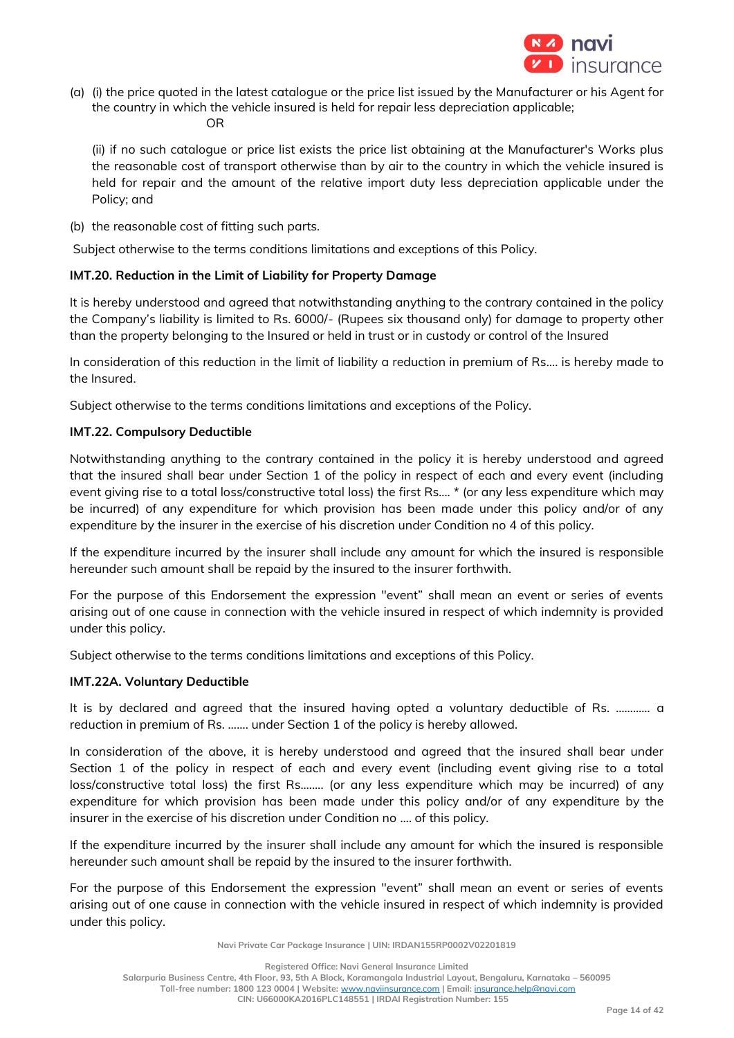(a) (i) the price quoted in the latest catalogue or the price list issued by the Manufacturer or his Agent for the country in which the vehicle insured is held for repair less depreciation applicable;

OR

(ii) if no such catalogue or price list exists the price list obtaining at the Manufacturer's Works plus the reasonable cost of transport otherwise than by air to the country in which the vehicle insured is held for repair and the amount of the relative import duty less depreciation applicable under the Policy; and

(b) the reasonable cost of fitting such parts.

Subject otherwise to the terms conditions limitations and exceptions of this Policy.

**IMT.20. Reduction in the Limit of Liability for Property Damage**

It is hereby understood and agreed that notwithstanding anything to the contrary contained in the policy the Company's liability is limited to Rs. 6000/- (Rupees six thousand only) for damage to property other than the property belonging to the Insured or held in trust or in custody or control of the Insured

In consideration of this reduction in the limit of liability a reduction in premium of Rs.... is hereby made to the Insured.

Subject otherwise to the terms conditions limitations and exceptions of the Policy.

**IMT.22. Compulsory Deductible**

Notwithstanding anything to the contrary contained in the policy it is hereby understood and agreed that the insured shall bear under Section 1 of the policy in respect of each and every event (including event giving rise to a total loss/constructive total loss) the first Rs.... * (or any less expenditure which may be incurred) of any expenditure for which provision has been made under this policy and/or of any expenditure by the insurer in the exercise of his discretion under Condition no 4 of this policy.

If the expenditure incurred by the insurer shall include any amount for which the insured is responsible hereunder such amount shall be repaid by the insured to the insurer forthwith.

For the purpose of this Endorsement the expression "event" shall mean an event or series of events arising out of one cause in connection with the vehicle insured in respect of which indemnity is provided under this policy.

Subject otherwise to the terms conditions limitations and exceptions of this Policy.

**IMT.22A. Voluntary Deductible**

It is by declared and agreed that the insured having opted a voluntary deductible of Rs. ............ a reduction in premium of Rs. ....... under Section 1 of the policy is hereby allowed.

In consideration of the above, it is hereby understood and agreed that the insured shall bear under Section 1 of the policy in respect of each and every event (including event giving rise to a total loss/constructive total loss) the first Rs........ (or any less expenditure which may be incurred) of any expenditure for which provision has been made under this policy and/or of any expenditure by the insurer in the exercise of his discretion under Condition no .... of this policy.

If the expenditure incurred by the insurer shall include any amount for which the insured is responsible hereunder such amount shall be repaid by the insured to the insurer forthwith.

For the purpose of this Endorsement the expression "event" shall mean an event or series of events arising out of one cause in connection with the vehicle insured in respect of which indemnity is provided under this policy.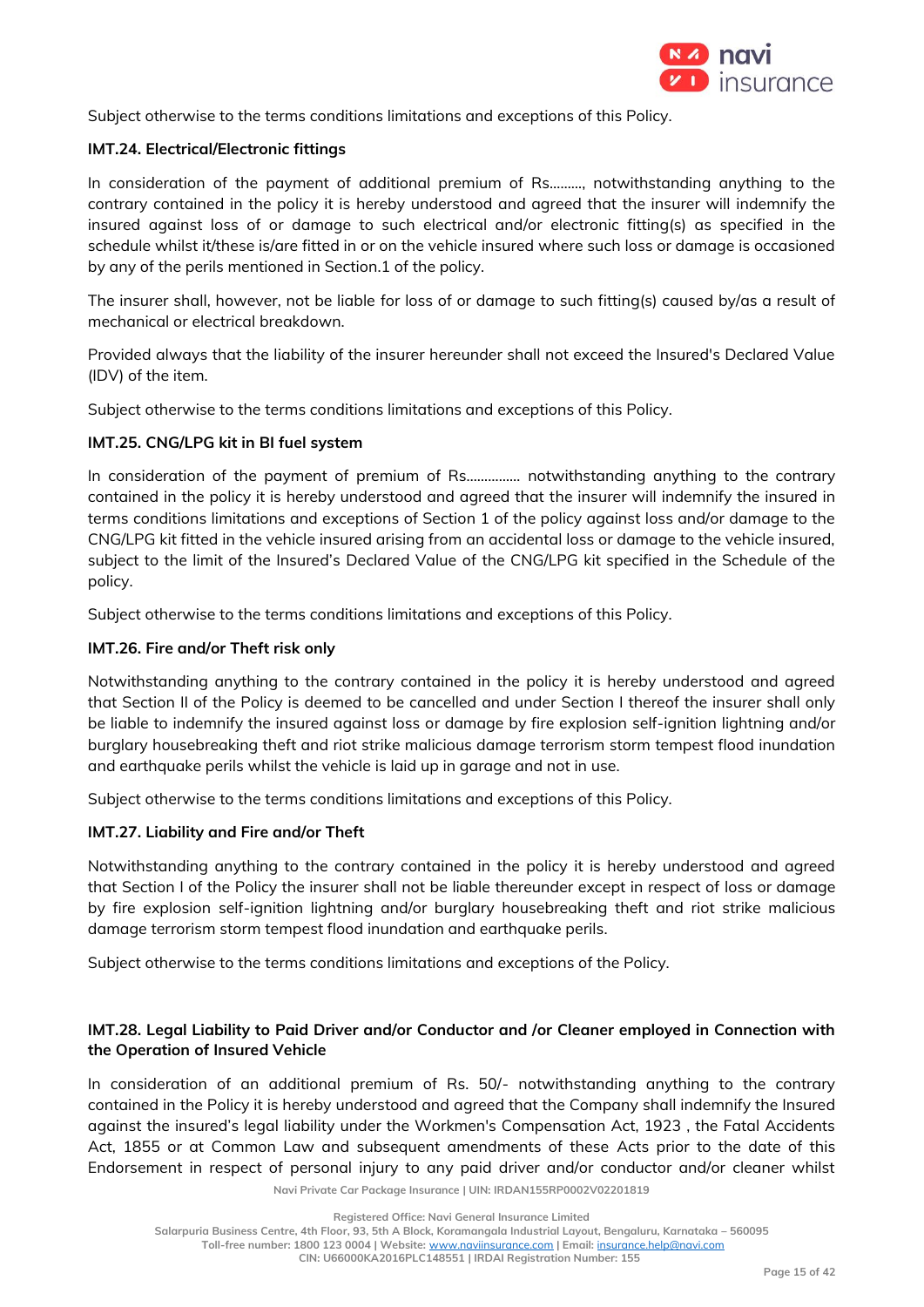Subject otherwise to the terms conditions limitations and exceptions of this Policy.

**IMT.24. Electrical/Electronic fittings**

In consideration of the payment of additional premium of Rs………, notwithstanding anything to the contrary contained in the policy it is hereby understood and agreed that the insurer will indemnify the insured against loss of or damage to such electrical and/or electronic fitting(s) as specified in the schedule whilst it/these is/are fitted in or on the vehicle insured where such loss or damage is occasioned by any of the perils mentioned in Section.1 of the policy.

The insurer shall, however, not be liable for loss of or damage to such fitting(s) caused by/as a result of mechanical or electrical breakdown.

Provided always that the liability of the insurer hereunder shall not exceed the Insured's Declared Value (IDV) of the item.

Subject otherwise to the terms conditions limitations and exceptions of this Policy.

**IMT.25. CNG/LPG kit in BI fuel system**

In consideration of the payment of premium of Rs…………… notwithstanding anything to the contrary contained in the policy it is hereby understood and agreed that the insurer will indemnify the insured in terms conditions limitations and exceptions of Section 1 of the policy against loss and/or damage to the CNG/LPG kit fitted in the vehicle insured arising from an accidental loss or damage to the vehicle insured, subject to the limit of the Insured's Declared Value of the CNG/LPG kit specified in the Schedule of the policy.

Subject otherwise to the terms conditions limitations and exceptions of this Policy.

**IMT.26. Fire and/or Theft risk only**

Notwithstanding anything to the contrary contained in the policy it is hereby understood and agreed that Section II of the Policy is deemed to be cancelled and under Section I thereof the insurer shall only be liable to indemnify the insured against loss or damage by fire explosion self-ignition lightning and/or burglary housebreaking theft and riot strike malicious damage terrorism storm tempest flood inundation and earthquake perils whilst the vehicle is laid up in garage and not in use.

Subject otherwise to the terms conditions limitations and exceptions of this Policy.

**IMT.27. Liability and Fire and/or Theft**

Notwithstanding anything to the contrary contained in the policy it is hereby understood and agreed that Section I of the Policy the insurer shall not be liable thereunder except in respect of loss or damage by fire explosion self-ignition lightning and/or burglary housebreaking theft and riot strike malicious damage terrorism storm tempest flood inundation and earthquake perils.

Subject otherwise to the terms conditions limitations and exceptions of the Policy.

**IMT.28. Legal Liability to Paid Driver and/or Conductor and /or Cleaner employed in Connection with the Operation of Insured Vehicle**

In consideration of an additional premium of Rs. 50/- notwithstanding anything to the contrary contained in the Policy it is hereby understood and agreed that the Company shall indemnify the Insured against the insured's legal liability under the Workmen's Compensation Act, 1923 , the Fatal Accidents Act, 1855 or at Common Law and subsequent amendments of these Acts prior to the date of this Endorsement in respect of personal injury to any paid driver and/or conductor and/or cleaner whilst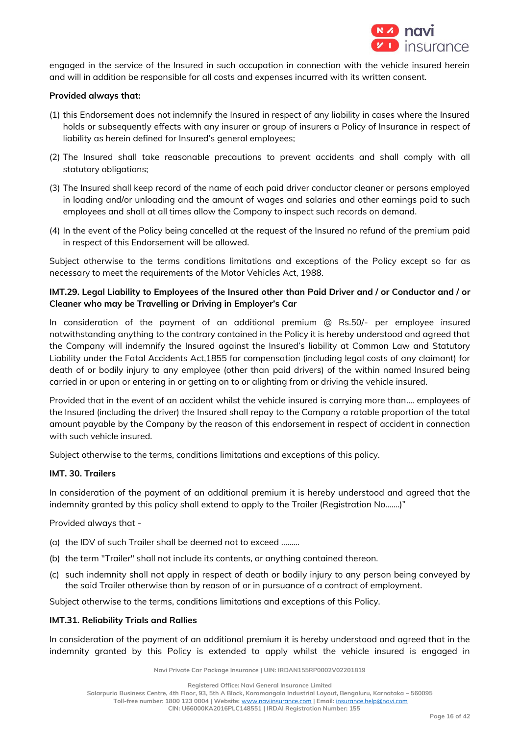engaged in the service of the Insured in such occupation in connection with the vehicle insured herein and will in addition be responsible for all costs and expenses incurred with its written consent.

**Provided always that:**

(1) this Endorsement does not indemnify the Insured in respect of any liability in cases where the Insured holds or subsequently effects with any insurer or group of insurers a Policy of Insurance in respect of liability as herein defined for Insured's general employees;

(2) The Insured shall take reasonable precautions to prevent accidents and shall comply with all statutory obligations;

(3) The Insured shall keep record of the name of each paid driver conductor cleaner or persons employed in loading and/or unloading and the amount of wages and salaries and other earnings paid to such employees and shall at all times allow the Company to inspect such records on demand.

(4) In the event of the Policy being cancelled at the request of the Insured no refund of the premium paid in respect of this Endorsement will be allowed.

Subject otherwise to the terms conditions limitations and exceptions of the Policy except so far as necessary to meet the requirements of the Motor Vehicles Act, 1988.

**IMT.29. Legal Liability to Employees of the Insured other than Paid Driver and / or Conductor and / or Cleaner who may be Travelling or Driving in Employer's Car**

In consideration of the payment of an additional premium @ Rs.50/- per employee insured notwithstanding anything to the contrary contained in the Policy it is hereby understood and agreed that the Company will indemnify the Insured against the Insured's liability at Common Law and Statutory Liability under the Fatal Accidents Act,1855 for compensation (including legal costs of any claimant) for death of or bodily injury to any employee (other than paid drivers) of the within named Insured being carried in or upon or entering in or getting on to or alighting from or driving the vehicle insured.

Provided that in the event of an accident whilst the vehicle insured is carrying more than.... employees of the Insured (including the driver) the Insured shall repay to the Company a ratable proportion of the total amount payable by the Company by the reason of this endorsement in respect of accident in connection with such vehicle insured.

Subject otherwise to the terms, conditions limitations and exceptions of this policy.

**IMT. 30. Trailers**

In consideration of the payment of an additional premium it is hereby understood and agreed that the indemnity granted by this policy shall extend to apply to the Trailer (Registration No.......)"

Provided always that -

(a) the IDV of such Trailer shall be deemed not to exceed .........

(b) the term "Trailer" shall not include its contents, or anything contained thereon.

(c) such indemnity shall not apply in respect of death or bodily injury to any person being conveyed by the said Trailer otherwise than by reason of or in pursuance of a contract of employment.

Subject otherwise to the terms, conditions limitations and exceptions of this Policy.

**IMT.31. Reliability Trials and Rallies**

In consideration of the payment of an additional premium it is hereby understood and agreed that in the indemnity granted by this Policy is extended to apply whilst the vehicle insured is engaged in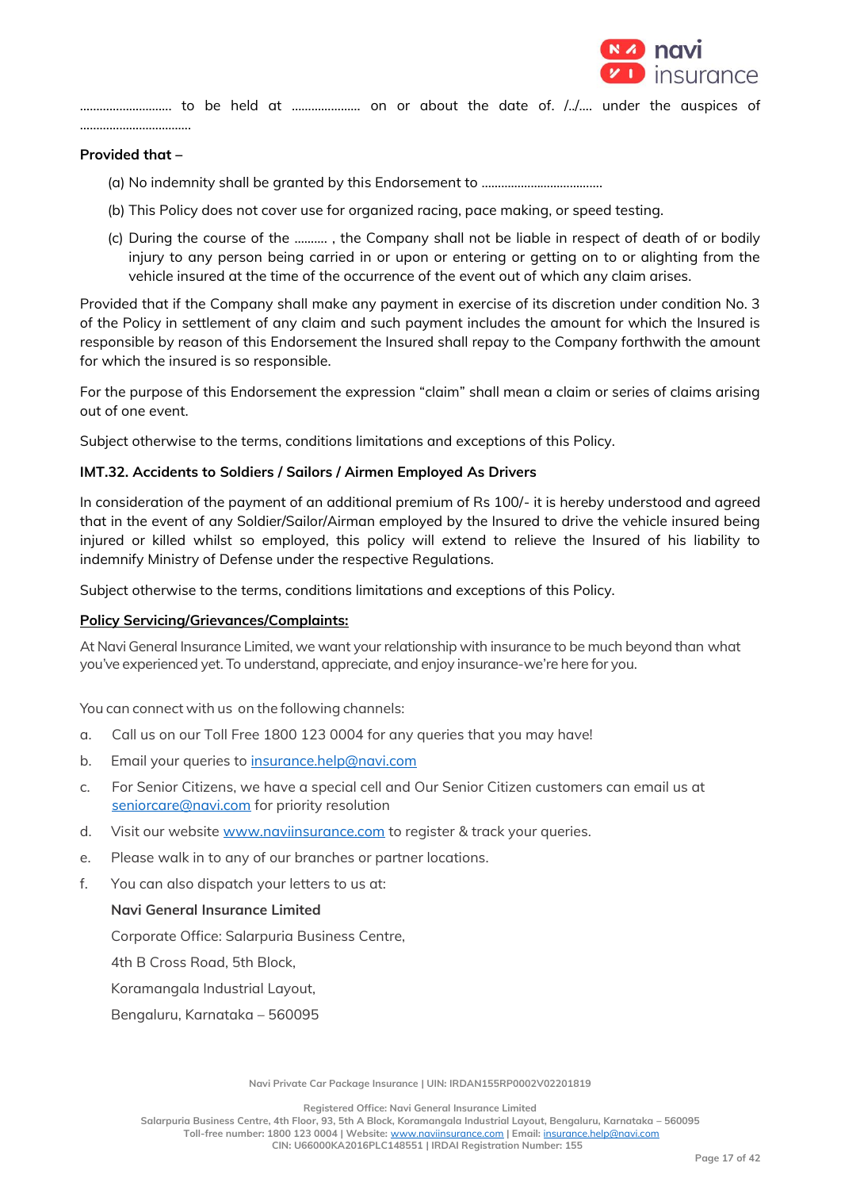………………………. to be held at ……………….. on or about the date of. /../…. under the auspices of ……………………………

**Provided that –**

(a) No indemnity shall be granted by this Endorsement to ………………………………

(b) This Policy does not cover use for organized racing, pace making, or speed testing.

(c) During the course of the ……… , the Company shall not be liable in respect of death of or bodily injury to any person being carried in or upon or entering or getting on to or alighting from the vehicle insured at the time of the occurrence of the event out of which any claim arises.

Provided that if the Company shall make any payment in exercise of its discretion under condition No. 3 of the Policy in settlement of any claim and such payment includes the amount for which the Insured is responsible by reason of this Endorsement the Insured shall repay to the Company forthwith the amount for which the insured is so responsible.

For the purpose of this Endorsement the expression "claim" shall mean a claim or series of claims arising out of one event.

Subject otherwise to the terms, conditions limitations and exceptions of this Policy.

**IMT.32. Accidents to Soldiers / Sailors / Airmen Employed As Drivers**

In consideration of the payment of an additional premium of Rs 100/- it is hereby understood and agreed that in the event of any Soldier/Sailor/Airman employed by the Insured to drive the vehicle insured being injured or killed whilst so employed, this policy will extend to relieve the Insured of his liability to indemnify Ministry of Defense under the respective Regulations.

Subject otherwise to the terms, conditions limitations and exceptions of this Policy.

**Policy Servicing/Grievances/Complaints:**

At Navi General Insurance Limited, we want your relationship with insurance to be much beyond than what you've experienced yet. To understand, appreciate, and enjoy insurance-we're here for you.

You can connect with us on the following channels:

a. Call us on our Toll Free 1800 123 0004 for any queries that you may have!

b. Email your queries to insurance.help@navi.com

c. For Senior Citizens, we have a special cell and Our Senior Citizen customers can email us at seniorcare@navi.com for priority resolution

d. Visit our website www.naviinsurance.com to register & track your queries.

e. Please walk in to any of our branches or partner locations.

f. You can also dispatch your letters to us at:

**Navi General Insurance Limited**

Corporate Office: Salarpuria Business Centre,

4th B Cross Road, 5th Block,

Koramangala Industrial Layout,

Bengaluru, Karnataka – 560095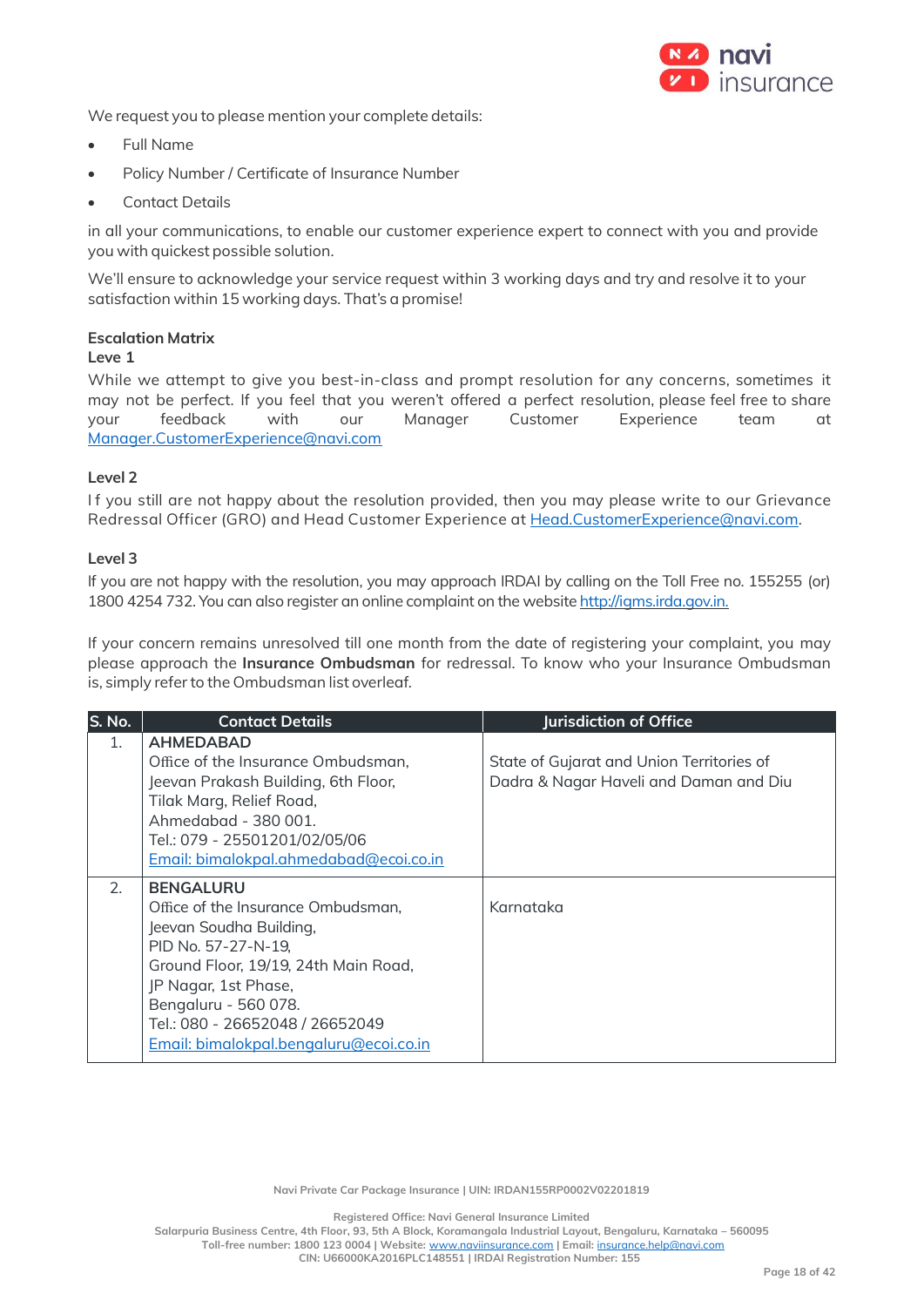We request you to please mention your complete details:

- Full Name
- Policy Number / Certificate of Insurance Number
- Contact Details

in all your communications, to enable our customer experience expert to connect with you and provide you with quickest possible solution.

We'll ensure to acknowledge your service request within 3 working days and try and resolve it to your satisfaction within 15 working days. That's a promise!

**Escalation Matrix**

**Leve 1**

While we attempt to give you best-in-class and prompt resolution for any concerns, sometimes it may not be perfect. If you feel that you weren't offered a perfect resolution, please feel free to share your feedback with our Manager Customer Experience team at Manager.CustomerExperience@navi.com

**Level 2**

If you still are not happy about the resolution provided, then you may please write to our Grievance Redressal Officer (GRO) and Head Customer Experience at Head.CustomerExperience@navi.com.

**Level 3**

If you are not happy with the resolution, you may approach IRDAI by calling on the Toll Free no. 155255 (or) 1800 4254 732. You can also register an online complaint on the website http://igms.irda.gov.in.

If your concern remains unresolved till one month from the date of registering your complaint, you may please approach the **Insurance Ombudsman** for redressal. To know who your Insurance Ombudsman is, simply refer to the Ombudsman list overleaf.

| S. No. | Contact Details | Jurisdiction of Office |
|---|---|---|
| 1. | **AHMEDABAD**<br>Office of the Insurance Ombudsman,<br>Jeevan Prakash Building, 6th Floor,<br>Tilak Marg, Relief Road,<br>Ahmedabad - 380 001.<br>Tel.: 079 - 25501201/02/05/06<br>Email: bimalokpal.ahmedabad@ecoi.co.in | State of Gujarat and Union Territories of Dadra & Nagar Haveli and Daman and Diu |
| 2. | **BENGALURU**<br>Office of the Insurance Ombudsman,<br>Jeevan Soudha Building,<br>PID No. 57-27-N-19,<br>Ground Floor, 19/19, 24th Main Road,<br>JP Nagar, 1st Phase,<br>Bengaluru - 560 078.<br>Tel.: 080 - 26652048 / 26652049<br>Email: bimalokpal.bengaluru@ecoi.co.in | Karnataka |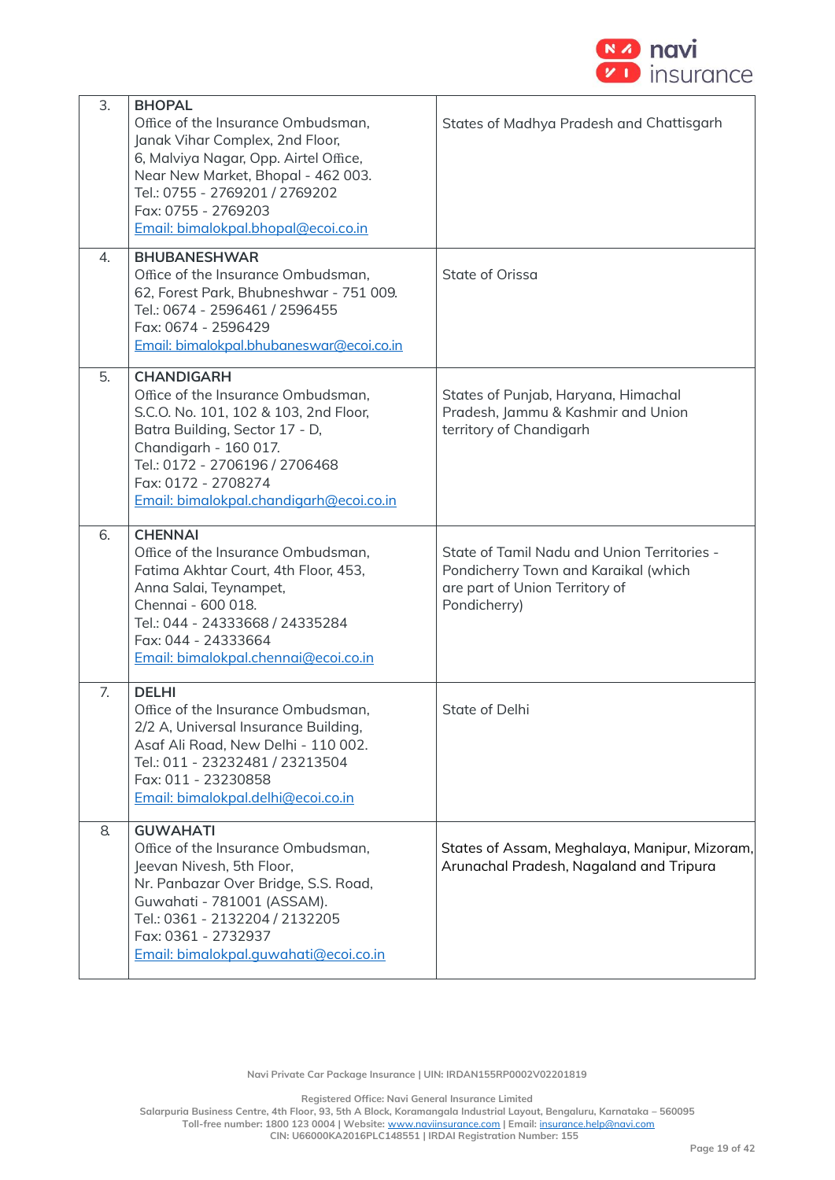| | | |
|---|---|---|
| 3. | **BHOPAL**<br>Office of the Insurance Ombudsman,<br>Janak Vihar Complex, 2nd Floor,<br>6, Malviya Nagar, Opp. Airtel Office,<br>Near New Market, Bhopal - 462 003.<br>Tel.: 0755 - 2769201 / 2769202<br>Fax: 0755 - 2769203<br>Email: bimalokpal.bhopal@ecoi.co.in | States of Madhya Pradesh and Chattisgarh |
| 4. | **BHUBANESHWAR**<br>Office of the Insurance Ombudsman,<br>62, Forest Park, Bhubneshwar - 751 009.<br>Tel.: 0674 - 2596461 / 2596455<br>Fax: 0674 - 2596429<br>Email: bimalokpal.bhubaneswar@ecoi.co.in | State of Orissa |
| 5. | **CHANDIGARH**<br>Office of the Insurance Ombudsman,<br>S.C.O. No. 101, 102 & 103, 2nd Floor,<br>Batra Building, Sector 17 - D,<br>Chandigarh - 160 017.<br>Tel.: 0172 - 2706196 / 2706468<br>Fax: 0172 - 2708274<br>Email: bimalokpal.chandigarh@ecoi.co.in | States of Punjab, Haryana, Himachal Pradesh, Jammu & Kashmir and Union territory of Chandigarh |
| 6. | **CHENNAI**<br>Office of the Insurance Ombudsman,<br>Fatima Akhtar Court, 4th Floor, 453,<br>Anna Salai, Teynampet,<br>Chennai - 600 018.<br>Tel.: 044 - 24333668 / 24335284<br>Fax: 044 - 24333664<br>Email: bimalokpal.chennai@ecoi.co.in | State of Tamil Nadu and Union Territories - Pondicherry Town and Karaikal (which are part of Union Territory of Pondicherry) |
| 7. | **DELHI**<br>Office of the Insurance Ombudsman,<br>2/2 A, Universal Insurance Building,<br>Asaf Ali Road, New Delhi - 110 002.<br>Tel.: 011 - 23232481 / 23213504<br>Fax: 011 - 23230858<br>Email: bimalokpal.delhi@ecoi.co.in | State of Delhi |
| 8. | **GUWAHATI**<br>Office of the Insurance Ombudsman,<br>Jeevan Nivesh, 5th Floor,<br>Nr. Panbazar Over Bridge, S.S. Road,<br>Guwahati - 781001 (ASSAM).<br>Tel.: 0361 - 2132204 / 2132205<br>Fax: 0361 - 2732937<br>Email: bimalokpal.guwahati@ecoi.co.in | States of Assam, Meghalaya, Manipur, Mizoram, Arunachal Pradesh, Nagaland and Tripura |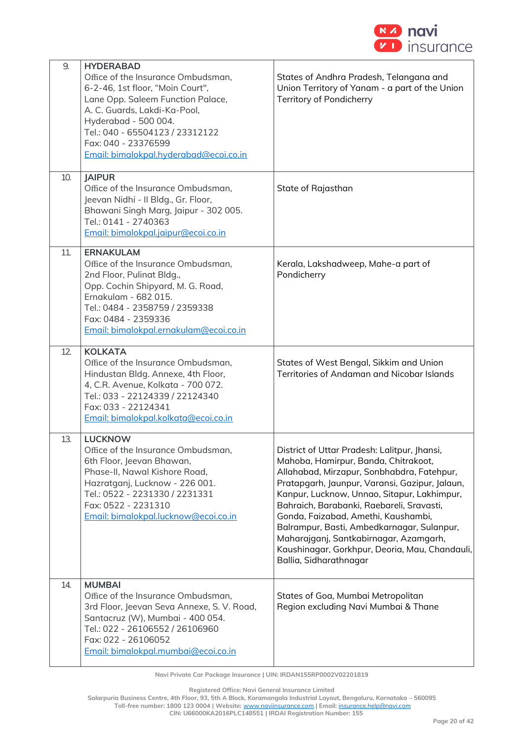| | | |
|---|---|---|
| 9. | **HYDERABAD**<br>Office of the Insurance Ombudsman,<br>6-2-46, 1st floor, "Moin Court",<br>Lane Opp. Saleem Function Palace,<br>A. C. Guards, Lakdi-Ka-Pool,<br>Hyderabad - 500 004.<br>Tel.: 040 - 65504123 / 23312122<br>Fax: 040 - 23376599<br>Email: bimalokpal.hyderabad@ecoi.co.in | States of Andhra Pradesh, Telangana and Union Territory of Yanam - a part of the Union Territory of Pondicherry |
| 10. | **JAIPUR**<br>Office of the Insurance Ombudsman,<br>Jeevan Nidhi - II Bldg., Gr. Floor,<br>Bhawani Singh Marg, Jaipur - 302 005.<br>Tel.: 0141 - 2740363<br>Email: bimalokpal.jaipur@ecoi.co.in | State of Rajasthan |
| 11. | **ERNAKULAM**<br>Office of the Insurance Ombudsman,<br>2nd Floor, Pulinat Bldg.,<br>Opp. Cochin Shipyard, M. G. Road,<br>Ernakulam - 682 015.<br>Tel.: 0484 - 2358759 / 2359338<br>Fax: 0484 - 2359336<br>Email: bimalokpal.ernakulam@ecoi.co.in | Kerala, Lakshadweep, Mahe-a part of Pondicherry |
| 12. | **KOLKATA**<br>Office of the Insurance Ombudsman,<br>Hindustan Bldg. Annexe, 4th Floor,<br>4, C.R. Avenue, Kolkata - 700 072.<br>Tel.: 033 - 22124339 / 22124340<br>Fax: 033 - 22124341<br>Email: bimalokpal.kolkata@ecoi.co.in | States of West Bengal, Sikkim and Union Territories of Andaman and Nicobar Islands |
| 13. | **LUCKNOW**<br>Office of the Insurance Ombudsman,<br>6th Floor, Jeevan Bhawan,<br>Phase-II, Nawal Kishore Road,<br>Hazratganj, Lucknow - 226 001.<br>Tel.: 0522 - 2231330 / 2231331<br>Fax: 0522 - 2231310<br>Email: bimalokpal.lucknow@ecoi.co.in | District of Uttar Pradesh: Lalitpur, Jhansi, Mahoba, Hamirpur, Banda, Chitrakoot, Allahabad, Mirzapur, Sonbhabdra, Fatehpur, Pratapgarh, Jaunpur, Varansi, Gazipur, Jalaun, Kanpur, Lucknow, Unnao, Sitapur, Lakhimpur, Bahraich, Barabanki, Raebareli, Sravasti, Gonda, Faizabad, Amethi, Kaushambi, Balrampur, Basti, Ambedkarnagar, Sulanpur, Maharajganj, Santkabirnagar, Azamgarh, Kaushinagar, Gorkhpur, Deoria, Mau, Chandauli, Ballia, Sidharathnagar |
| 14. | **MUMBAI**<br>Office of the Insurance Ombudsman,<br>3rd Floor, Jeevan Seva Annexe, S. V. Road,<br>Santacruz (W), Mumbai - 400 054.<br>Tel.: 022 - 26106552 / 26106960<br>Fax: 022 - 26106052<br>Email: bimalokpal.mumbai@ecoi.co.in | States of Goa, Mumbai Metropolitan Region excluding Navi Mumbai & Thane |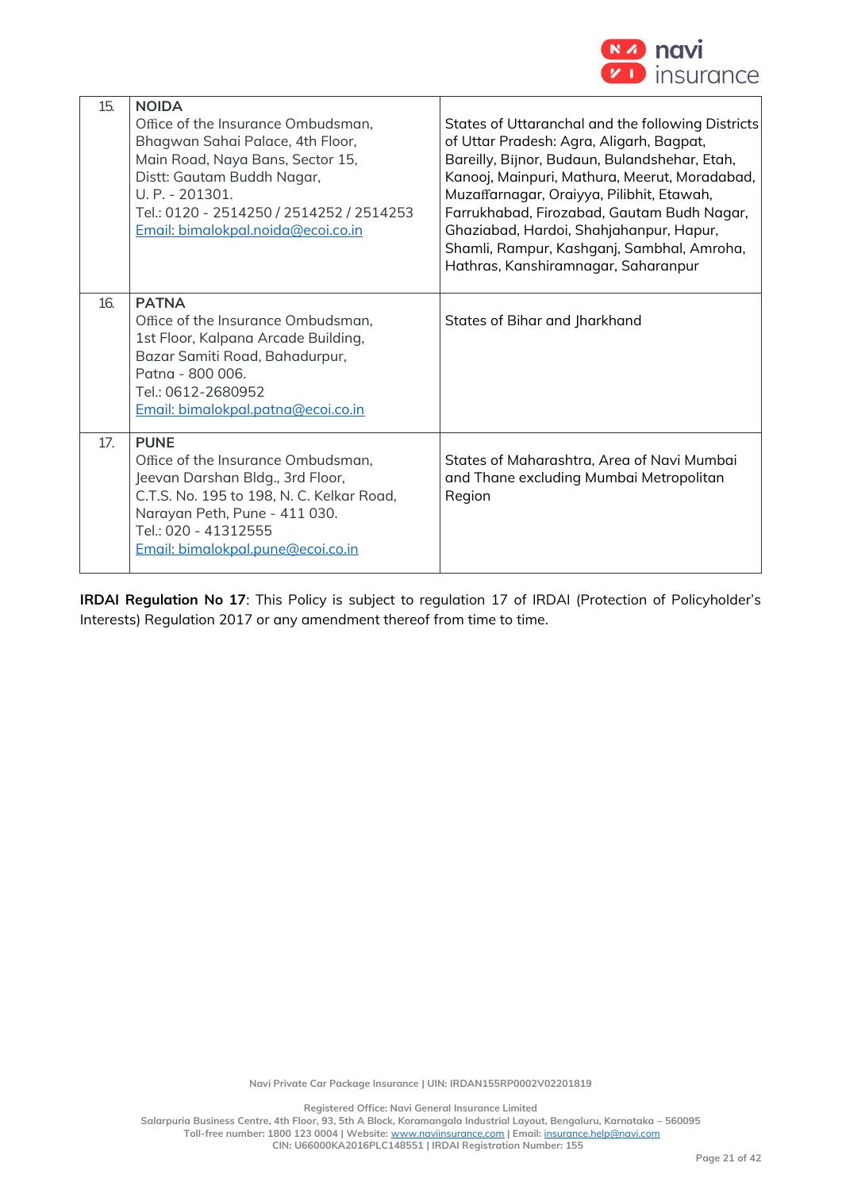| | | |
|---|---|---|
| 15. | **NOIDA**<br>Office of the Insurance Ombudsman,<br>Bhagwan Sahai Palace, 4th Floor,<br>Main Road, Naya Bans, Sector 15,<br>Distt: Gautam Buddh Nagar,<br>U. P. - 201301.<br>Tel.: 0120 - 2514250 / 2514252 / 2514253<br>Email: bimalokpal.noida@ecoi.co.in | States of Uttaranchal and the following Districts of Uttar Pradesh: Agra, Aligarh, Bagpat, Bareilly, Bijnor, Budaun, Bulandshehar, Etah, Kanooj, Mainpuri, Mathura, Meerut, Moradabad, Muzaffarnagar, Oraiyya, Pilibhit, Etawah, Farrukhabad, Firozabad, Gautam Budh Nagar, Ghaziabad, Hardoi, Shahjahanpur, Hapur, Shamli, Rampur, Kashganj, Sambhal, Amroha, Hathras, Kanshiramnagar, Saharanpur |
| 16. | **PATNA**<br>Office of the Insurance Ombudsman,<br>1st Floor, Kalpana Arcade Building,<br>Bazar Samiti Road, Bahadurpur,<br>Patna - 800 006.<br>Tel.: 0612-2680952<br>Email: bimalokpal.patna@ecoi.co.in | States of Bihar and Jharkhand |
| 17. | **PUNE**<br>Office of the Insurance Ombudsman,<br>Jeevan Darshan Bldg., 3rd Floor,<br>C.T.S. No. 195 to 198, N. C. Kelkar Road,<br>Narayan Peth, Pune - 411 030.<br>Tel.: 020 - 41312555<br>Email: bimalokpal.pune@ecoi.co.in | States of Maharashtra, Area of Navi Mumbai and Thane excluding Mumbai Metropolitan Region |

**IRDAI Regulation No 17**: This Policy is subject to regulation 17 of IRDAI (Protection of Policyholder's Interests) Regulation 2017 or any amendment thereof from time to time.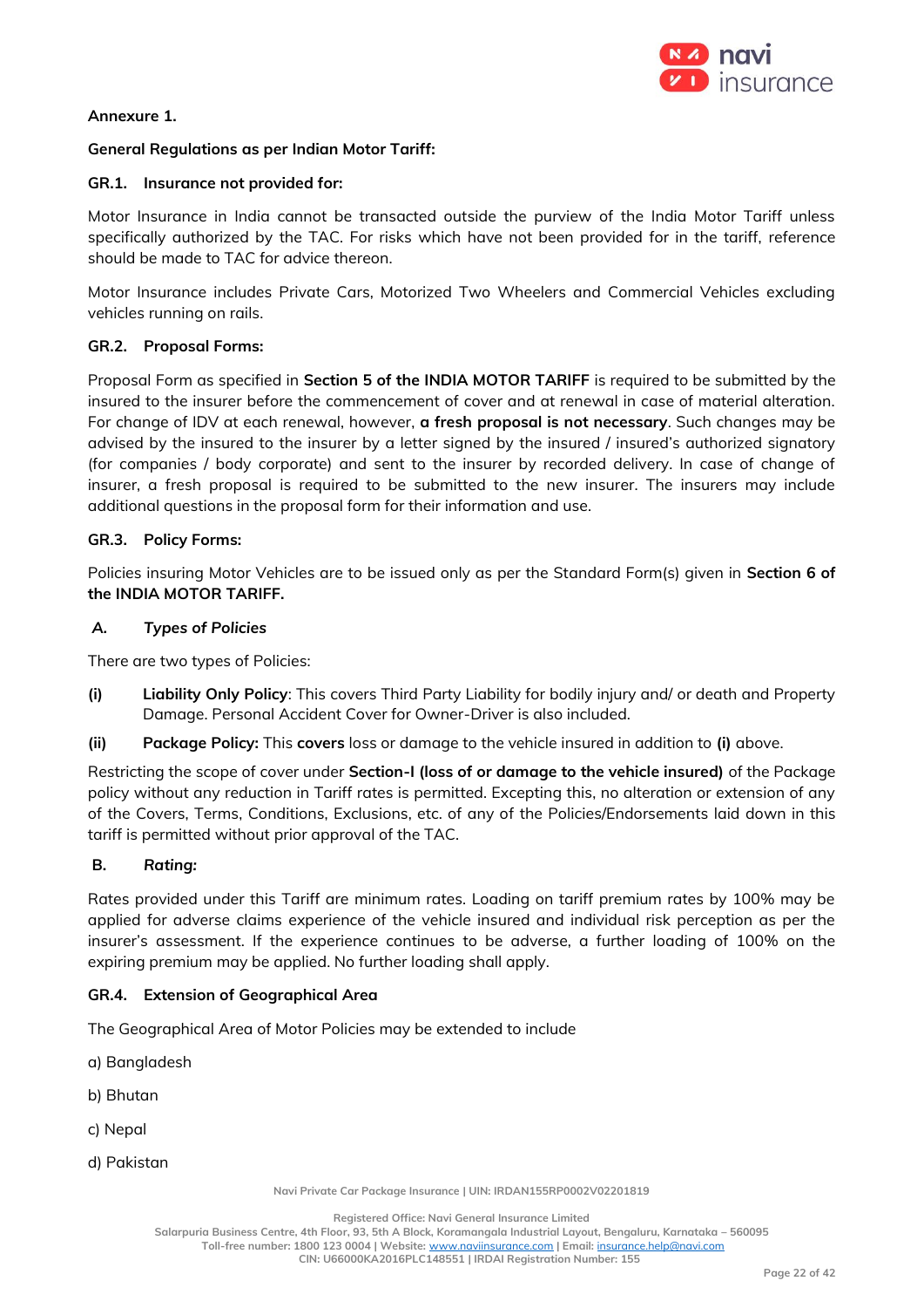**Annexure 1.**

**General Regulations as per Indian Motor Tariff:**

**GR.1. Insurance not provided for:**

Motor Insurance in India cannot be transacted outside the purview of the India Motor Tariff unless specifically authorized by the TAC. For risks which have not been provided for in the tariff, reference should be made to TAC for advice thereon.

Motor Insurance includes Private Cars, Motorized Two Wheelers and Commercial Vehicles excluding vehicles running on rails.

**GR.2. Proposal Forms:**

Proposal Form as specified in **Section 5 of the INDIA MOTOR TARIFF** is required to be submitted by the insured to the insurer before the commencement of cover and at renewal in case of material alteration. For change of IDV at each renewal, however, **a fresh proposal is not necessary**. Such changes may be advised by the insured to the insurer by a letter signed by the insured / insured's authorized signatory (for companies / body corporate) and sent to the insurer by recorded delivery. In case of change of insurer, a fresh proposal is required to be submitted to the new insurer. The insurers may include additional questions in the proposal form for their information and use.

**GR.3. Policy Forms:**

Policies insuring Motor Vehicles are to be issued only as per the Standard Form(s) given in **Section 6 of the INDIA MOTOR TARIFF.**

***A. Types of Policies***

There are two types of Policies:

**(i)** **Liability Only Policy**: This covers Third Party Liability for bodily injury and/ or death and Property Damage. Personal Accident Cover for Owner-Driver is also included.

**(ii)** **Package Policy:** This **covers** loss or damage to the vehicle insured in addition to **(i)** above.

Restricting the scope of cover under **Section-I (loss of or damage to the vehicle insured)** of the Package policy without any reduction in Tariff rates is permitted. Excepting this, no alteration or extension of any of the Covers, Terms, Conditions, Exclusions, etc. of any of the Policies/Endorsements laid down in this tariff is permitted without prior approval of the TAC.

***B. Rating:***

Rates provided under this Tariff are minimum rates. Loading on tariff premium rates by 100% may be applied for adverse claims experience of the vehicle insured and individual risk perception as per the insurer's assessment. If the experience continues to be adverse, a further loading of 100% on the expiring premium may be applied. No further loading shall apply.

**GR.4. Extension of Geographical Area**

The Geographical Area of Motor Policies may be extended to include

a) Bangladesh

b) Bhutan

c) Nepal

d) Pakistan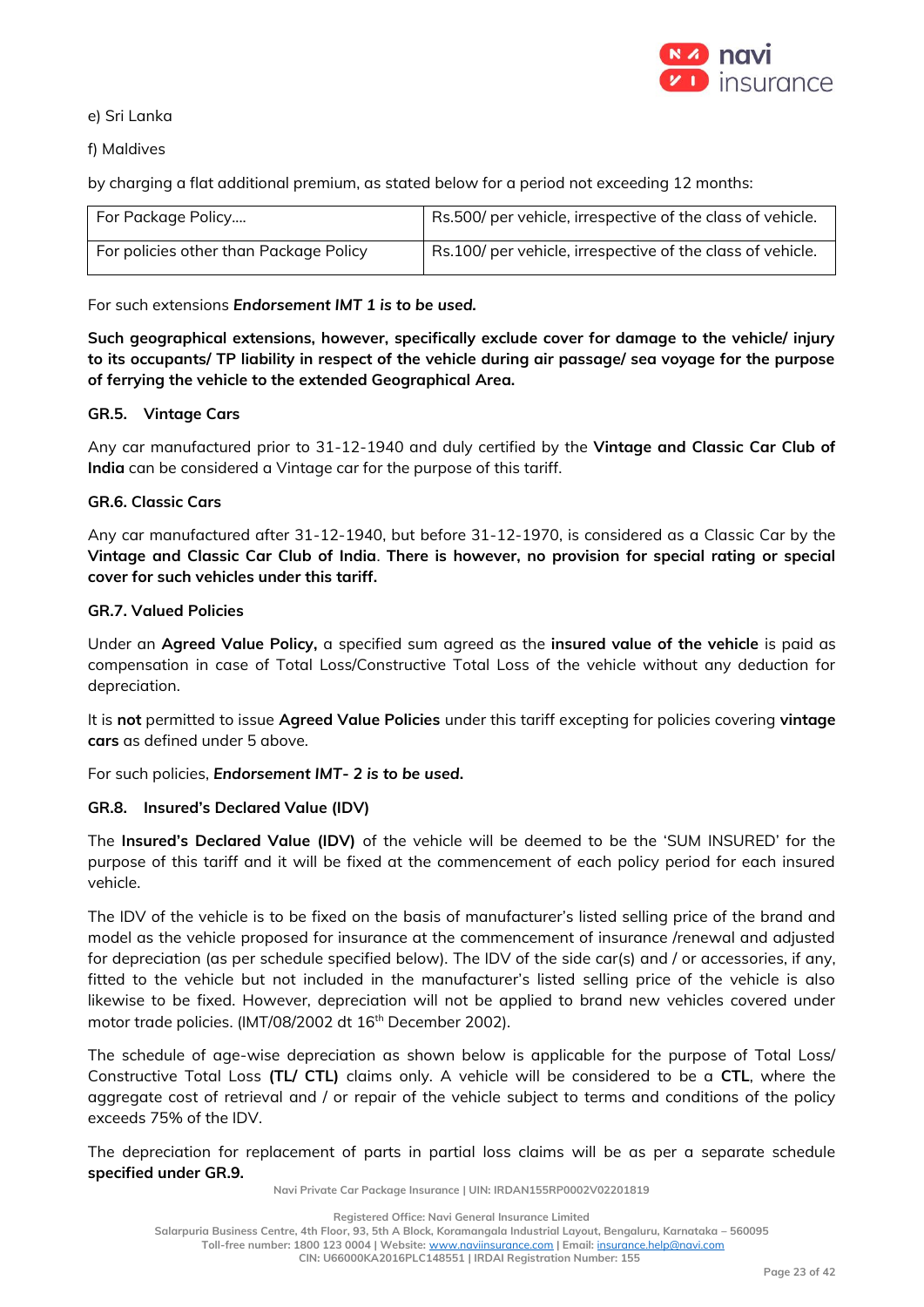e) Sri Lanka

f) Maldives

by charging a flat additional premium, as stated below for a period not exceeding 12 months:

| For Package Policy…. | Rs.500/ per vehicle, irrespective of the class of vehicle. |
|---|---|
| For policies other than Package Policy | Rs.100/ per vehicle, irrespective of the class of vehicle. |

For such extensions ***Endorsement IMT 1 is to be used.***

**Such geographical extensions, however, specifically exclude cover for damage to the vehicle/ injury to its occupants/ TP liability in respect of the vehicle during air passage/ sea voyage for the purpose of ferrying the vehicle to the extended Geographical Area.**

**GR.5. Vintage Cars**

Any car manufactured prior to 31-12-1940 and duly certified by the **Vintage and Classic Car Club of India** can be considered a Vintage car for the purpose of this tariff.

**GR.6. Classic Cars**

Any car manufactured after 31-12-1940, but before 31-12-1970, is considered as a Classic Car by the **Vintage and Classic Car Club of India. There is however, no provision for special rating or special cover for such vehicles under this tariff.**

**GR.7. Valued Policies**

Under an **Agreed Value Policy,** a specified sum agreed as the **insured value of the vehicle** is paid as compensation in case of Total Loss/Constructive Total Loss of the vehicle without any deduction for depreciation.

It is **not** permitted to issue **Agreed Value Policies** under this tariff excepting for policies covering **vintage cars** as defined under 5 above.

For such policies, ***Endorsement IMT- 2 is to be used.***

**GR.8. Insured's Declared Value (IDV)**

The **Insured's Declared Value (IDV)** of the vehicle will be deemed to be the 'SUM INSURED' for the purpose of this tariff and it will be fixed at the commencement of each policy period for each insured vehicle.

The IDV of the vehicle is to be fixed on the basis of manufacturer's listed selling price of the brand and model as the vehicle proposed for insurance at the commencement of insurance /renewal and adjusted for depreciation (as per schedule specified below). The IDV of the side car(s) and / or accessories, if any, fitted to the vehicle but not included in the manufacturer's listed selling price of the vehicle is also likewise to be fixed. However, depreciation will not be applied to brand new vehicles covered under motor trade policies. (IMT/08/2002 dt 16th December 2002).

The schedule of age-wise depreciation as shown below is applicable for the purpose of Total Loss/ Constructive Total Loss **(TL/ CTL)** claims only. A vehicle will be considered to be a **CTL**, where the aggregate cost of retrieval and / or repair of the vehicle subject to terms and conditions of the policy exceeds 75% of the IDV.

The depreciation for replacement of parts in partial loss claims will be as per a separate schedule **specified under GR.9.**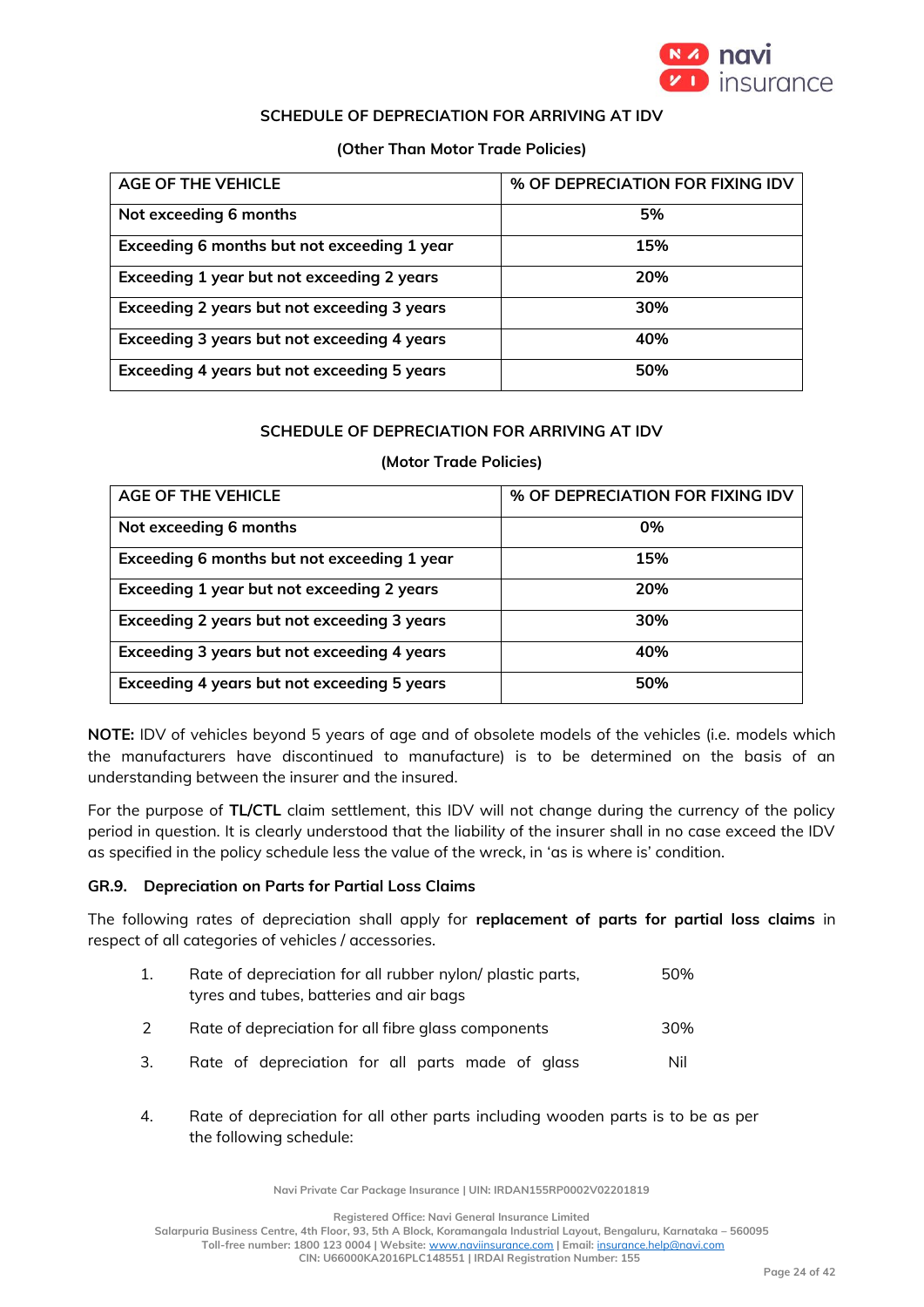## SCHEDULE OF DEPRECIATION FOR ARRIVING AT IDV

**(Other Than Motor Trade Policies)**

| AGE OF THE VEHICLE | % OF DEPRECIATION FOR FIXING IDV |
|---|---|
| Not exceeding 6 months | 5% |
| Exceeding 6 months but not exceeding 1 year | 15% |
| Exceeding 1 year but not exceeding 2 years | 20% |
| Exceeding 2 years but not exceeding 3 years | 30% |
| Exceeding 3 years but not exceeding 4 years | 40% |
| Exceeding 4 years but not exceeding 5 years | 50% |

## SCHEDULE OF DEPRECIATION FOR ARRIVING AT IDV

**(Motor Trade Policies)**

| AGE OF THE VEHICLE | % OF DEPRECIATION FOR FIXING IDV |
|---|---|
| Not exceeding 6 months | 0% |
| Exceeding 6 months but not exceeding 1 year | 15% |
| Exceeding 1 year but not exceeding 2 years | 20% |
| Exceeding 2 years but not exceeding 3 years | 30% |
| Exceeding 3 years but not exceeding 4 years | 40% |
| Exceeding 4 years but not exceeding 5 years | 50% |

**NOTE:** IDV of vehicles beyond 5 years of age and of obsolete models of the vehicles (i.e. models which the manufacturers have discontinued to manufacture) is to be determined on the basis of an understanding between the insurer and the insured.

For the purpose of **TL/CTL** claim settlement, this IDV will not change during the currency of the policy period in question. It is clearly understood that the liability of the insurer shall in no case exceed the IDV as specified in the policy schedule less the value of the wreck, in 'as is where is' condition.

### GR.9. Depreciation on Parts for Partial Loss Claims

The following rates of depreciation shall apply for **replacement of parts for partial loss claims** in respect of all categories of vehicles / accessories.

| | | |
|---|---|---|
| 1. | Rate of depreciation for all rubber nylon/ plastic parts, tyres and tubes, batteries and air bags | 50% |
| 2 | Rate of depreciation for all fibre glass components | 30% |
| 3. | Rate of depreciation for all parts made of glass | Nil |

4. Rate of depreciation for all other parts including wooden parts is to be as per the following schedule: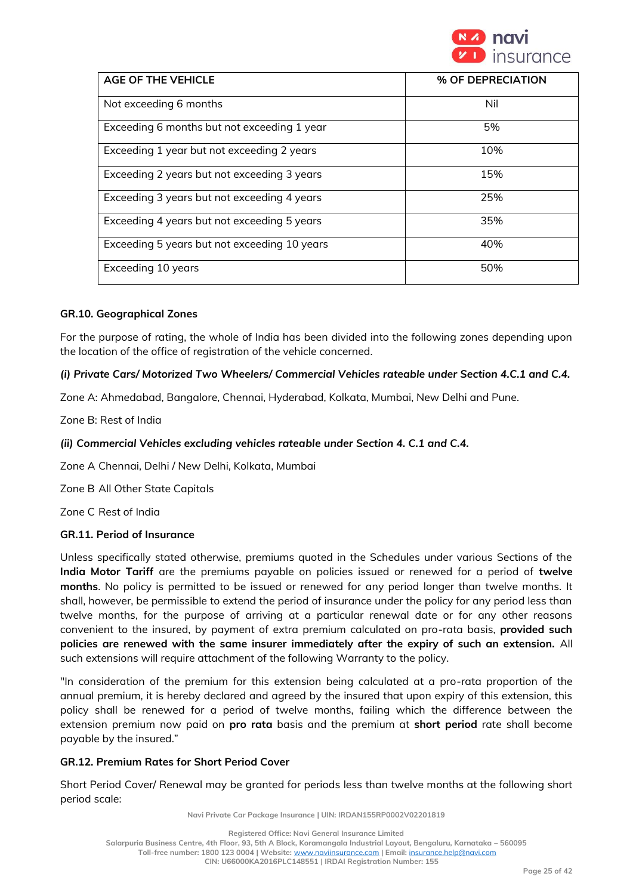| AGE OF THE VEHICLE | % OF DEPRECIATION |
|---|---|
| Not exceeding 6 months | Nil |
| Exceeding 6 months but not exceeding 1 year | 5% |
| Exceeding 1 year but not exceeding 2 years | 10% |
| Exceeding 2 years but not exceeding 3 years | 15% |
| Exceeding 3 years but not exceeding 4 years | 25% |
| Exceeding 4 years but not exceeding 5 years | 35% |
| Exceeding 5 years but not exceeding 10 years | 40% |
| Exceeding 10 years | 50% |

### GR.10. Geographical Zones

For the purpose of rating, the whole of India has been divided into the following zones depending upon the location of the office of registration of the vehicle concerned.

***(i) Private Cars/ Motorized Two Wheelers/ Commercial Vehicles rateable under Section 4.C.1 and C.4.***

Zone A: Ahmedabad, Bangalore, Chennai, Hyderabad, Kolkata, Mumbai, New Delhi and Pune.

Zone B: Rest of India

***(ii) Commercial Vehicles excluding vehicles rateable under Section 4. C.1 and C.4.***

Zone A Chennai, Delhi / New Delhi, Kolkata, Mumbai

Zone B All Other State Capitals

Zone C Rest of India

### GR.11. Period of Insurance

Unless specifically stated otherwise, premiums quoted in the Schedules under various Sections of the **India Motor Tariff** are the premiums payable on policies issued or renewed for a period of **twelve months**. No policy is permitted to be issued or renewed for any period longer than twelve months. It shall, however, be permissible to extend the period of insurance under the policy for any period less than twelve months, for the purpose of arriving at a particular renewal date or for any other reasons convenient to the insured, by payment of extra premium calculated on pro-rata basis, **provided such policies are renewed with the same insurer immediately after the expiry of such an extension.** All such extensions will require attachment of the following Warranty to the policy.

"In consideration of the premium for this extension being calculated at a pro-rata proportion of the annual premium, it is hereby declared and agreed by the insured that upon expiry of this extension, this policy shall be renewed for a period of twelve months, failing which the difference between the extension premium now paid on **pro rata** basis and the premium at **short period** rate shall become payable by the insured."

### GR.12. Premium Rates for Short Period Cover

Short Period Cover/ Renewal may be granted for periods less than twelve months at the following short period scale: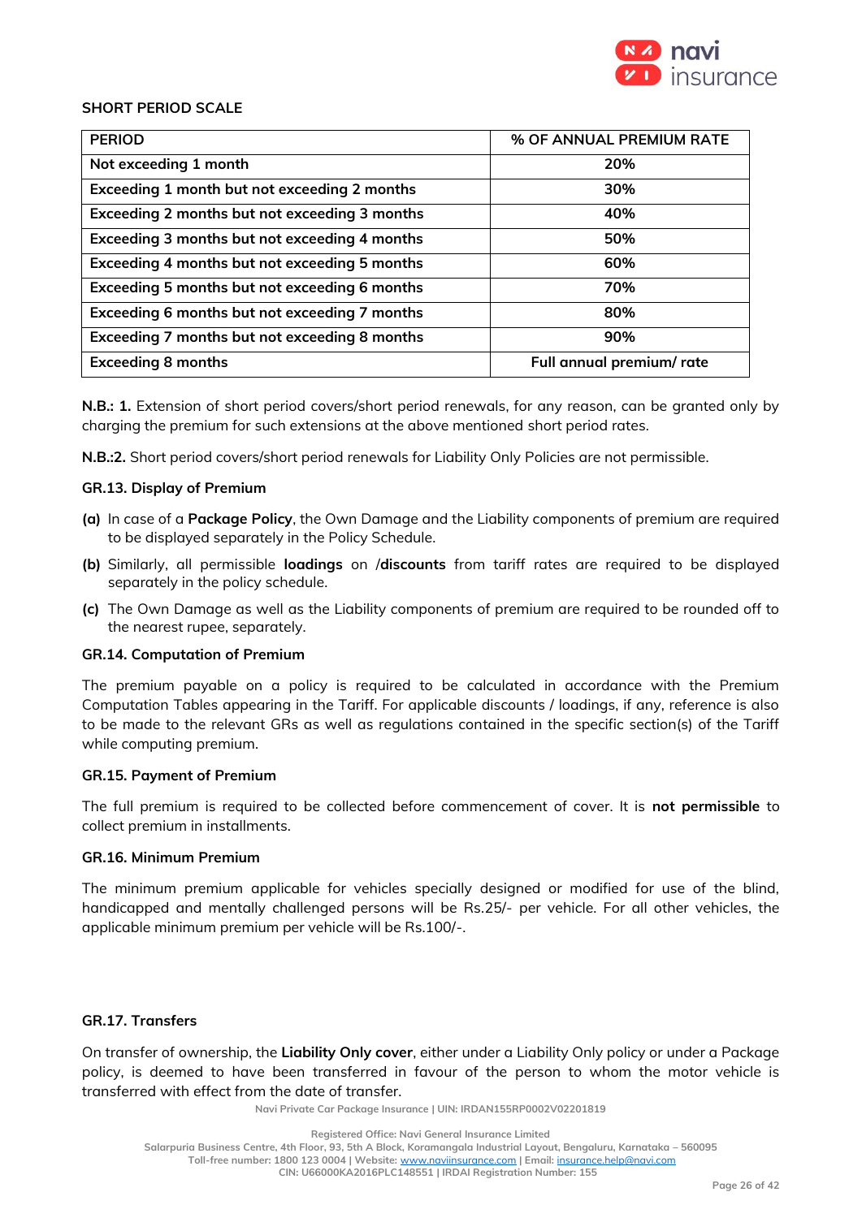**SHORT PERIOD SCALE**

| PERIOD | % OF ANNUAL PREMIUM RATE |
|---|---|
| Not exceeding 1 month | 20% |
| Exceeding 1 month but not exceeding 2 months | 30% |
| Exceeding 2 months but not exceeding 3 months | 40% |
| Exceeding 3 months but not exceeding 4 months | 50% |
| Exceeding 4 months but not exceeding 5 months | 60% |
| Exceeding 5 months but not exceeding 6 months | 70% |
| Exceeding 6 months but not exceeding 7 months | 80% |
| Exceeding 7 months but not exceeding 8 months | 90% |
| Exceeding 8 months | Full annual premium/ rate |

**N.B.: 1.** Extension of short period covers/short period renewals, for any reason, can be granted only by charging the premium for such extensions at the above mentioned short period rates.

**N.B.:2.** Short period covers/short period renewals for Liability Only Policies are not permissible.

### GR.13. Display of Premium

**(a)** In case of a **Package Policy**, the Own Damage and the Liability components of premium are required to be displayed separately in the Policy Schedule.

**(b)** Similarly, all permissible **loadings** on /**discounts** from tariff rates are required to be displayed separately in the policy schedule.

**(c)** The Own Damage as well as the Liability components of premium are required to be rounded off to the nearest rupee, separately.

### GR.14. Computation of Premium

The premium payable on a policy is required to be calculated in accordance with the Premium Computation Tables appearing in the Tariff. For applicable discounts / loadings, if any, reference is also to be made to the relevant GRs as well as regulations contained in the specific section(s) of the Tariff while computing premium.

### GR.15. Payment of Premium

The full premium is required to be collected before commencement of cover. It is **not permissible** to collect premium in installments.

### GR.16. Minimum Premium

The minimum premium applicable for vehicles specially designed or modified for use of the blind, handicapped and mentally challenged persons will be Rs.25/- per vehicle. For all other vehicles, the applicable minimum premium per vehicle will be Rs.100/-.

### GR.17. Transfers

On transfer of ownership, the **Liability Only cover**, either under a Liability Only policy or under a Package policy, is deemed to have been transferred in favour of the person to whom the motor vehicle is transferred with effect from the date of transfer.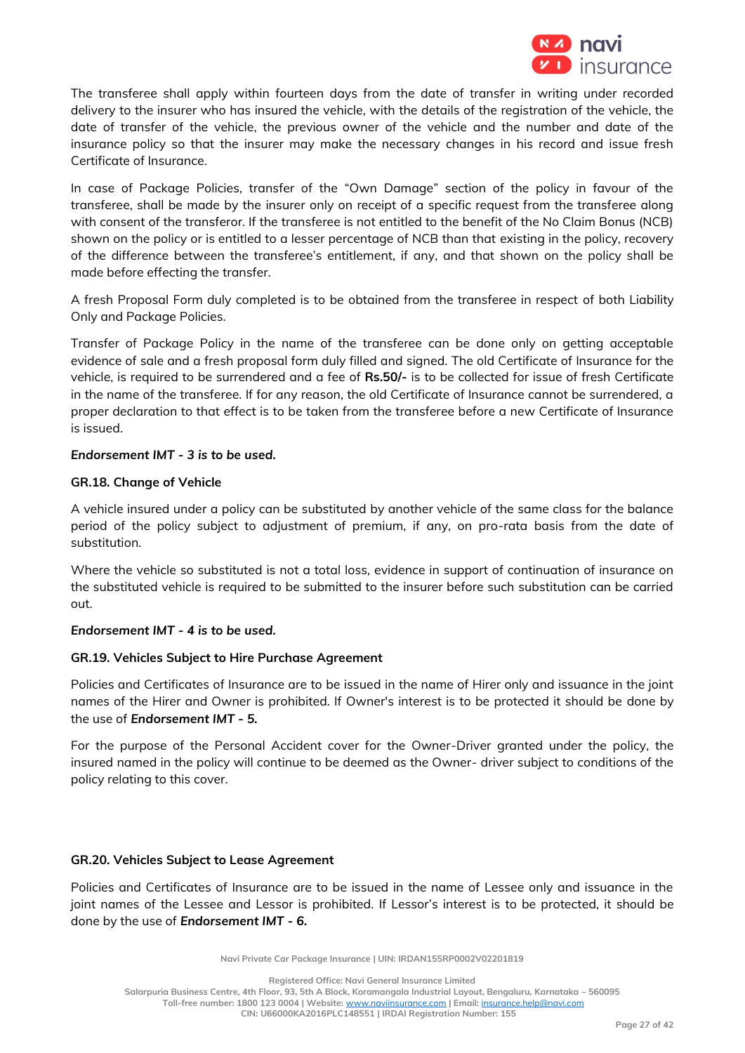The transferee shall apply within fourteen days from the date of transfer in writing under recorded delivery to the insurer who has insured the vehicle, with the details of the registration of the vehicle, the date of transfer of the vehicle, the previous owner of the vehicle and the number and date of the insurance policy so that the insurer may make the necessary changes in his record and issue fresh Certificate of Insurance.

In case of Package Policies, transfer of the “Own Damage” section of the policy in favour of the transferee, shall be made by the insurer only on receipt of a specific request from the transferee along with consent of the transferor. If the transferee is not entitled to the benefit of the No Claim Bonus (NCB) shown on the policy or is entitled to a lesser percentage of NCB than that existing in the policy, recovery of the difference between the transferee’s entitlement, if any, and that shown on the policy shall be made before effecting the transfer.

A fresh Proposal Form duly completed is to be obtained from the transferee in respect of both Liability Only and Package Policies.

Transfer of Package Policy in the name of the transferee can be done only on getting acceptable evidence of sale and a fresh proposal form duly filled and signed. The old Certificate of Insurance for the vehicle, is required to be surrendered and a fee of **Rs.50/-** is to be collected for issue of fresh Certificate in the name of the transferee. If for any reason, the old Certificate of Insurance cannot be surrendered, a proper declaration to that effect is to be taken from the transferee before a new Certificate of Insurance is issued.

***Endorsement IMT - 3 is to be used.***

**GR.18. Change of Vehicle**

A vehicle insured under a policy can be substituted by another vehicle of the same class for the balance period of the policy subject to adjustment of premium, if any, on pro-rata basis from the date of substitution.

Where the vehicle so substituted is not a total loss, evidence in support of continuation of insurance on the substituted vehicle is required to be submitted to the insurer before such substitution can be carried out.

***Endorsement IMT - 4 is to be used.***

**GR.19. Vehicles Subject to Hire Purchase Agreement**

Policies and Certificates of Insurance are to be issued in the name of Hirer only and issuance in the joint names of the Hirer and Owner is prohibited. If Owner's interest is to be protected it should be done by the use of ***Endorsement IMT - 5.***

For the purpose of the Personal Accident cover for the Owner-Driver granted under the policy, the insured named in the policy will continue to be deemed as the Owner- driver subject to conditions of the policy relating to this cover.

**GR.20. Vehicles Subject to Lease Agreement**

Policies and Certificates of Insurance are to be issued in the name of Lessee only and issuance in the joint names of the Lessee and Lessor is prohibited. If Lessor’s interest is to be protected, it should be done by the use of ***Endorsement IMT - 6.***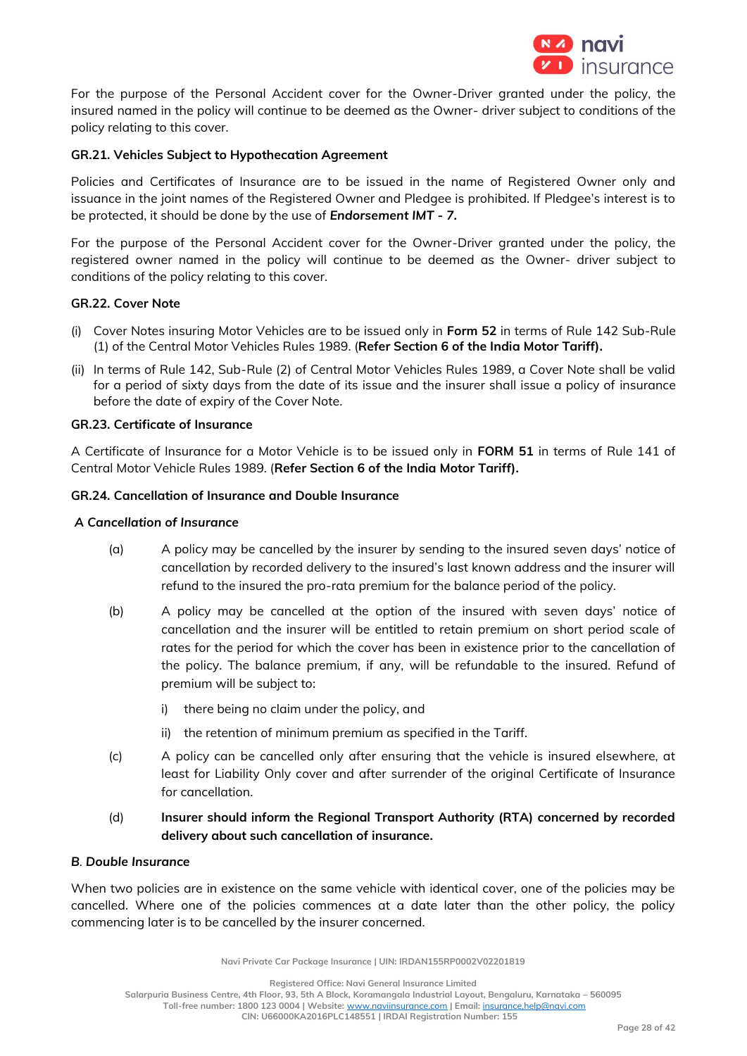For the purpose of the Personal Accident cover for the Owner-Driver granted under the policy, the insured named in the policy will continue to be deemed as the Owner- driver subject to conditions of the policy relating to this cover.

### GR.21. Vehicles Subject to Hypothecation Agreement

Policies and Certificates of Insurance are to be issued in the name of Registered Owner only and issuance in the joint names of the Registered Owner and Pledgee is prohibited. If Pledgee's interest is to be protected, it should be done by the use of ***Endorsement IMT - 7.***

For the purpose of the Personal Accident cover for the Owner-Driver granted under the policy, the registered owner named in the policy will continue to be deemed as the Owner- driver subject to conditions of the policy relating to this cover.

### GR.22. Cover Note

(i) Cover Notes insuring Motor Vehicles are to be issued only in **Form 52** in terms of Rule 142 Sub-Rule (1) of the Central Motor Vehicles Rules 1989. (**Refer Section 6 of the India Motor Tariff).**

(ii) In terms of Rule 142, Sub-Rule (2) of Central Motor Vehicles Rules 1989, a Cover Note shall be valid for a period of sixty days from the date of its issue and the insurer shall issue a policy of insurance before the date of expiry of the Cover Note.

### GR.23. Certificate of Insurance

A Certificate of Insurance for a Motor Vehicle is to be issued only in **FORM 51** in terms of Rule 141 of Central Motor Vehicle Rules 1989. (**Refer Section 6 of the India Motor Tariff).**

### GR.24. Cancellation of Insurance and Double Insurance

***A Cancellation of Insurance***

(a) A policy may be cancelled by the insurer by sending to the insured seven days' notice of cancellation by recorded delivery to the insured's last known address and the insurer will refund to the insured the pro-rata premium for the balance period of the policy.

(b) A policy may be cancelled at the option of the insured with seven days' notice of cancellation and the insurer will be entitled to retain premium on short period scale of rates for the period for which the cover has been in existence prior to the cancellation of the policy. The balance premium, if any, will be refundable to the insured. Refund of premium will be subject to:

   i) there being no claim under the policy, and

   ii) the retention of minimum premium as specified in the Tariff.

(c) A policy can be cancelled only after ensuring that the vehicle is insured elsewhere, at least for Liability Only cover and after surrender of the original Certificate of Insurance for cancellation.

(d) **Insurer should inform the Regional Transport Authority (RTA) concerned by recorded delivery about such cancellation of insurance.**

***B. Double Insurance***

When two policies are in existence on the same vehicle with identical cover, one of the policies may be cancelled. Where one of the policies commences at a date later than the other policy, the policy commencing later is to be cancelled by the insurer concerned.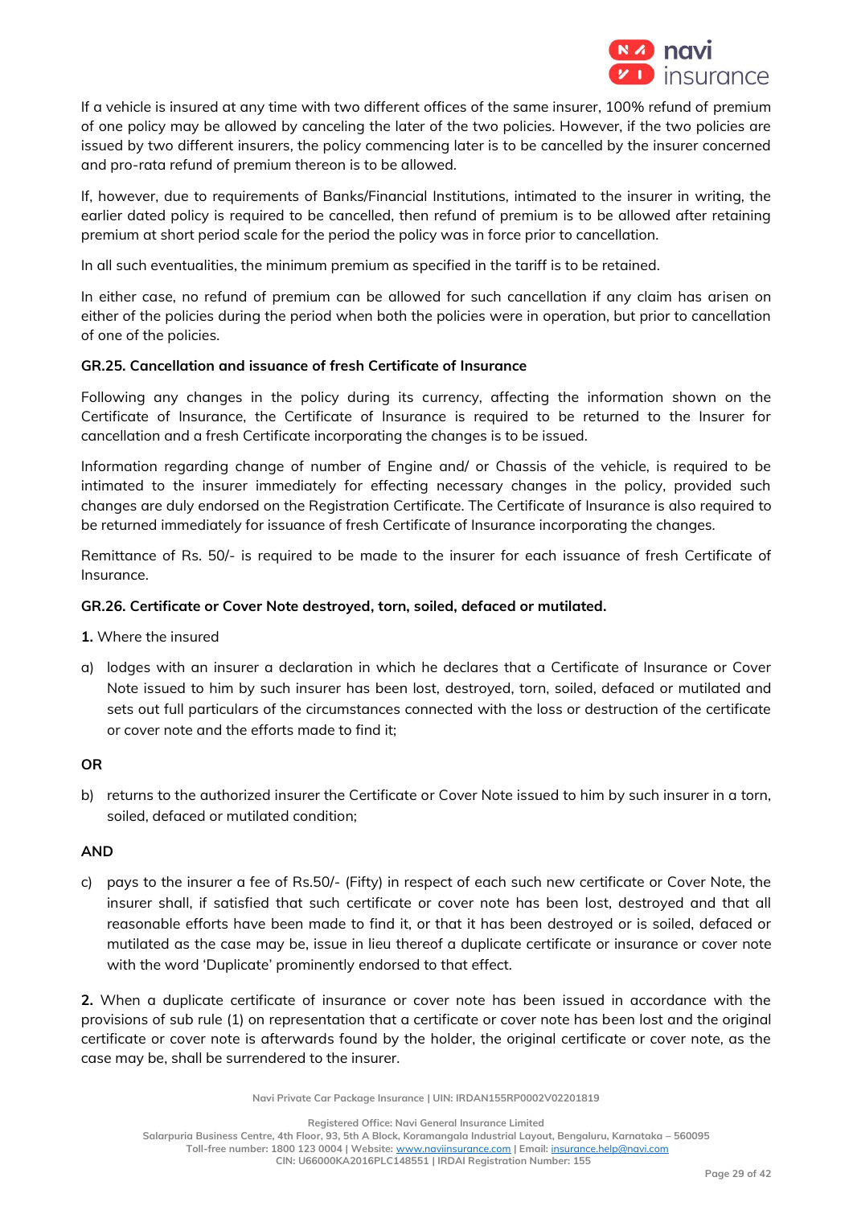If a vehicle is insured at any time with two different offices of the same insurer, 100% refund of premium of one policy may be allowed by canceling the later of the two policies. However, if the two policies are issued by two different insurers, the policy commencing later is to be cancelled by the insurer concerned and pro-rata refund of premium thereon is to be allowed.

If, however, due to requirements of Banks/Financial Institutions, intimated to the insurer in writing, the earlier dated policy is required to be cancelled, then refund of premium is to be allowed after retaining premium at short period scale for the period the policy was in force prior to cancellation.

In all such eventualities, the minimum premium as specified in the tariff is to be retained.

In either case, no refund of premium can be allowed for such cancellation if any claim has arisen on either of the policies during the period when both the policies were in operation, but prior to cancellation of one of the policies.

**GR.25. Cancellation and issuance of fresh Certificate of Insurance**

Following any changes in the policy during its currency, affecting the information shown on the Certificate of Insurance, the Certificate of Insurance is required to be returned to the Insurer for cancellation and a fresh Certificate incorporating the changes is to be issued.

Information regarding change of number of Engine and/ or Chassis of the vehicle, is required to be intimated to the insurer immediately for effecting necessary changes in the policy, provided such changes are duly endorsed on the Registration Certificate. The Certificate of Insurance is also required to be returned immediately for issuance of fresh Certificate of Insurance incorporating the changes.

Remittance of Rs. 50/- is required to be made to the insurer for each issuance of fresh Certificate of Insurance.

**GR.26. Certificate or Cover Note destroyed, torn, soiled, defaced or mutilated.**

**1.** Where the insured

a) lodges with an insurer a declaration in which he declares that a Certificate of Insurance or Cover Note issued to him by such insurer has been lost, destroyed, torn, soiled, defaced or mutilated and sets out full particulars of the circumstances connected with the loss or destruction of the certificate or cover note and the efforts made to find it;

**OR**

b) returns to the authorized insurer the Certificate or Cover Note issued to him by such insurer in a torn, soiled, defaced or mutilated condition;

**AND**

c) pays to the insurer a fee of Rs.50/- (Fifty) in respect of each such new certificate or Cover Note, the insurer shall, if satisfied that such certificate or cover note has been lost, destroyed and that all reasonable efforts have been made to find it, or that it has been destroyed or is soiled, defaced or mutilated as the case may be, issue in lieu thereof a duplicate certificate or insurance or cover note with the word 'Duplicate' prominently endorsed to that effect.

**2.** When a duplicate certificate of insurance or cover note has been issued in accordance with the provisions of sub rule (1) on representation that a certificate or cover note has been lost and the original certificate or cover note is afterwards found by the holder, the original certificate or cover note, as the case may be, shall be surrendered to the insurer.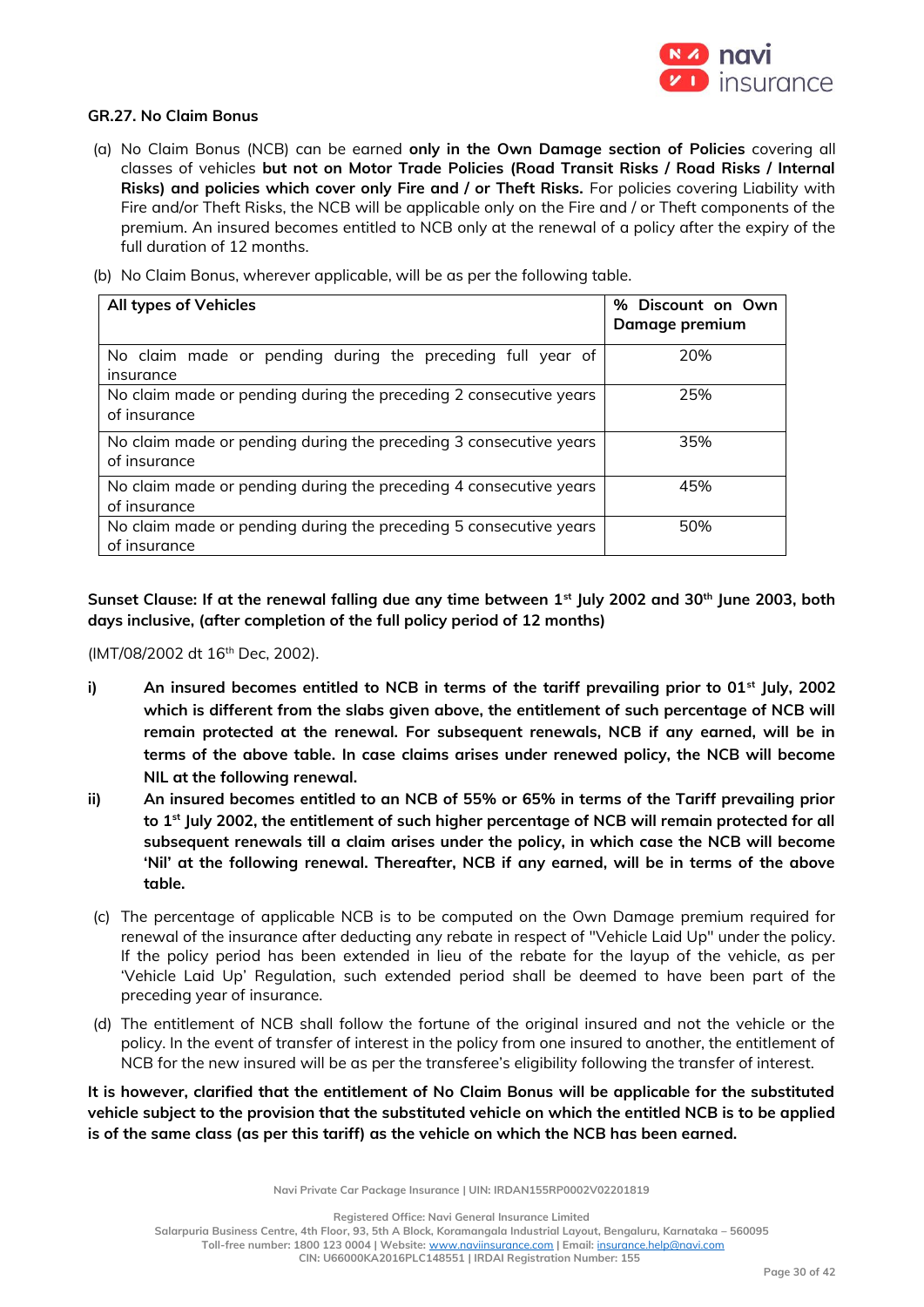### GR.27. No Claim Bonus

(a) No Claim Bonus (NCB) can be earned **only in the Own Damage section of Policies** covering all classes of vehicles **but not on Motor Trade Policies (Road Transit Risks / Road Risks / Internal Risks) and policies which cover only Fire and / or Theft Risks.** For policies covering Liability with Fire and/or Theft Risks, the NCB will be applicable only on the Fire and / or Theft components of the premium. An insured becomes entitled to NCB only at the renewal of a policy after the expiry of the full duration of 12 months.

(b) No Claim Bonus, wherever applicable, will be as per the following table.

| All types of Vehicles | % Discount on Own Damage premium |
|---|---|
| No claim made or pending during the preceding full year of insurance | 20% |
| No claim made or pending during the preceding 2 consecutive years of insurance | 25% |
| No claim made or pending during the preceding 3 consecutive years of insurance | 35% |
| No claim made or pending during the preceding 4 consecutive years of insurance | 45% |
| No claim made or pending during the preceding 5 consecutive years of insurance | 50% |

**Sunset Clause: If at the renewal falling due any time between 1st July 2002 and 30th June 2003, both days inclusive, (after completion of the full policy period of 12 months)**

(IMT/08/2002 dt 16th Dec, 2002).

i) **An insured becomes entitled to NCB in terms of the tariff prevailing prior to 01st July, 2002 which is different from the slabs given above, the entitlement of such percentage of NCB will remain protected at the renewal. For subsequent renewals, NCB if any earned, will be in terms of the above table. In case claims arises under renewed policy, the NCB will become NIL at the following renewal.**

ii) **An insured becomes entitled to an NCB of 55% or 65% in terms of the Tariff prevailing prior to 1st July 2002, the entitlement of such higher percentage of NCB will remain protected for all subsequent renewals till a claim arises under the policy, in which case the NCB will become 'Nil' at the following renewal. Thereafter, NCB if any earned, will be in terms of the above table.**

(c) The percentage of applicable NCB is to be computed on the Own Damage premium required for renewal of the insurance after deducting any rebate in respect of "Vehicle Laid Up" under the policy. If the policy period has been extended in lieu of the rebate for the layup of the vehicle, as per 'Vehicle Laid Up' Regulation, such extended period shall be deemed to have been part of the preceding year of insurance.

(d) The entitlement of NCB shall follow the fortune of the original insured and not the vehicle or the policy. In the event of transfer of interest in the policy from one insured to another, the entitlement of NCB for the new insured will be as per the transferee's eligibility following the transfer of interest.

**It is however, clarified that the entitlement of No Claim Bonus will be applicable for the substituted vehicle subject to the provision that the substituted vehicle on which the entitled NCB is to be applied is of the same class (as per this tariff) as the vehicle on which the NCB has been earned.**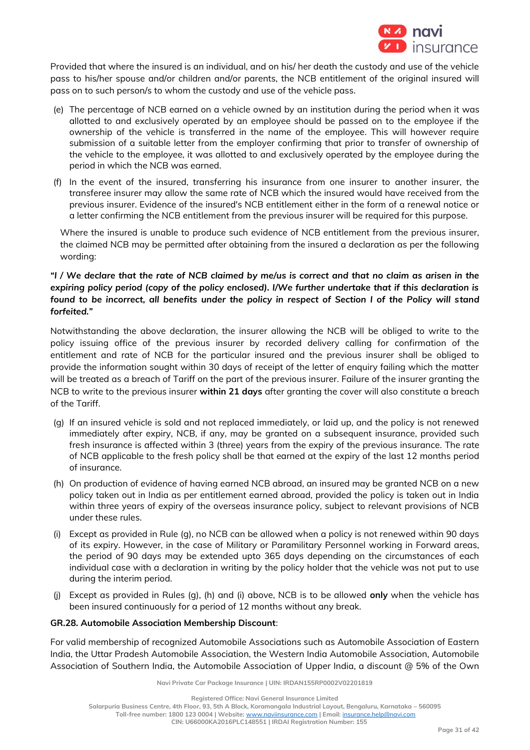Provided that where the insured is an individual, and on his/ her death the custody and use of the vehicle pass to his/her spouse and/or children and/or parents, the NCB entitlement of the original insured will pass on to such person/s to whom the custody and use of the vehicle pass.

(e) The percentage of NCB earned on a vehicle owned by an institution during the period when it was allotted to and exclusively operated by an employee should be passed on to the employee if the ownership of the vehicle is transferred in the name of the employee. This will however require submission of a suitable letter from the employer confirming that prior to transfer of ownership of the vehicle to the employee, it was allotted to and exclusively operated by the employee during the period in which the NCB was earned.

(f) In the event of the insured, transferring his insurance from one insurer to another insurer, the transferee insurer may allow the same rate of NCB which the insured would have received from the previous insurer. Evidence of the insured's NCB entitlement either in the form of a renewal notice or a letter confirming the NCB entitlement from the previous insurer will be required for this purpose.

Where the insured is unable to produce such evidence of NCB entitlement from the previous insurer, the claimed NCB may be permitted after obtaining from the insured a declaration as per the following wording:

***"I / We declare that the rate of NCB claimed by me/us is correct and that no claim as arisen in the expiring policy period (copy of the policy enclosed). I/We further undertake that if this declaration is found to be incorrect, all benefits under the policy in respect of Section I of the Policy will stand forfeited."***

Notwithstanding the above declaration, the insurer allowing the NCB will be obliged to write to the policy issuing office of the previous insurer by recorded delivery calling for confirmation of the entitlement and rate of NCB for the particular insured and the previous insurer shall be obliged to provide the information sought within 30 days of receipt of the letter of enquiry failing which the matter will be treated as a breach of Tariff on the part of the previous insurer. Failure of the insurer granting the NCB to write to the previous insurer **within 21 days** after granting the cover will also constitute a breach of the Tariff.

(g) If an insured vehicle is sold and not replaced immediately, or laid up, and the policy is not renewed immediately after expiry, NCB, if any, may be granted on a subsequent insurance, provided such fresh insurance is affected within 3 (three) years from the expiry of the previous insurance. The rate of NCB applicable to the fresh policy shall be that earned at the expiry of the last 12 months period of insurance.

(h) On production of evidence of having earned NCB abroad, an insured may be granted NCB on a new policy taken out in India as per entitlement earned abroad, provided the policy is taken out in India within three years of expiry of the overseas insurance policy, subject to relevant provisions of NCB under these rules.

(i) Except as provided in Rule (g), no NCB can be allowed when a policy is not renewed within 90 days of its expiry. However, in the case of Military or Paramilitary Personnel working in Forward areas, the period of 90 days may be extended upto 365 days depending on the circumstances of each individual case with a declaration in writing by the policy holder that the vehicle was not put to use during the interim period.

(j) Except as provided in Rules (g), (h) and (i) above, NCB is to be allowed **only** when the vehicle has been insured continuously for a period of 12 months without any break.

**GR.28. Automobile Association Membership Discount**:

For valid membership of recognized Automobile Associations such as Automobile Association of Eastern India, the Uttar Pradesh Automobile Association, the Western India Automobile Association, Automobile Association of Southern India, the Automobile Association of Upper India, a discount @ 5% of the Own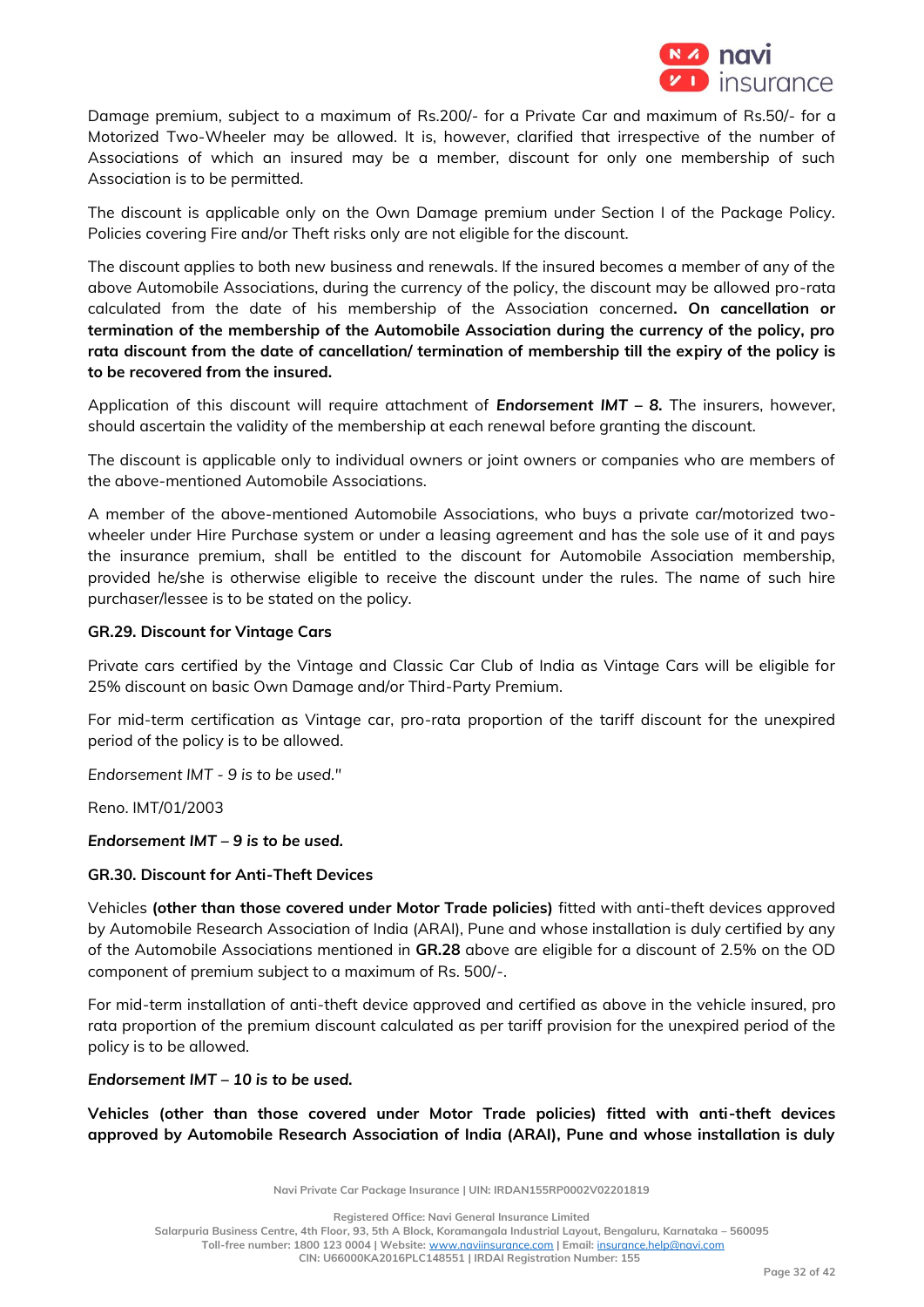Damage premium, subject to a maximum of Rs.200/- for a Private Car and maximum of Rs.50/- for a Motorized Two-Wheeler may be allowed. It is, however, clarified that irrespective of the number of Associations of which an insured may be a member, discount for only one membership of such Association is to be permitted.

The discount is applicable only on the Own Damage premium under Section I of the Package Policy. Policies covering Fire and/or Theft risks only are not eligible for the discount.

The discount applies to both new business and renewals. If the insured becomes a member of any of the above Automobile Associations, during the currency of the policy, the discount may be allowed pro-rata calculated from the date of his membership of the Association concerned**. On cancellation or termination of the membership of the Automobile Association during the currency of the policy, pro rata discount from the date of cancellation/ termination of membership till the expiry of the policy is to be recovered from the insured.**

Application of this discount will require attachment of ***Endorsement IMT – 8.*** The insurers, however, should ascertain the validity of the membership at each renewal before granting the discount.

The discount is applicable only to individual owners or joint owners or companies who are members of the above-mentioned Automobile Associations.

A member of the above-mentioned Automobile Associations, who buys a private car/motorized two-wheeler under Hire Purchase system or under a leasing agreement and has the sole use of it and pays the insurance premium, shall be entitled to the discount for Automobile Association membership, provided he/she is otherwise eligible to receive the discount under the rules. The name of such hire purchaser/lessee is to be stated on the policy.

**GR.29. Discount for Vintage Cars**

Private cars certified by the Vintage and Classic Car Club of India as Vintage Cars will be eligible for 25% discount on basic Own Damage and/or Third-Party Premium.

For mid-term certification as Vintage car, pro-rata proportion of the tariff discount for the unexpired period of the policy is to be allowed.

*Endorsement IMT - 9 is to be used."*

Reno. IMT/01/2003

***Endorsement IMT – 9 is to be used.***

**GR.30. Discount for Anti-Theft Devices**

Vehicles **(other than those covered under Motor Trade policies)** fitted with anti-theft devices approved by Automobile Research Association of India (ARAI), Pune and whose installation is duly certified by any of the Automobile Associations mentioned in **GR.28** above are eligible for a discount of 2.5% on the OD component of premium subject to a maximum of Rs. 500/-.

For mid-term installation of anti-theft device approved and certified as above in the vehicle insured, pro rata proportion of the premium discount calculated as per tariff provision for the unexpired period of the policy is to be allowed.

***Endorsement IMT – 10 is to be used.***

**Vehicles (other than those covered under Motor Trade policies) fitted with anti-theft devices approved by Automobile Research Association of India (ARAI), Pune and whose installation is duly**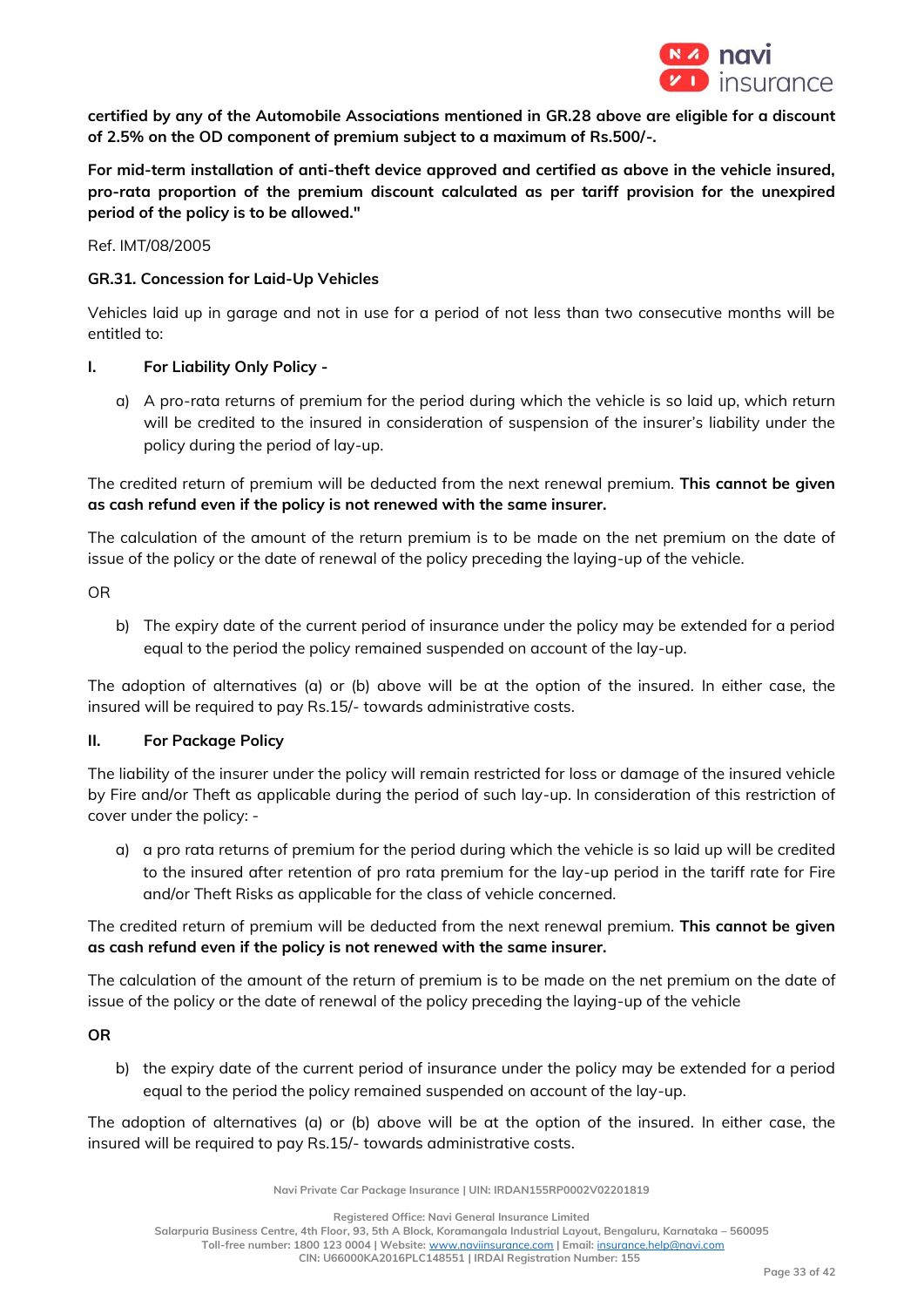**certified by any of the Automobile Associations mentioned in GR.28 above are eligible for a discount of 2.5% on the OD component of premium subject to a maximum of Rs.500/-.**

**For mid-term installation of anti-theft device approved and certified as above in the vehicle insured, pro-rata proportion of the premium discount calculated as per tariff provision for the unexpired period of the policy is to be allowed."**

Ref. IMT/08/2005

**GR.31. Concession for Laid-Up Vehicles**

Vehicles laid up in garage and not in use for a period of not less than two consecutive months will be entitled to:

**I. For Liability Only Policy -**

a) A pro-rata returns of premium for the period during which the vehicle is so laid up, which return will be credited to the insured in consideration of suspension of the insurer's liability under the policy during the period of lay-up.

The credited return of premium will be deducted from the next renewal premium. **This cannot be given as cash refund even if the policy is not renewed with the same insurer.**

The calculation of the amount of the return premium is to be made on the net premium on the date of issue of the policy or the date of renewal of the policy preceding the laying-up of the vehicle.

OR

b) The expiry date of the current period of insurance under the policy may be extended for a period equal to the period the policy remained suspended on account of the lay-up.

The adoption of alternatives (a) or (b) above will be at the option of the insured. In either case, the insured will be required to pay Rs.15/- towards administrative costs.

**II. For Package Policy**

The liability of the insurer under the policy will remain restricted for loss or damage of the insured vehicle by Fire and/or Theft as applicable during the period of such lay-up. In consideration of this restriction of cover under the policy: -

a) a pro rata returns of premium for the period during which the vehicle is so laid up will be credited to the insured after retention of pro rata premium for the lay-up period in the tariff rate for Fire and/or Theft Risks as applicable for the class of vehicle concerned.

The credited return of premium will be deducted from the next renewal premium. **This cannot be given as cash refund even if the policy is not renewed with the same insurer.**

The calculation of the amount of the return of premium is to be made on the net premium on the date of issue of the policy or the date of renewal of the policy preceding the laying-up of the vehicle

**OR**

b) the expiry date of the current period of insurance under the policy may be extended for a period equal to the period the policy remained suspended on account of the lay-up.

The adoption of alternatives (a) or (b) above will be at the option of the insured. In either case, the insured will be required to pay Rs.15/- towards administrative costs.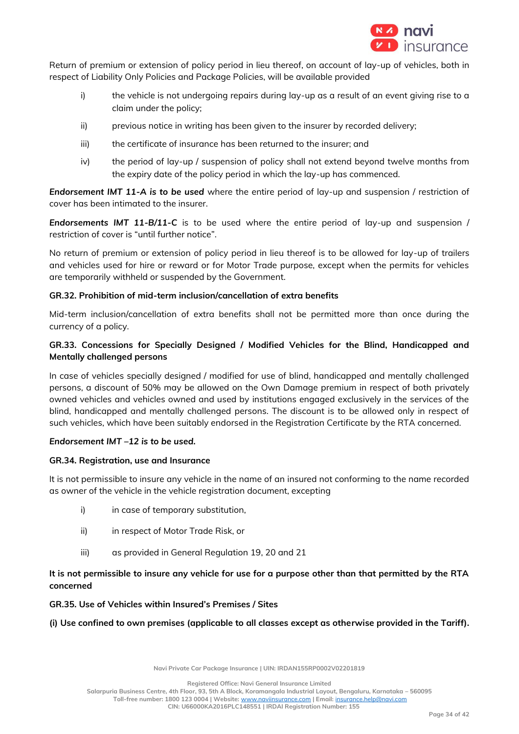Return of premium or extension of policy period in lieu thereof, on account of lay-up of vehicles, both in respect of Liability Only Policies and Package Policies, will be available provided

i) the vehicle is not undergoing repairs during lay-up as a result of an event giving rise to a claim under the policy;

ii) previous notice in writing has been given to the insurer by recorded delivery;

iii) the certificate of insurance has been returned to the insurer; and

iv) the period of lay-up / suspension of policy shall not extend beyond twelve months from the expiry date of the policy period in which the lay-up has commenced.

***Endorsement IMT 11-A is to be used*** where the entire period of lay-up and suspension / restriction of cover has been intimated to the insurer.

***Endorsements IMT 11-B/11-C*** is to be used where the entire period of lay-up and suspension / restriction of cover is "until further notice".

No return of premium or extension of policy period in lieu thereof is to be allowed for lay-up of trailers and vehicles used for hire or reward or for Motor Trade purpose, except when the permits for vehicles are temporarily withheld or suspended by the Government.

**GR.32. Prohibition of mid-term inclusion/cancellation of extra benefits**

Mid-term inclusion/cancellation of extra benefits shall not be permitted more than once during the currency of a policy.

**GR.33. Concessions for Specially Designed / Modified Vehicles for the Blind, Handicapped and Mentally challenged persons**

In case of vehicles specially designed / modified for use of blind, handicapped and mentally challenged persons, a discount of 50% may be allowed on the Own Damage premium in respect of both privately owned vehicles and vehicles owned and used by institutions engaged exclusively in the services of the blind, handicapped and mentally challenged persons. The discount is to be allowed only in respect of such vehicles, which have been suitably endorsed in the Registration Certificate by the RTA concerned.

***Endorsement IMT –12 is to be used.***

**GR.34. Registration, use and Insurance**

It is not permissible to insure any vehicle in the name of an insured not conforming to the name recorded as owner of the vehicle in the vehicle registration document, excepting

i) in case of temporary substitution,

ii) in respect of Motor Trade Risk, or

iii) as provided in General Regulation 19, 20 and 21

**It is not permissible to insure any vehicle for use for a purpose other than that permitted by the RTA concerned**

**GR.35. Use of Vehicles within Insured's Premises / Sites**

**(i) Use confined to own premises (applicable to all classes except as otherwise provided in the Tariff).**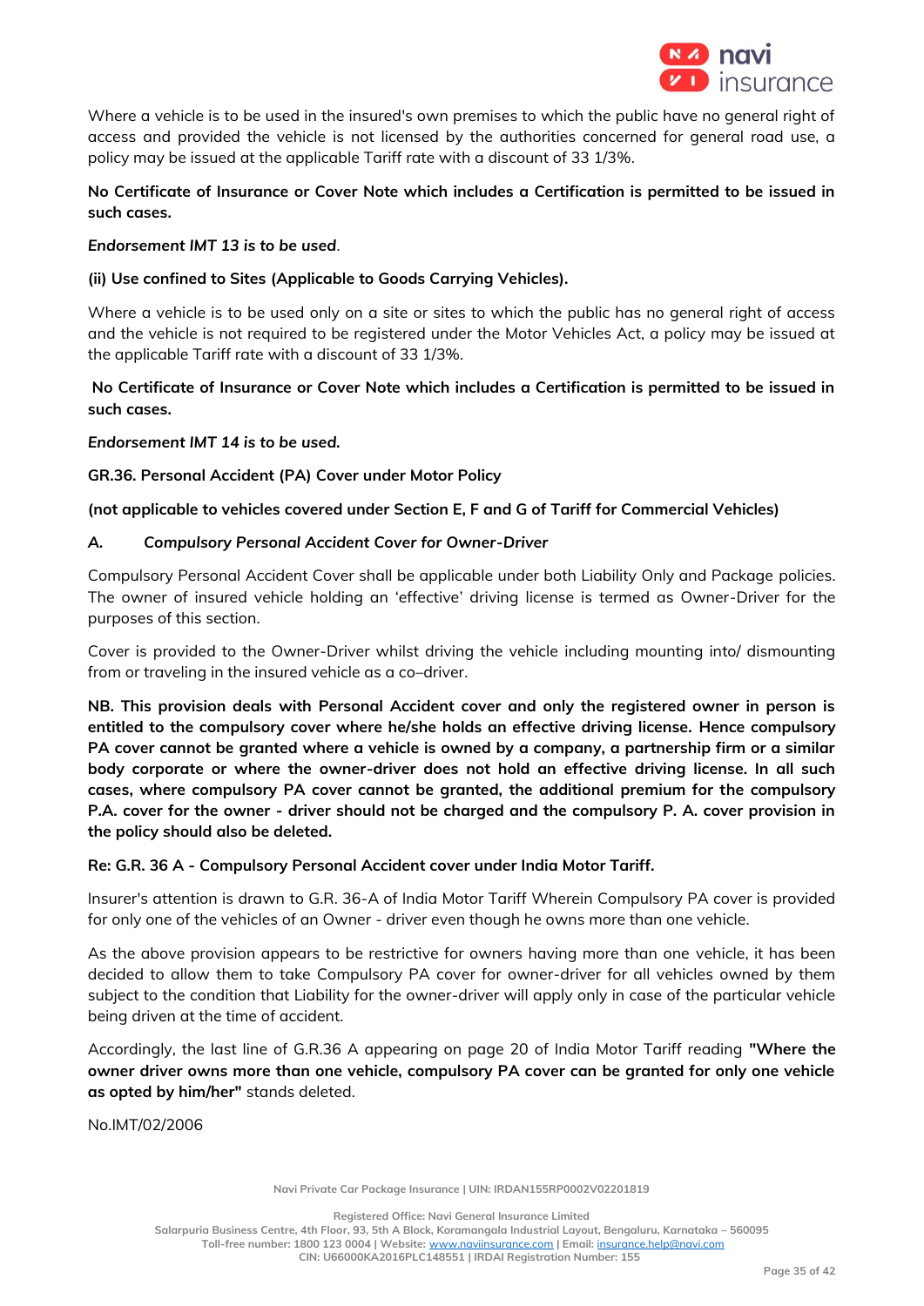Where a vehicle is to be used in the insured's own premises to which the public have no general right of access and provided the vehicle is not licensed by the authorities concerned for general road use, a policy may be issued at the applicable Tariff rate with a discount of 33 1/3%.

**No Certificate of Insurance or Cover Note which includes a Certification is permitted to be issued in such cases.**

***Endorsement IMT 13 is to be used***.

**(ii) Use confined to Sites (Applicable to Goods Carrying Vehicles).**

Where a vehicle is to be used only on a site or sites to which the public has no general right of access and the vehicle is not required to be registered under the Motor Vehicles Act, a policy may be issued at the applicable Tariff rate with a discount of 33 1/3%.

**No Certificate of Insurance or Cover Note which includes a Certification is permitted to be issued in such cases.**

***Endorsement IMT 14 is to be used.***

**GR.36. Personal Accident (PA) Cover under Motor Policy**

**(not applicable to vehicles covered under Section E, F and G of Tariff for Commercial Vehicles)**

***A. Compulsory Personal Accident Cover for Owner-Driver***

Compulsory Personal Accident Cover shall be applicable under both Liability Only and Package policies. The owner of insured vehicle holding an 'effective' driving license is termed as Owner-Driver for the purposes of this section.

Cover is provided to the Owner-Driver whilst driving the vehicle including mounting into/ dismounting from or traveling in the insured vehicle as a co–driver.

**NB. This provision deals with Personal Accident cover and only the registered owner in person is entitled to the compulsory cover where he/she holds an effective driving license. Hence compulsory PA cover cannot be granted where a vehicle is owned by a company, a partnership firm or a similar body corporate or where the owner-driver does not hold an effective driving license. In all such cases, where compulsory PA cover cannot be granted, the additional premium for the compulsory P.A. cover for the owner - driver should not be charged and the compulsory P. A. cover provision in the policy should also be deleted.**

**Re: G.R. 36 A - Compulsory Personal Accident cover under India Motor Tariff.**

Insurer's attention is drawn to G.R. 36-A of India Motor Tariff Wherein Compulsory PA cover is provided for only one of the vehicles of an Owner - driver even though he owns more than one vehicle.

As the above provision appears to be restrictive for owners having more than one vehicle, it has been decided to allow them to take Compulsory PA cover for owner-driver for all vehicles owned by them subject to the condition that Liability for the owner-driver will apply only in case of the particular vehicle being driven at the time of accident.

Accordingly, the last line of G.R.36 A appearing on page 20 of India Motor Tariff reading **"Where the owner driver owns more than one vehicle, compulsory PA cover can be granted for only one vehicle as opted by him/her"** stands deleted.

No.IMT/02/2006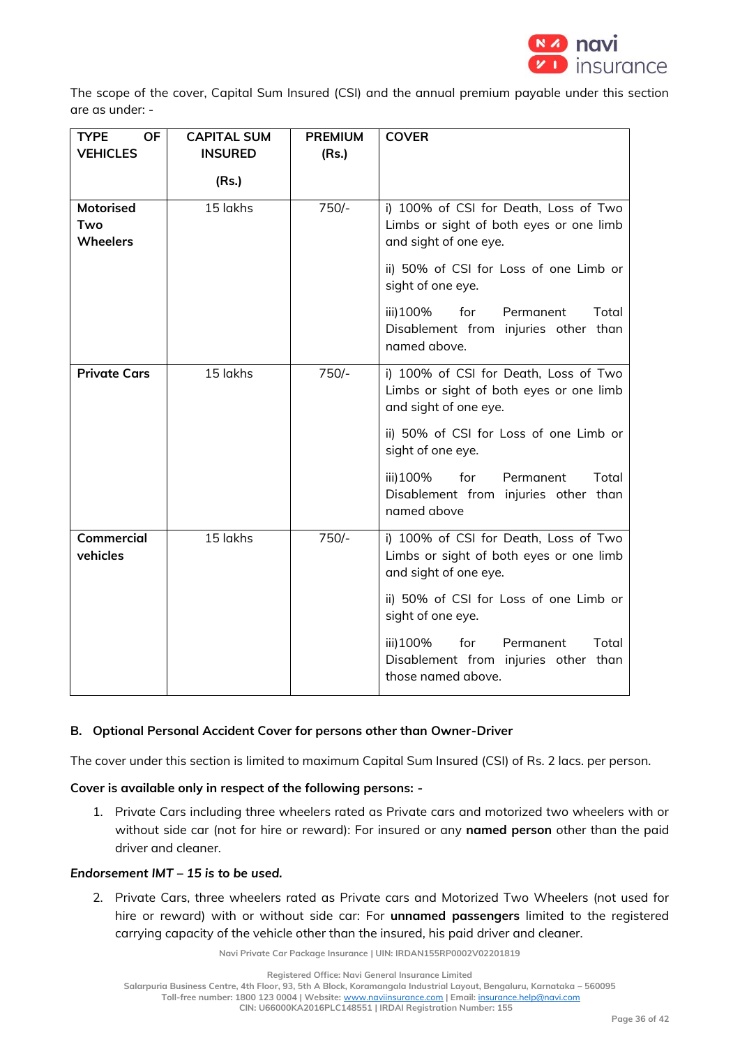The scope of the cover, Capital Sum Insured (CSI) and the annual premium payable under this section are as under: -

| TYPE OF VEHICLES | CAPITAL SUM INSURED (Rs.) | PREMIUM (Rs.) | COVER |
|---|---|---|---|
| **Motorised Two Wheelers** | 15 lakhs | 750/- | i) 100% of CSI for Death, Loss of Two Limbs or sight of both eyes or one limb and sight of one eye.<br>ii) 50% of CSI for Loss of one Limb or sight of one eye.<br>iii)100% for Permanent Total Disablement from injuries other than named above. |
| **Private Cars** | 15 lakhs | 750/- | i) 100% of CSI for Death, Loss of Two Limbs or sight of both eyes or one limb and sight of one eye.<br>ii) 50% of CSI for Loss of one Limb or sight of one eye.<br>iii)100% for Permanent Total Disablement from injuries other than named above |
| **Commercial vehicles** | 15 lakhs | 750/- | i) 100% of CSI for Death, Loss of Two Limbs or sight of both eyes or one limb and sight of one eye.<br>ii) 50% of CSI for Loss of one Limb or sight of one eye.<br>iii)100% for Permanent Total Disablement from injuries other than those named above. |

**B. Optional Personal Accident Cover for persons other than Owner-Driver**

The cover under this section is limited to maximum Capital Sum Insured (CSI) of Rs. 2 lacs. per person.

**Cover is available only in respect of the following persons: -**

1. Private Cars including three wheelers rated as Private cars and motorized two wheelers with or without side car (not for hire or reward): For insured or any **named person** other than the paid driver and cleaner.

***Endorsement IMT – 15 is to be used.***

2. Private Cars, three wheelers rated as Private cars and Motorized Two Wheelers (not used for hire or reward) with or without side car: For **unnamed passengers** limited to the registered carrying capacity of the vehicle other than the insured, his paid driver and cleaner.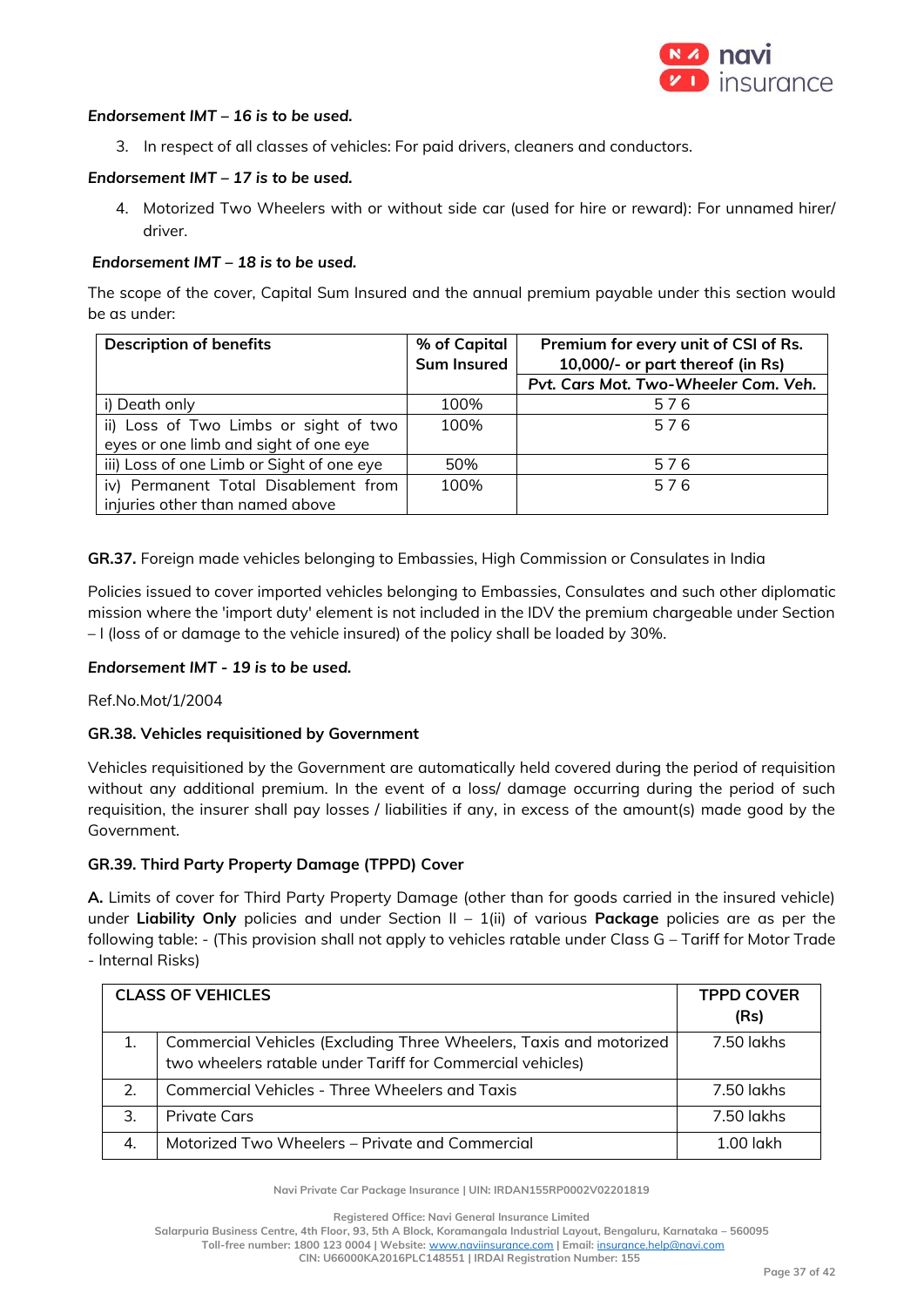*Endorsement IMT – 16 is to be used.*

3. In respect of all classes of vehicles: For paid drivers, cleaners and conductors.

*Endorsement IMT – 17 is to be used.*

4. Motorized Two Wheelers with or without side car (used for hire or reward): For unnamed hirer/ driver.

*Endorsement IMT – 18 is to be used.*

The scope of the cover, Capital Sum Insured and the annual premium payable under this section would be as under:

| Description of benefits | % of Capital Sum Insured | Premium for every unit of CSI of Rs. 10,000/- or part thereof (in Rs) |
|---|---|---|
| | | Pvt. Cars Mot. Two-Wheeler Com. Veh. |
| i) Death only | 100% | 5 7 6 |
| ii) Loss of Two Limbs or sight of two eyes or one limb and sight of one eye | 100% | 5 7 6 |
| iii) Loss of one Limb or Sight of one eye | 50% | 5 7 6 |
| iv) Permanent Total Disablement from injuries other than named above | 100% | 5 7 6 |

**GR.37.** Foreign made vehicles belonging to Embassies, High Commission or Consulates in India

Policies issued to cover imported vehicles belonging to Embassies, Consulates and such other diplomatic mission where the 'import duty' element is not included in the IDV the premium chargeable under Section – I (loss of or damage to the vehicle insured) of the policy shall be loaded by 30%.

*Endorsement IMT - 19 is to be used.*

Ref.No.Mot/1/2004

**GR.38. Vehicles requisitioned by Government**

Vehicles requisitioned by the Government are automatically held covered during the period of requisition without any additional premium. In the event of a loss/ damage occurring during the period of such requisition, the insurer shall pay losses / liabilities if any, in excess of the amount(s) made good by the Government.

**GR.39. Third Party Property Damage (TPPD) Cover**

**A.** Limits of cover for Third Party Property Damage (other than for goods carried in the insured vehicle) under **Liability Only** policies and under Section II – 1(ii) of various **Package** policies are as per the following table: - (This provision shall not apply to vehicles ratable under Class G – Tariff for Motor Trade - Internal Risks)

| CLASS OF VEHICLES | | TPPD COVER (Rs) |
|---|---|---|
| 1. | Commercial Vehicles (Excluding Three Wheelers, Taxis and motorized two wheelers ratable under Tariff for Commercial vehicles) | 7.50 lakhs |
| 2. | Commercial Vehicles - Three Wheelers and Taxis | 7.50 lakhs |
| 3. | Private Cars | 7.50 lakhs |
| 4. | Motorized Two Wheelers – Private and Commercial | 1.00 lakh |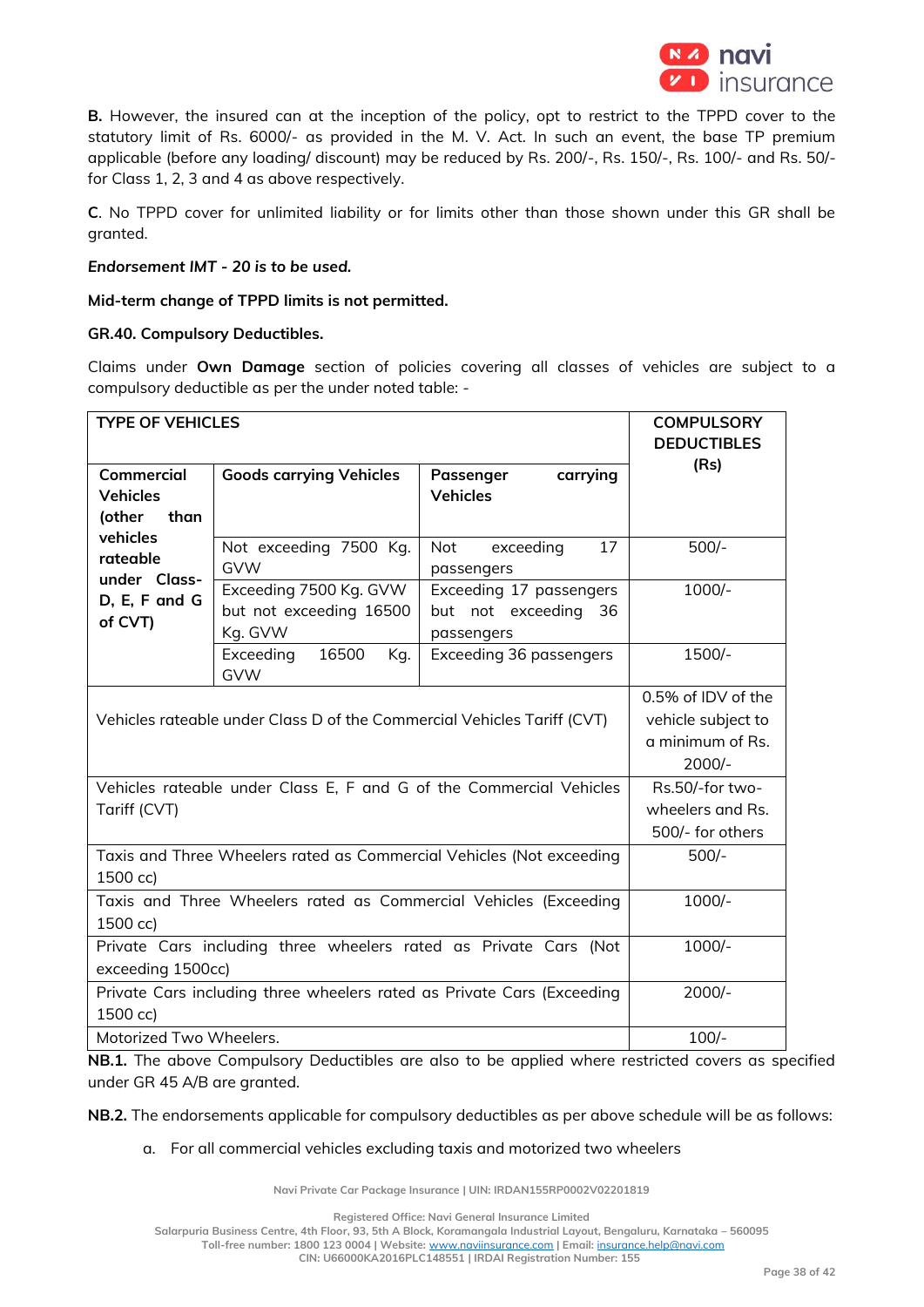**B.** However, the insured can at the inception of the policy, opt to restrict to the TPPD cover to the statutory limit of Rs. 6000/- as provided in the M. V. Act. In such an event, the base TP premium applicable (before any loading/ discount) may be reduced by Rs. 200/-, Rs. 150/-, Rs. 100/- and Rs. 50/- for Class 1, 2, 3 and 4 as above respectively.

**C**. No TPPD cover for unlimited liability or for limits other than those shown under this GR shall be granted.

***Endorsement IMT - 20 is to be used.***

**Mid-term change of TPPD limits is not permitted.**

**GR.40. Compulsory Deductibles.**

Claims under **Own Damage** section of policies covering all classes of vehicles are subject to a compulsory deductible as per the under noted table: -

| TYPE OF VEHICLES | | | COMPULSORY DEDUCTIBLES (Rs) |
|---|---|---|---|
| **Commercial Vehicles (other than vehicles rateable under Class-D, E, F and G of CVT)** | **Goods carrying Vehicles** | **Passenger carrying Vehicles** | |
| | Not exceeding 7500 Kg. GVW | Not exceeding 17 passengers | 500/- |
| | Exceeding 7500 Kg. GVW but not exceeding 16500 Kg. GVW | Exceeding 17 passengers but not exceeding 36 passengers | 1000/- |
| | Exceeding 16500 Kg. GVW | Exceeding 36 passengers | 1500/- |
| Vehicles rateable under Class D of the Commercial Vehicles Tariff (CVT) | | | 0.5% of IDV of the vehicle subject to a minimum of Rs. 2000/- |
| Vehicles rateable under Class E, F and G of the Commercial Vehicles Tariff (CVT) | | | Rs.50/-for two-wheelers and Rs. 500/- for others |
| Taxis and Three Wheelers rated as Commercial Vehicles (Not exceeding 1500 cc) | | | 500/- |
| Taxis and Three Wheelers rated as Commercial Vehicles (Exceeding 1500 cc) | | | 1000/- |
| Private Cars including three wheelers rated as Private Cars (Not exceeding 1500cc) | | | 1000/- |
| Private Cars including three wheelers rated as Private Cars (Exceeding 1500 cc) | | | 2000/- |
| Motorized Two Wheelers. | | | 100/- |

**NB.1.** The above Compulsory Deductibles are also to be applied where restricted covers as specified under GR 45 A/B are granted.

**NB.2.** The endorsements applicable for compulsory deductibles as per above schedule will be as follows:

a. For all commercial vehicles excluding taxis and motorized two wheelers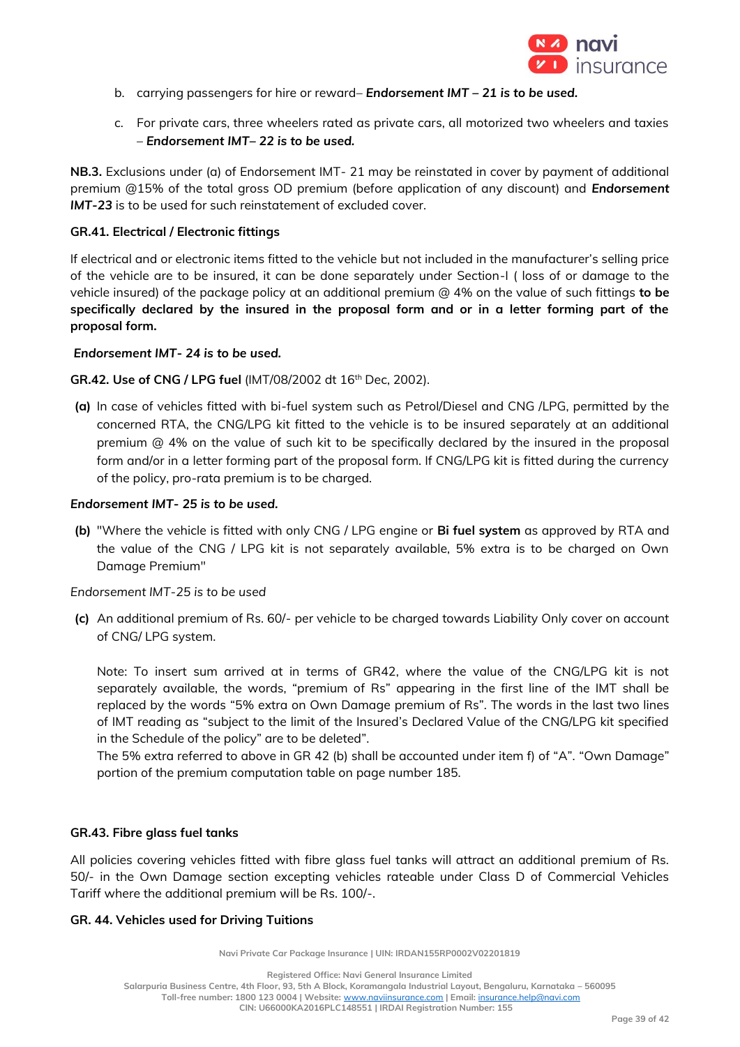b. carrying passengers for hire or reward– ***Endorsement IMT – 21 is to be used.***

c. For private cars, three wheelers rated as private cars, all motorized two wheelers and taxies – ***Endorsement IMT– 22 is to be used.***

**NB.3.** Exclusions under (a) of Endorsement IMT- 21 may be reinstated in cover by payment of additional premium @15% of the total gross OD premium (before application of any discount) and ***Endorsement IMT-23*** is to be used for such reinstatement of excluded cover.

**GR.41. Electrical / Electronic fittings**

If electrical and or electronic items fitted to the vehicle but not included in the manufacturer's selling price of the vehicle are to be insured, it can be done separately under Section-I ( loss of or damage to the vehicle insured) of the package policy at an additional premium @ 4% on the value of such fittings **to be specifically declared by the insured in the proposal form and or in a letter forming part of the proposal form.**

***Endorsement IMT- 24 is to be used.***

**GR.42. Use of CNG / LPG fuel** (IMT/08/2002 dt 16th Dec, 2002).

**(a)** In case of vehicles fitted with bi-fuel system such as Petrol/Diesel and CNG /LPG, permitted by the concerned RTA, the CNG/LPG kit fitted to the vehicle is to be insured separately at an additional premium @ 4% on the value of such kit to be specifically declared by the insured in the proposal form and/or in a letter forming part of the proposal form. If CNG/LPG kit is fitted during the currency of the policy, pro-rata premium is to be charged.

***Endorsement IMT- 25 is to be used.***

**(b)** "Where the vehicle is fitted with only CNG / LPG engine or **Bi fuel system** as approved by RTA and the value of the CNG / LPG kit is not separately available, 5% extra is to be charged on Own Damage Premium"

*Endorsement IMT-25 is to be used*

**(c)** An additional premium of Rs. 60/- per vehicle to be charged towards Liability Only cover on account of CNG/ LPG system.

Note: To insert sum arrived at in terms of GR42, where the value of the CNG/LPG kit is not separately available, the words, "premium of Rs" appearing in the first line of the IMT shall be replaced by the words "5% extra on Own Damage premium of Rs". The words in the last two lines of IMT reading as "subject to the limit of the Insured's Declared Value of the CNG/LPG kit specified in the Schedule of the policy" are to be deleted".
The 5% extra referred to above in GR 42 (b) shall be accounted under item f) of "A". "Own Damage" portion of the premium computation table on page number 185.

**GR.43. Fibre glass fuel tanks**

All policies covering vehicles fitted with fibre glass fuel tanks will attract an additional premium of Rs. 50/- in the Own Damage section excepting vehicles rateable under Class D of Commercial Vehicles Tariff where the additional premium will be Rs. 100/-.

**GR. 44. Vehicles used for Driving Tuitions**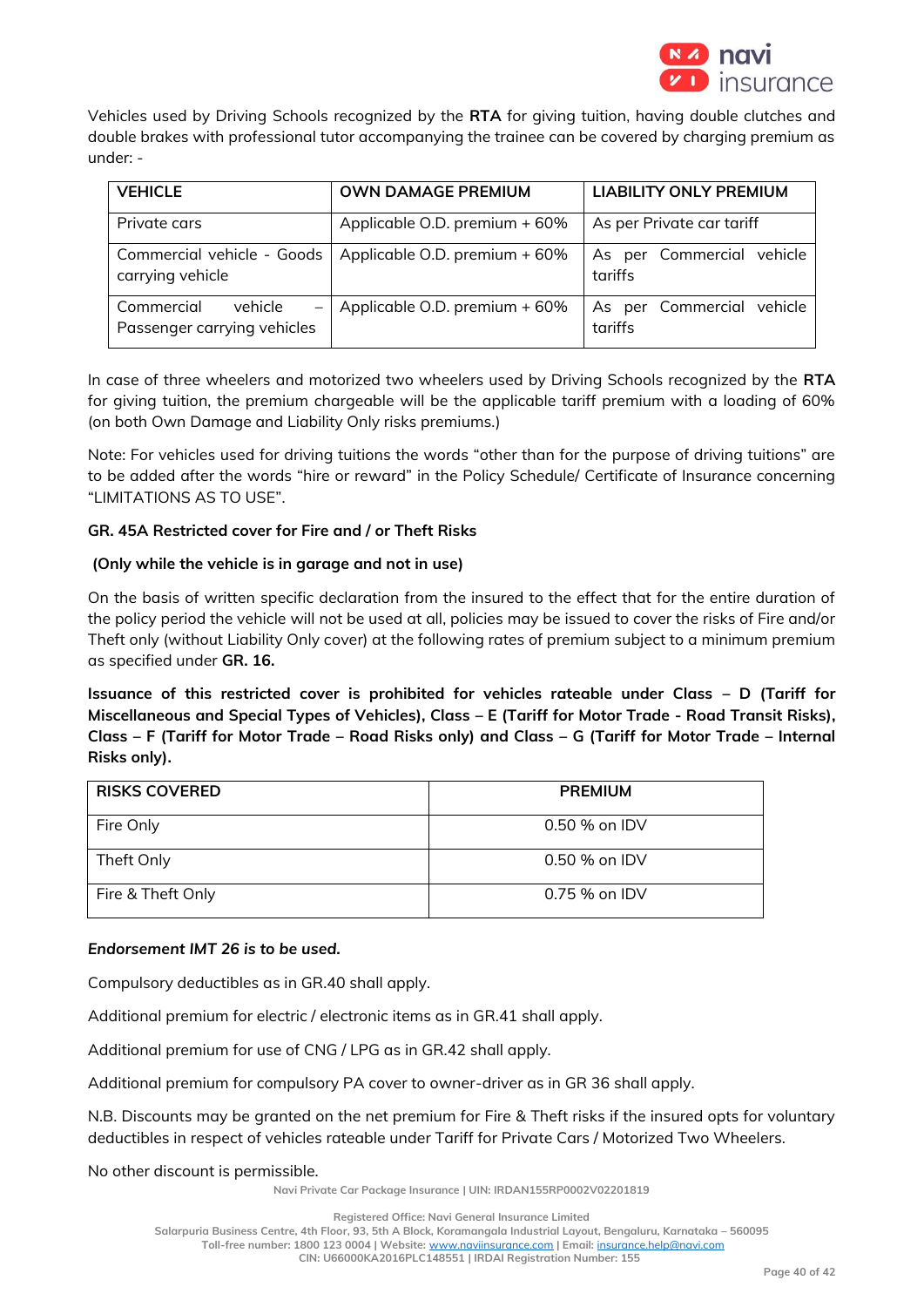Vehicles used by Driving Schools recognized by the **RTA** for giving tuition, having double clutches and double brakes with professional tutor accompanying the trainee can be covered by charging premium as under: -

| VEHICLE | OWN DAMAGE PREMIUM | LIABILITY ONLY PREMIUM |
|---|---|---|
| Private cars | Applicable O.D. premium + 60% | As per Private car tariff |
| Commercial vehicle - Goods carrying vehicle | Applicable O.D. premium + 60% | As per Commercial vehicle tariffs |
| Commercial vehicle – Passenger carrying vehicles | Applicable O.D. premium + 60% | As per Commercial vehicle tariffs |

In case of three wheelers and motorized two wheelers used by Driving Schools recognized by the **RTA** for giving tuition, the premium chargeable will be the applicable tariff premium with a loading of 60% (on both Own Damage and Liability Only risks premiums.)

Note: For vehicles used for driving tuitions the words "other than for the purpose of driving tuitions" are to be added after the words "hire or reward" in the Policy Schedule/ Certificate of Insurance concerning "LIMITATIONS AS TO USE".

**GR. 45A Restricted cover for Fire and / or Theft Risks**

**(Only while the vehicle is in garage and not in use)**

On the basis of written specific declaration from the insured to the effect that for the entire duration of the policy period the vehicle will not be used at all, policies may be issued to cover the risks of Fire and/or Theft only (without Liability Only cover) at the following rates of premium subject to a minimum premium as specified under **GR. 16.**

**Issuance of this restricted cover is prohibited for vehicles rateable under Class – D (Tariff for Miscellaneous and Special Types of Vehicles), Class – E (Tariff for Motor Trade - Road Transit Risks), Class – F (Tariff for Motor Trade – Road Risks only) and Class – G (Tariff for Motor Trade – Internal Risks only).**

| RISKS COVERED | PREMIUM |
|---|---|
| Fire Only | 0.50 % on IDV |
| Theft Only | 0.50 % on IDV |
| Fire & Theft Only | 0.75 % on IDV |

***Endorsement IMT 26 is to be used.***

Compulsory deductibles as in GR.40 shall apply.

Additional premium for electric / electronic items as in GR.41 shall apply.

Additional premium for use of CNG / LPG as in GR.42 shall apply.

Additional premium for compulsory PA cover to owner-driver as in GR 36 shall apply.

N.B. Discounts may be granted on the net premium for Fire & Theft risks if the insured opts for voluntary deductibles in respect of vehicles rateable under Tariff for Private Cars / Motorized Two Wheelers.

No other discount is permissible.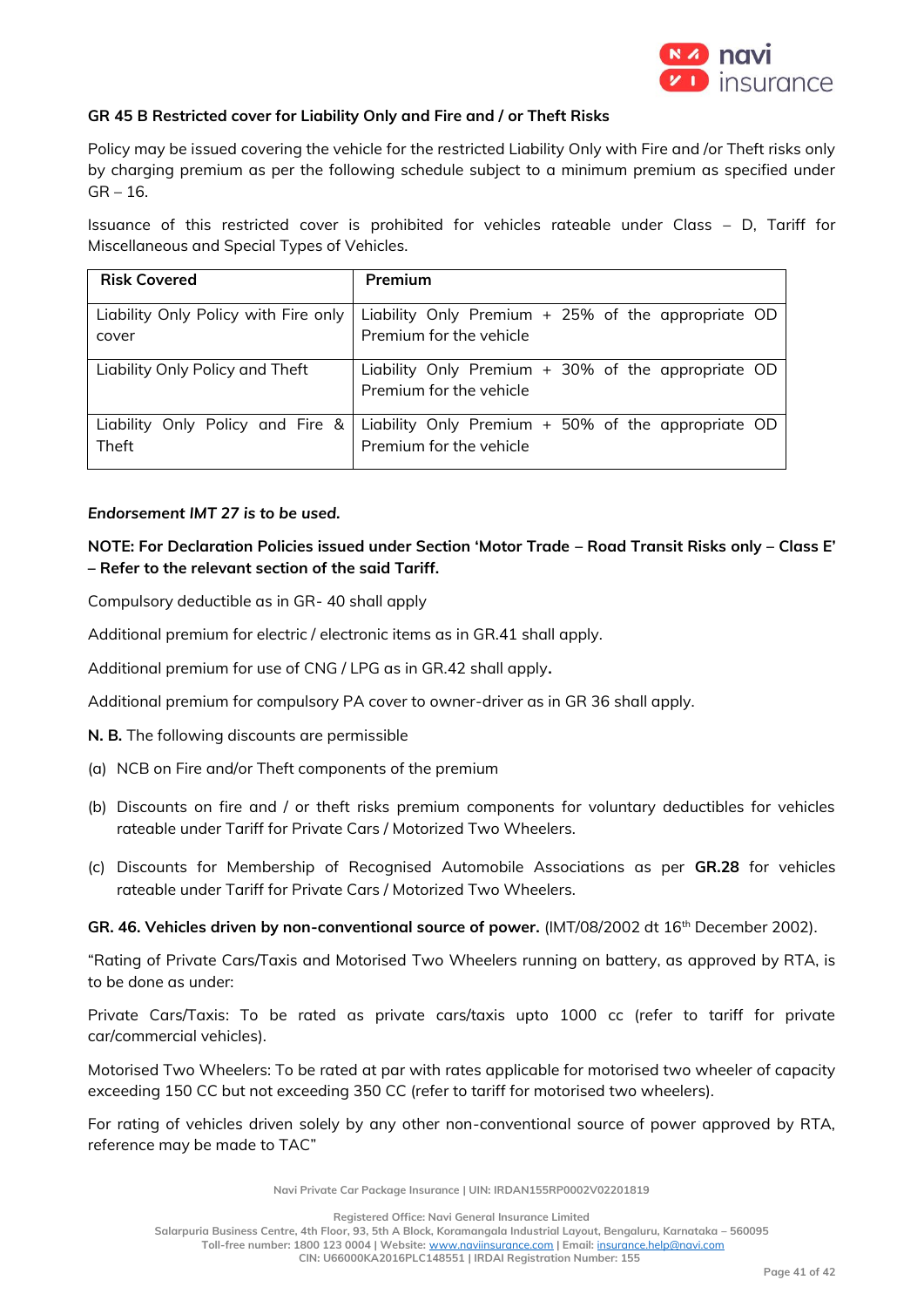### GR 45 B Restricted cover for Liability Only and Fire and / or Theft Risks

Policy may be issued covering the vehicle for the restricted Liability Only with Fire and /or Theft risks only by charging premium as per the following schedule subject to a minimum premium as specified under GR – 16.

Issuance of this restricted cover is prohibited for vehicles rateable under Class – D, Tariff for Miscellaneous and Special Types of Vehicles.

| Risk Covered | Premium |
|---|---|
| Liability Only Policy with Fire only cover | Liability Only Premium + 25% of the appropriate OD Premium for the vehicle |
| Liability Only Policy and Theft | Liability Only Premium + 30% of the appropriate OD Premium for the vehicle |
| Liability Only Policy and Fire & Theft | Liability Only Premium + 50% of the appropriate OD Premium for the vehicle |

***Endorsement IMT 27 is to be used.***

**NOTE: For Declaration Policies issued under Section 'Motor Trade – Road Transit Risks only – Class E' – Refer to the relevant section of the said Tariff.**

Compulsory deductible as in GR- 40 shall apply

Additional premium for electric / electronic items as in GR.41 shall apply.

Additional premium for use of CNG / LPG as in GR.42 shall apply.

Additional premium for compulsory PA cover to owner-driver as in GR 36 shall apply.

**N. B.** The following discounts are permissible

(a) NCB on Fire and/or Theft components of the premium

(b) Discounts on fire and / or theft risks premium components for voluntary deductibles for vehicles rateable under Tariff for Private Cars / Motorized Two Wheelers.

(c) Discounts for Membership of Recognised Automobile Associations as per **GR.28** for vehicles rateable under Tariff for Private Cars / Motorized Two Wheelers.

**GR. 46. Vehicles driven by non-conventional source of power.** (IMT/08/2002 dt 16th December 2002).

"Rating of Private Cars/Taxis and Motorised Two Wheelers running on battery, as approved by RTA, is to be done as under:

Private Cars/Taxis: To be rated as private cars/taxis upto 1000 cc (refer to tariff for private car/commercial vehicles).

Motorised Two Wheelers: To be rated at par with rates applicable for motorised two wheeler of capacity exceeding 150 CC but not exceeding 350 CC (refer to tariff for motorised two wheelers).

For rating of vehicles driven solely by any other non-conventional source of power approved by RTA, reference may be made to TAC"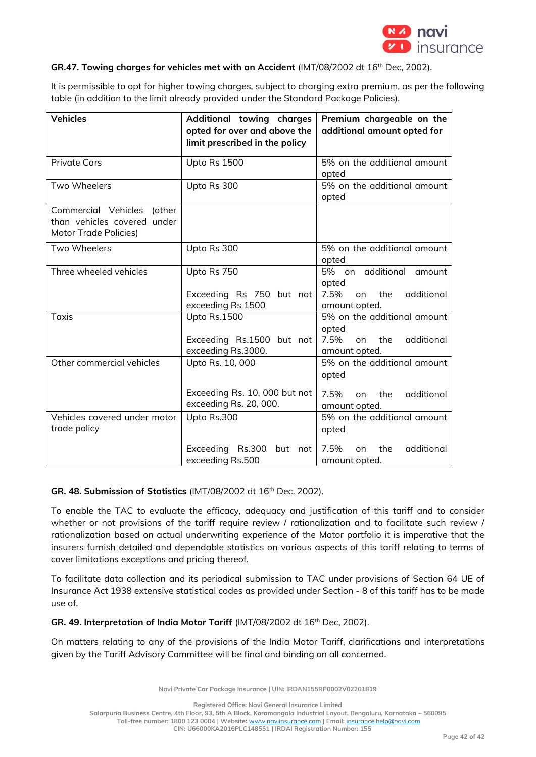**GR.47. Towing charges for vehicles met with an Accident** (IMT/08/2002 dt 16th Dec, 2002).

It is permissible to opt for higher towing charges, subject to charging extra premium, as per the following table (in addition to the limit already provided under the Standard Package Policies).

| Vehicles | Additional towing charges opted for over and above the limit prescribed in the policy | Premium chargeable on the additional amount opted for |
|---|---|---|
| Private Cars | Upto Rs 1500 | 5% on the additional amount opted |
| Two Wheelers | Upto Rs 300 | 5% on the additional amount opted |
| Commercial Vehicles (other than vehicles covered under Motor Trade Policies) | | |
| Two Wheelers | Upto Rs 300 | 5% on the additional amount opted |
| Three wheeled vehicles | Upto Rs 750 | 5% on additional amount opted |
| | Exceeding Rs 750 but not exceeding Rs 1500 | 7.5% on the additional amount opted. |
| Taxis | Upto Rs.1500 | 5% on the additional amount opted |
| | Exceeding Rs.1500 but not exceeding Rs.3000. | 7.5% on the additional amount opted. |
| Other commercial vehicles | Upto Rs. 10, 000 | 5% on the additional amount opted |
| | Exceeding Rs. 10, 000 but not exceeding Rs. 20, 000. | 7.5% on the additional amount opted. |
| Vehicles covered under motor trade policy | Upto Rs.300 | 5% on the additional amount opted |
| | Exceeding Rs.300 but not exceeding Rs.500 | 7.5% on the additional amount opted. |

**GR. 48. Submission of Statistics** (IMT/08/2002 dt 16th Dec, 2002).

To enable the TAC to evaluate the efficacy, adequacy and justification of this tariff and to consider whether or not provisions of the tariff require review / rationalization and to facilitate such review / rationalization based on actual underwriting experience of the Motor portfolio it is imperative that the insurers furnish detailed and dependable statistics on various aspects of this tariff relating to terms of cover limitations exceptions and pricing thereof.

To facilitate data collection and its periodical submission to TAC under provisions of Section 64 UE of Insurance Act 1938 extensive statistical codes as provided under Section - 8 of this tariff has to be made use of.

**GR. 49. Interpretation of India Motor Tariff** (IMT/08/2002 dt 16th Dec, 2002).

On matters relating to any of the provisions of the India Motor Tariff, clarifications and interpretations given by the Tariff Advisory Committee will be final and binding on all concerned.